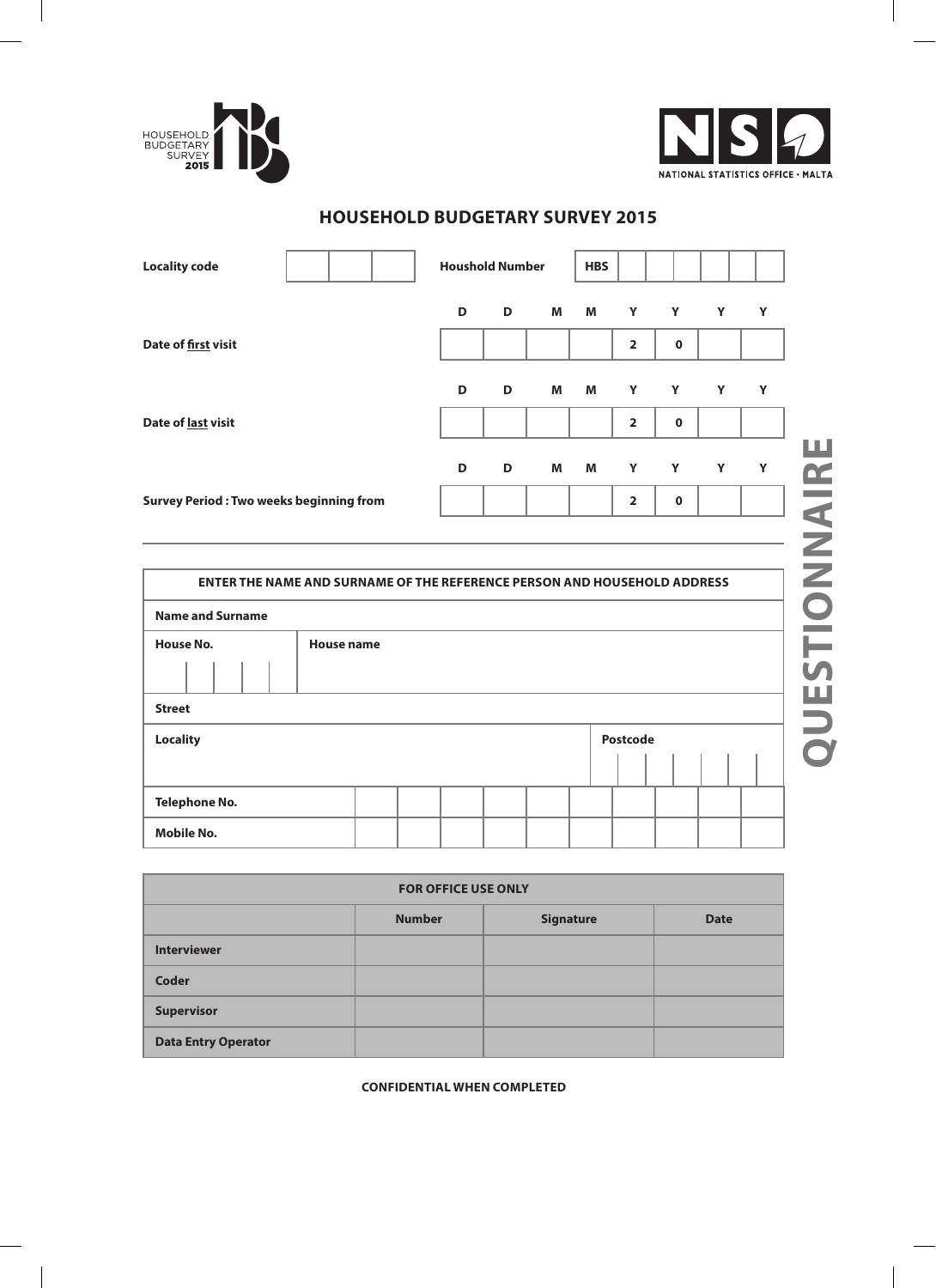HOUSEHOLD BUDGETARY SURVEY 2015

NATIONAL STATISTICS OFFICE • MALTA

# HOUSEHOLD BUDGETARY SURVEY 2015

| **Locality code** | | | | **Houshold Number** | **HBS** | | | | | | |
|---|---|---|---|---|---|---|---|---|---|---|---|

| | D | D | M | M | Y | Y | Y | Y |
|---|---|---|---|---|---|---|---|---|
| **Date of first visit** | | | | | 2 | 0 | | |
| **Date of last visit** | | | | | 2 | 0 | | |
| **Survey Period : Two weeks beginning from** | | | | | 2 | 0 | | |

| **ENTER THE NAME AND SURNAME OF THE REFERENCE PERSON AND HOUSEHOLD ADDRESS** | |
|---|---|
| **Name and Surname** | |
| **House No.** | **House name** |
| **Street** | |
| **Locality** | **Postcode** |
| **Telephone No.** | |
| **Mobile No.** | |

| **FOR OFFICE USE ONLY** | | | |
|---|---|---|---|
| | **Number** | **Signature** | **Date** |
| **Interviewer** | | | |
| **Coder** | | | |
| **Supervisor** | | | |
| **Data Entry Operator** | | | |

**CONFIDENTIAL WHEN COMPLETED**

**QUESTIONNAIRE**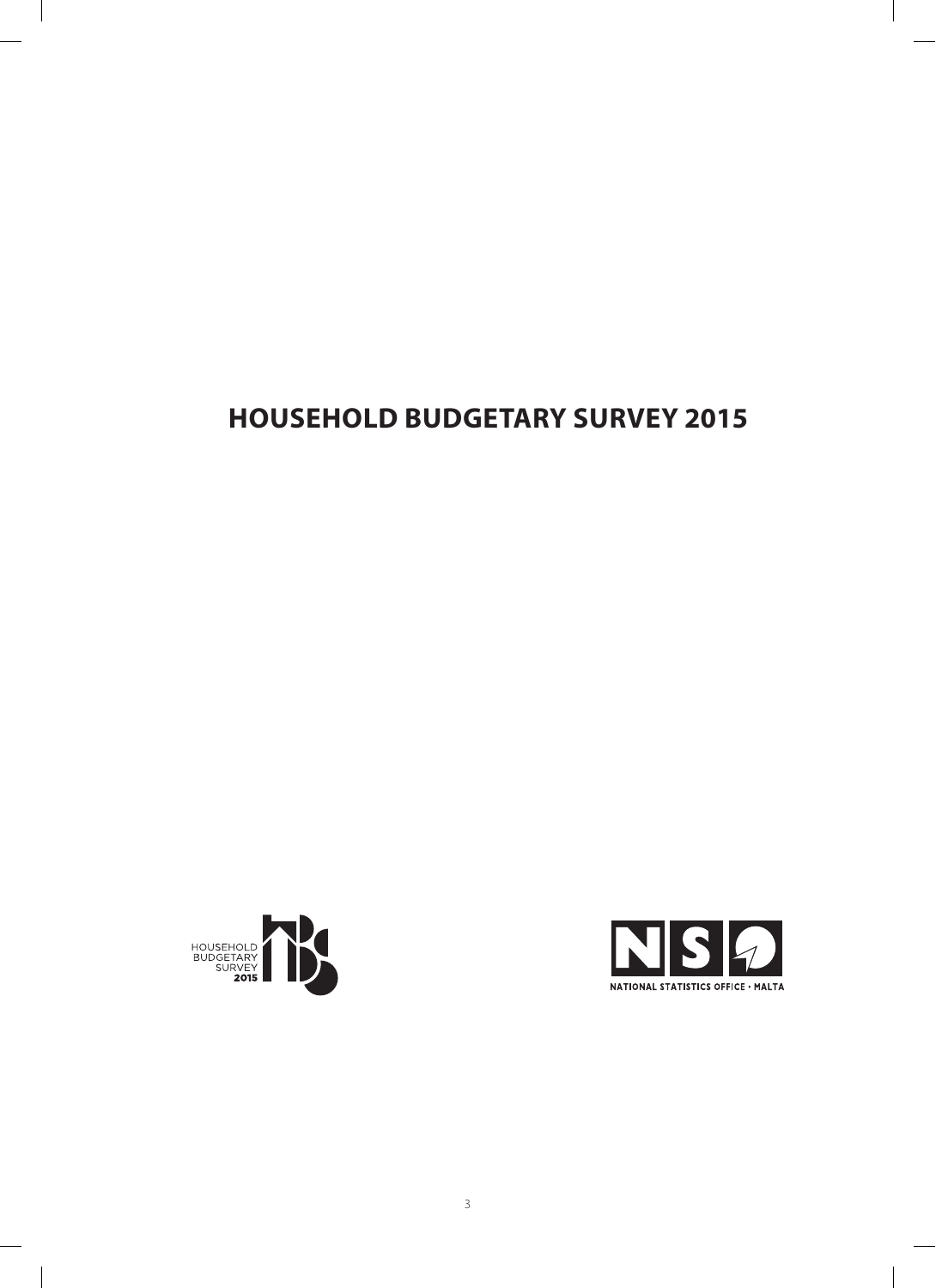# HOUSEHOLD BUDGETARY SURVEY 2015

HOUSEHOLD BUDGETARY SURVEY 2015

NATIONAL STATISTICS OFFICE • MALTA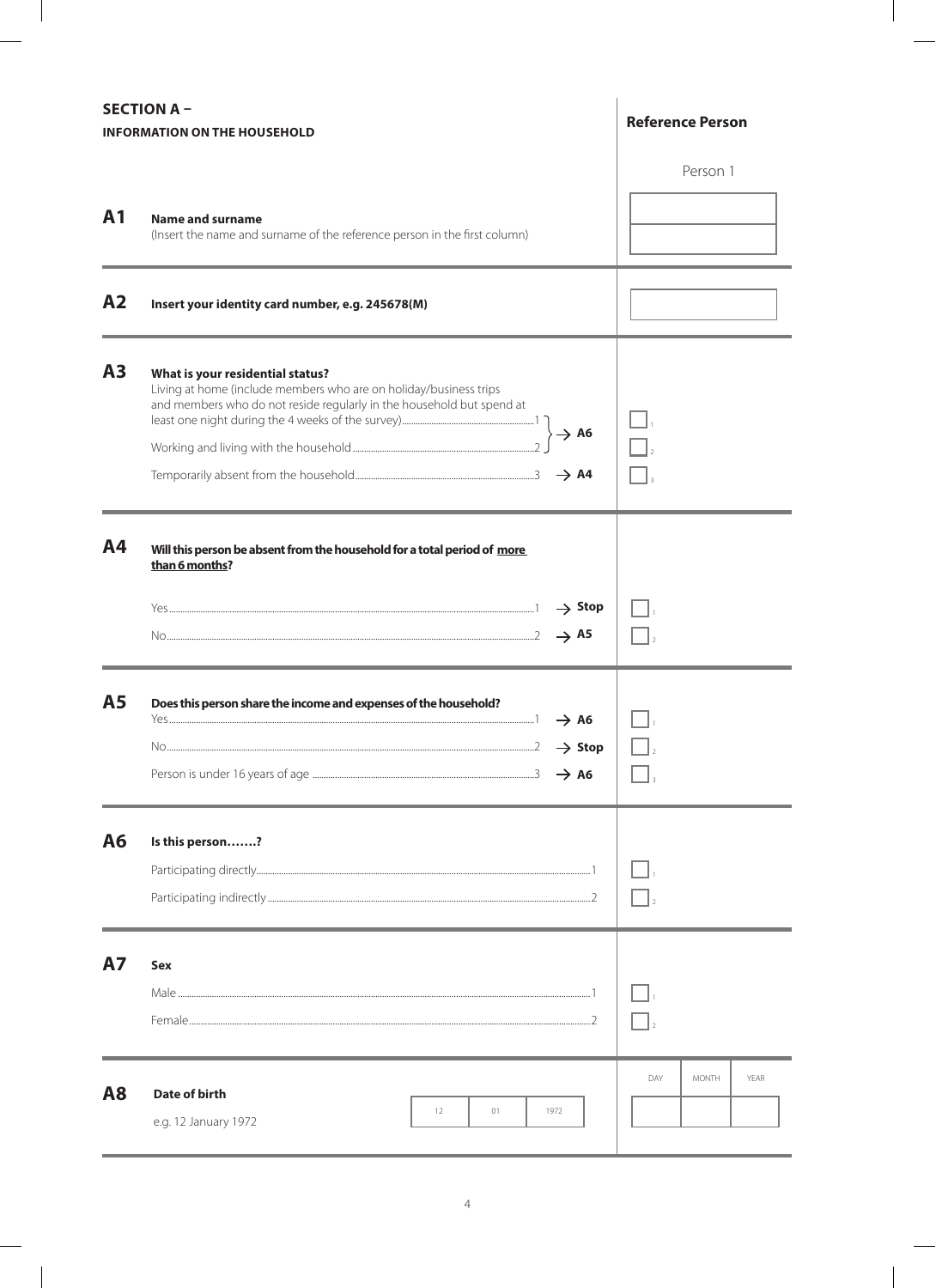## SECTION A – INFORMATION ON THE HOUSEHOLD

**Reference Person**

Person 1

**A1** **Name and surname**
(Insert the name and surname of the reference person in the first column)

**A2** **Insert your identity card number, e.g. 245678(M)**

**A3** **What is your residential status?**

- Living at home (include members who are on holiday/business trips and members who do not reside regularly in the household but spend at least one night during the 4 weeks of the survey)....1 → A6
- Working and living with the household....2 → A6
- Temporarily absent from the household....3 → A4

**A4** **Will this person be absent from the household for a total period of more than 6 months?**

- Yes....1 → Stop
- No....2 → A5

**A5** **Does this person share the income and expenses of the household?**

- Yes....1 → A6
- No....2 → Stop
- Person is under 16 years of age....3 → A6

**A6** **Is this person.......?**

- Participating directly....1
- Participating indirectly....2

**A7** **Sex**

- Male....1
- Female....2

**A8** **Date of birth**

e.g. 12 January 1972

| DAY | MONTH | YEAR |
|---|---|---|
| 12 | 01 | 1972 |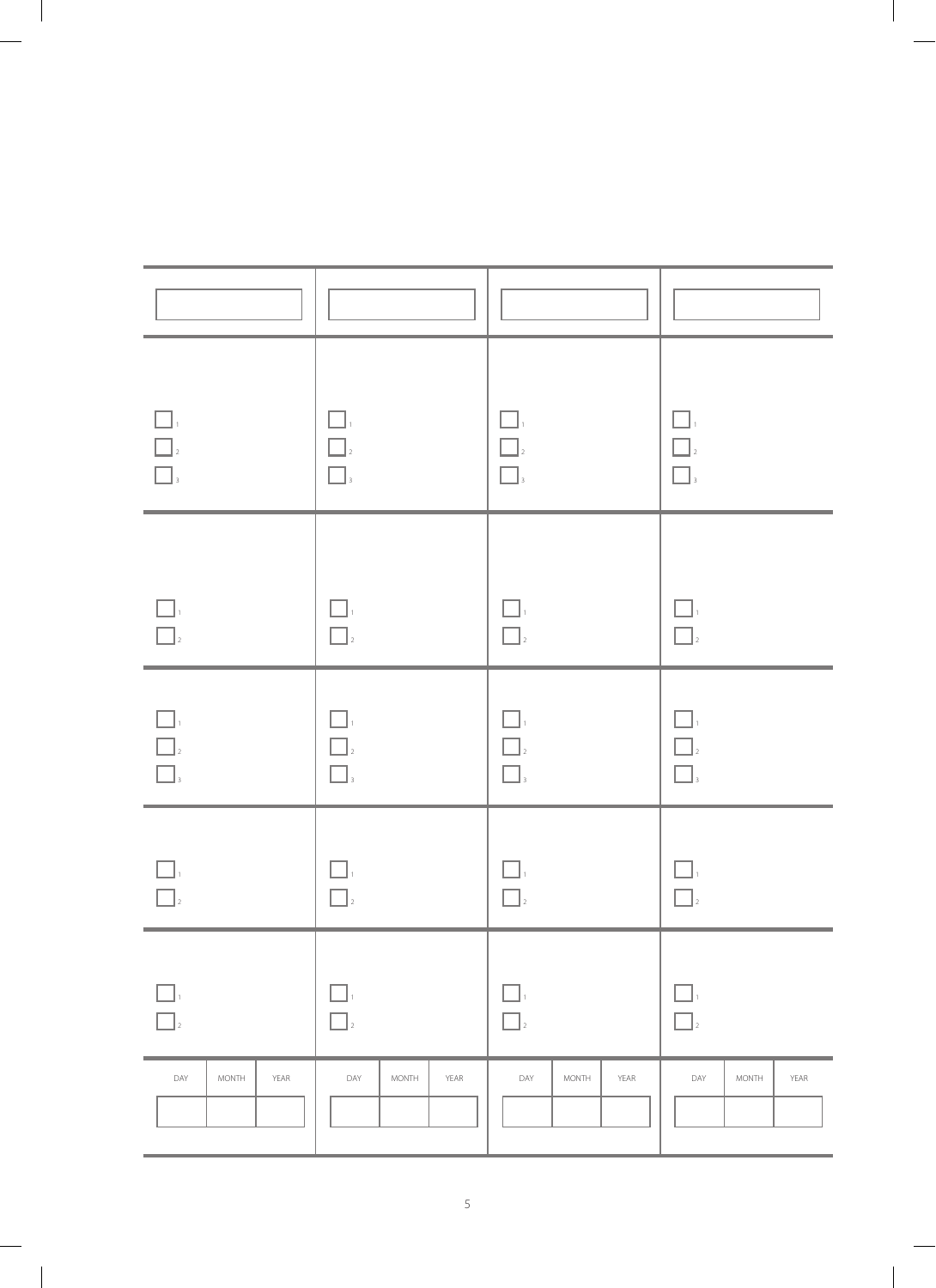| | | | |
|---|---|---|---|
| ☐ | ☐ | ☐ | ☐ |
| ☐ 1<br>☐ 2<br>☐ 3 | ☐ 1<br>☐ 2<br>☐ 3 | ☐ 1<br>☐ 2<br>☐ 3 | ☐ 1<br>☐ 2<br>☐ 3 |
| ☐ 1<br>☐ 2 | ☐ 1<br>☐ 2 | ☐ 1<br>☐ 2 | ☐ 1<br>☐ 2 |
| ☐ 1<br>☐ 2<br>☐ 3 | ☐ 1<br>☐ 2<br>☐ 3 | ☐ 1<br>☐ 2<br>☐ 3 | ☐ 1<br>☐ 2<br>☐ 3 |
| ☐ 1<br>☐ 2 | ☐ 1<br>☐ 2 | ☐ 1<br>☐ 2 | ☐ 1<br>☐ 2 |
| ☐ 1<br>☐ 2 | ☐ 1<br>☐ 2 | ☐ 1<br>☐ 2 | ☐ 1<br>☐ 2 |
| DAY / MONTH / YEAR | DAY / MONTH / YEAR | DAY / MONTH / YEAR | DAY / MONTH / YEAR |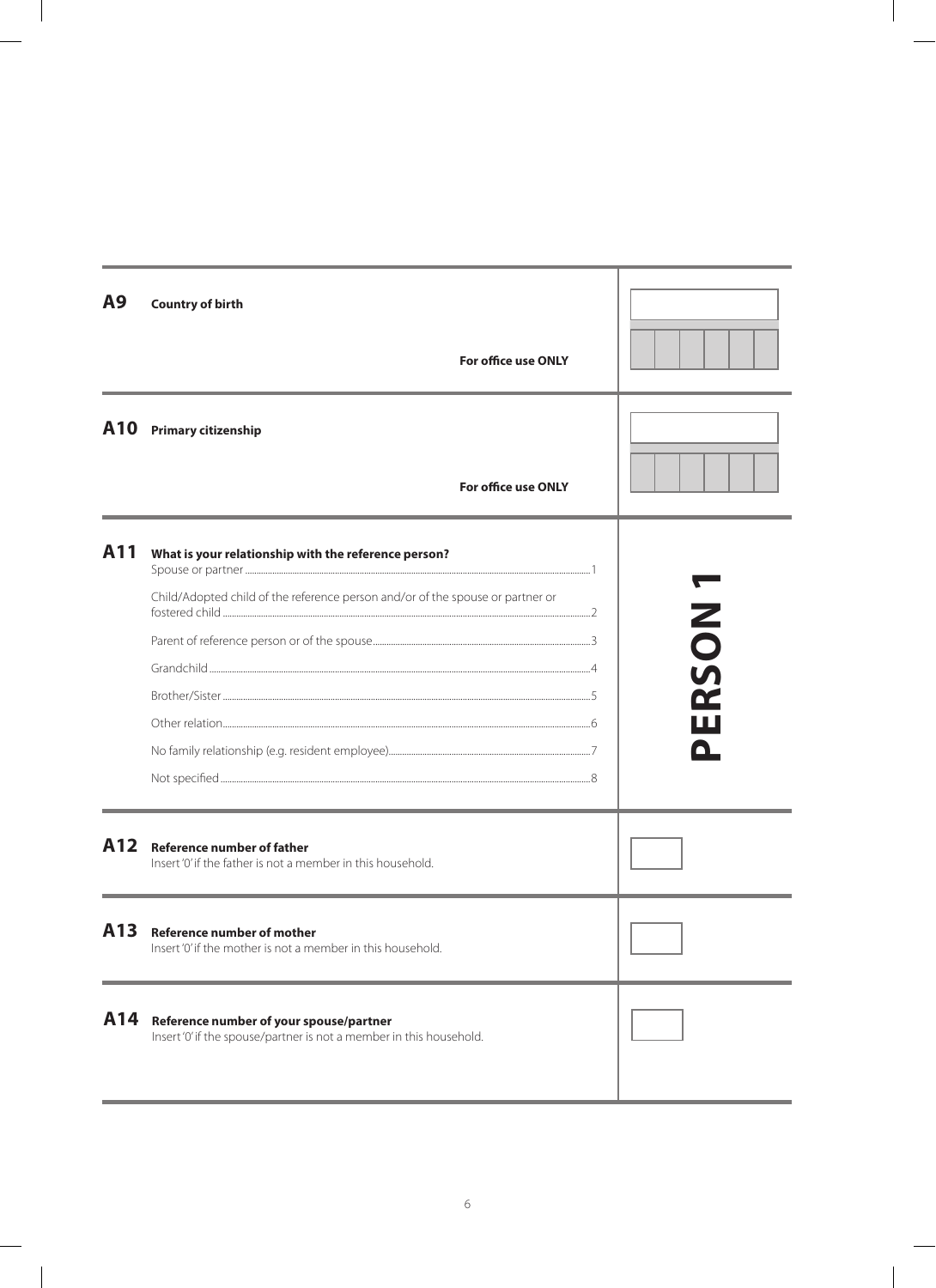**A9** **Country of birth**

**For office use ONLY**

**A10** **Primary citizenship**

**For office use ONLY**

**A11** **What is your relationship with the reference person?**

Spouse or partner ... 1

Child/Adopted child of the reference person and/or of the spouse or partner or fostered child ... 2

Parent of reference person or of the spouse ... 3

Grandchild ... 4

Brother/Sister ... 5

Other relation ... 6

No family relationship (e.g. resident employee) ... 7

Not specified ... 8

**PERSON 1**

**A12** **Reference number of father**

Insert '0' if the father is not a member in this household.

**A13** **Reference number of mother**

Insert '0' if the mother is not a member in this household.

**A14** **Reference number of your spouse/partner**

Insert '0' if the spouse/partner is not a member in this household.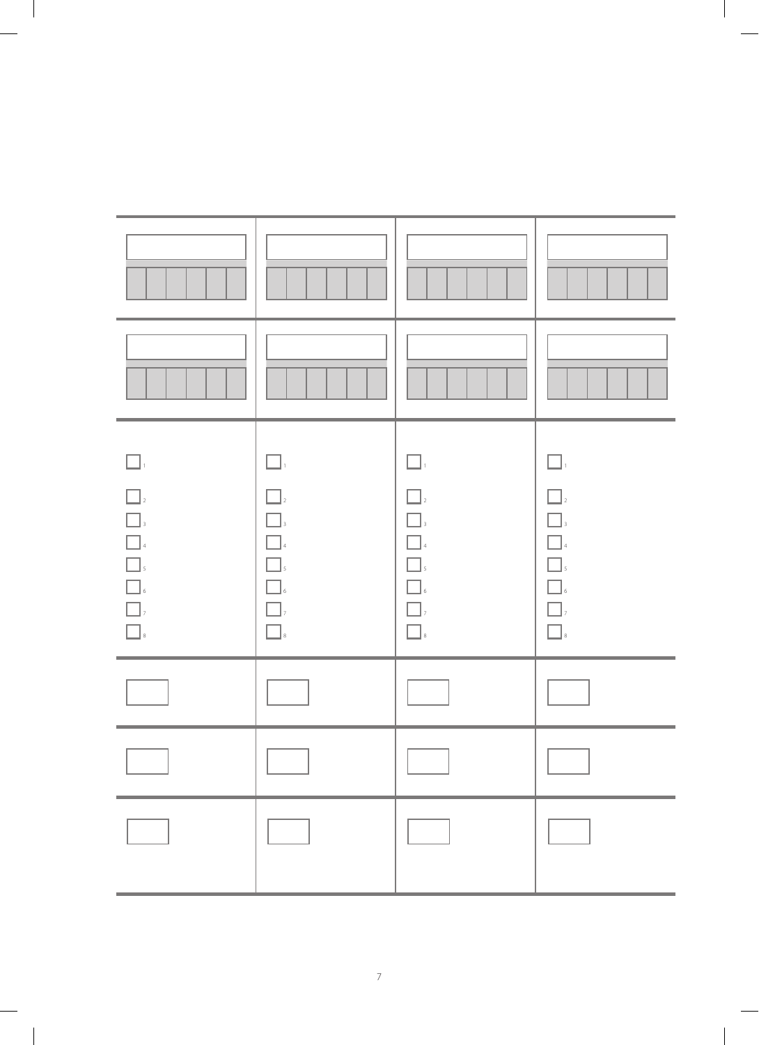| | | | |
|---|---|---|---|
| | | | |
| | | | |
| ☐ 1<br>☐ 2<br>☐ 3<br>☐ 4<br>☐ 5<br>☐ 6<br>☐ 7<br>☐ 8 | ☐ 1<br>☐ 2<br>☐ 3<br>☐ 4<br>☐ 5<br>☐ 6<br>☐ 7<br>☐ 8 | ☐ 1<br>☐ 2<br>☐ 3<br>☐ 4<br>☐ 5<br>☐ 6<br>☐ 7<br>☐ 8 | ☐ 1<br>☐ 2<br>☐ 3<br>☐ 4<br>☐ 5<br>☐ 6<br>☐ 7<br>☐ 8 |
| | | | |
| | | | |
| | | | |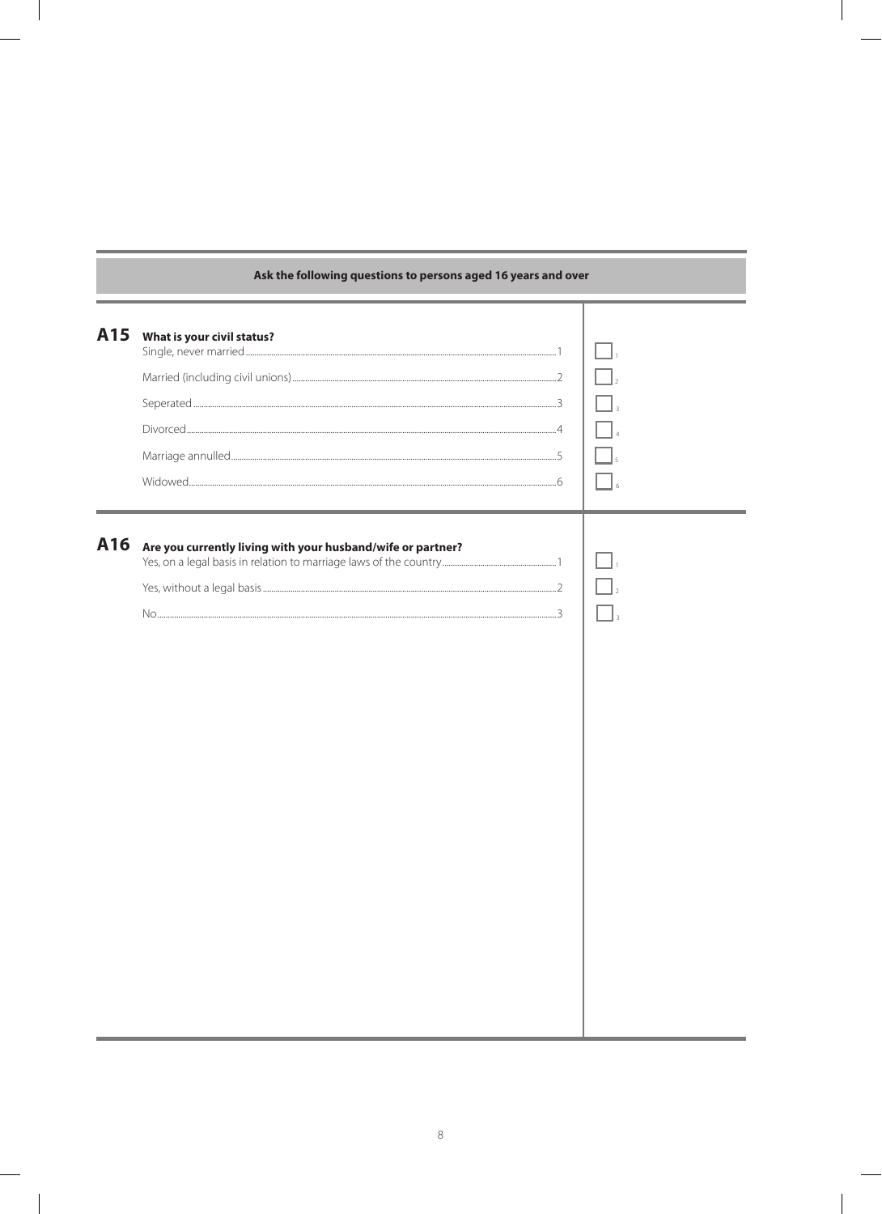**Ask the following questions to persons aged 16 years and over**

## A15 What is your civil status?

Single, never married ........ 1 ☐ 1

Married (including civil unions) ........ 2 ☐ 2

Seperated ........ 3 ☐ 3

Divorced ........ 4 ☐ 4

Marriage annulled ........ 5 ☐ 5

Widowed ........ 6 ☐ 6

## A16 Are you currently living with your husband/wife or partner?

Yes, on a legal basis in relation to marriage laws of the country ........ 1 ☐ 1

Yes, without a legal basis ........ 2 ☐ 2

No ........ 3 ☐ 3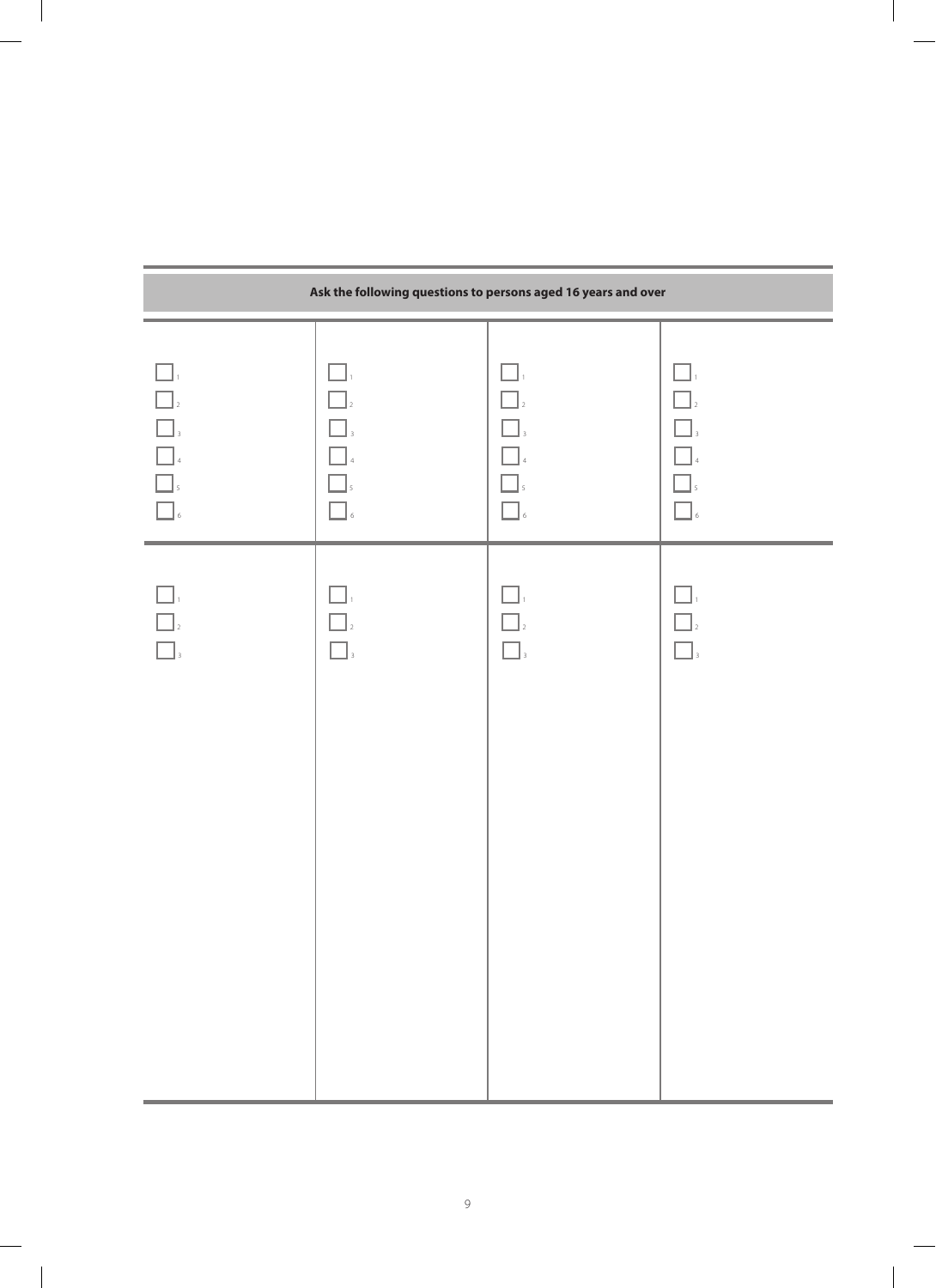| Ask the following questions to persons aged 16 years and over | | | |
|---|---|---|---|
| ☐ 1<br>☐ 2<br>☐ 3<br>☐ 4<br>☐ 5<br>☐ 6 | ☐ 1<br>☐ 2<br>☐ 3<br>☐ 4<br>☐ 5<br>☐ 6 | ☐ 1<br>☐ 2<br>☐ 3<br>☐ 4<br>☐ 5<br>☐ 6 | ☐ 1<br>☐ 2<br>☐ 3<br>☐ 4<br>☐ 5<br>☐ 6 |
| ☐ 1<br>☐ 2<br>☐ 3 | ☐ 1<br>☐ 2<br>☐ 3 | ☐ 1<br>☐ 2<br>☐ 3 | ☐ 1<br>☐ 2<br>☐ 3 |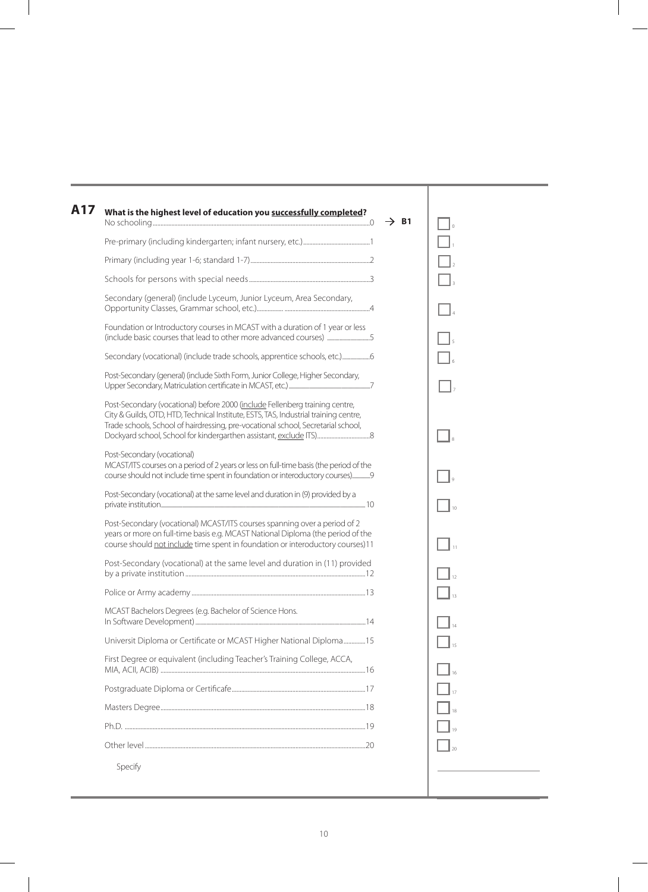**A17** **What is the highest level of education you <u>successfully completed</u>?**

| Option | Code | Skip | |
|---|---|---|---|
| No schooling | 0 | → **B1** | ☐ 0 |
| Pre-primary (including kindergarten; infant nursery, etc.) | 1 | | ☐ 1 |
| Primary (including year 1-6; standard 1-7) | 2 | | ☐ 2 |
| Schools for persons with special needs | 3 | | ☐ 3 |
| Secondary (general) (include Lyceum, Junior Lyceum, Area Secondary, Opportunity Classes, Grammar school, etc.) | 4 | | ☐ 4 |
| Foundation or Introductory courses in MCAST with a duration of 1 year or less (include basic courses that lead to other more advanced courses) | 5 | | ☐ 5 |
| Secondary (vocational) (include trade schools, apprentice schools, etc.) | 6 | | ☐ 6 |
| Post-Secondary (general) (include Sixth Form, Junior College, Higher Secondary, Upper Secondary, Matriculation certificate in MCAST, etc.) | 7 | | ☐ 7 |
| Post-Secondary (vocational) before 2000 (<u>include</u> Fellenberg training centre, City & Guilds, OTD, HTD, Technical Institute, ESTS, TAS, Industrial training centre, Trade schools, School of hairdressing, pre-vocational school, Secretarial school, Dockyard school, School for kindergarthen assistant, <u>exclude</u> ITS) | 8 | | ☐ 8 |
| Post-Secondary (vocational) MCAST/ITS courses on a period of 2 years or less on full-time basis (the period of the course should not include time spent in foundation or interoductory courses) | 9 | | ☐ 9 |
| Post-Secondary (vocational) at the same level and duration in (9) provided by a private institution | 10 | | ☐ 10 |
| Post-Secondary (vocational) MCAST/ITS courses spanning over a period of 2 years or more on full-time basis e.g. MCAST National Diploma (the period of the course should <u>not include</u> time spent in foundation or interoductory courses) | 11 | | ☐ 11 |
| Post-Secondary (vocational) at the same level and duration in (11) provided by a private institution | 12 | | ☐ 12 |
| Police or Army academy | 13 | | ☐ 13 |
| MCAST Bachelors Degrees (e.g. Bachelor of Science Hons. In Software Development) | 14 | | ☐ 14 |
| Universit Diploma or Certificate or MCAST Higher National Diploma | 15 | | ☐ 15 |
| First Degree or equivalent (including Teacher's Training College, ACCA, MIA, ACII, ACIB) | 16 | | ☐ 16 |
| Postgraduate Diploma or Certificafe | 17 | | ☐ 17 |
| Masters Degree | 18 | | ☐ 18 |
| Ph.D. | 19 | | ☐ 19 |
| Other level | 20 | | ☐ 20 |

Specify ____________________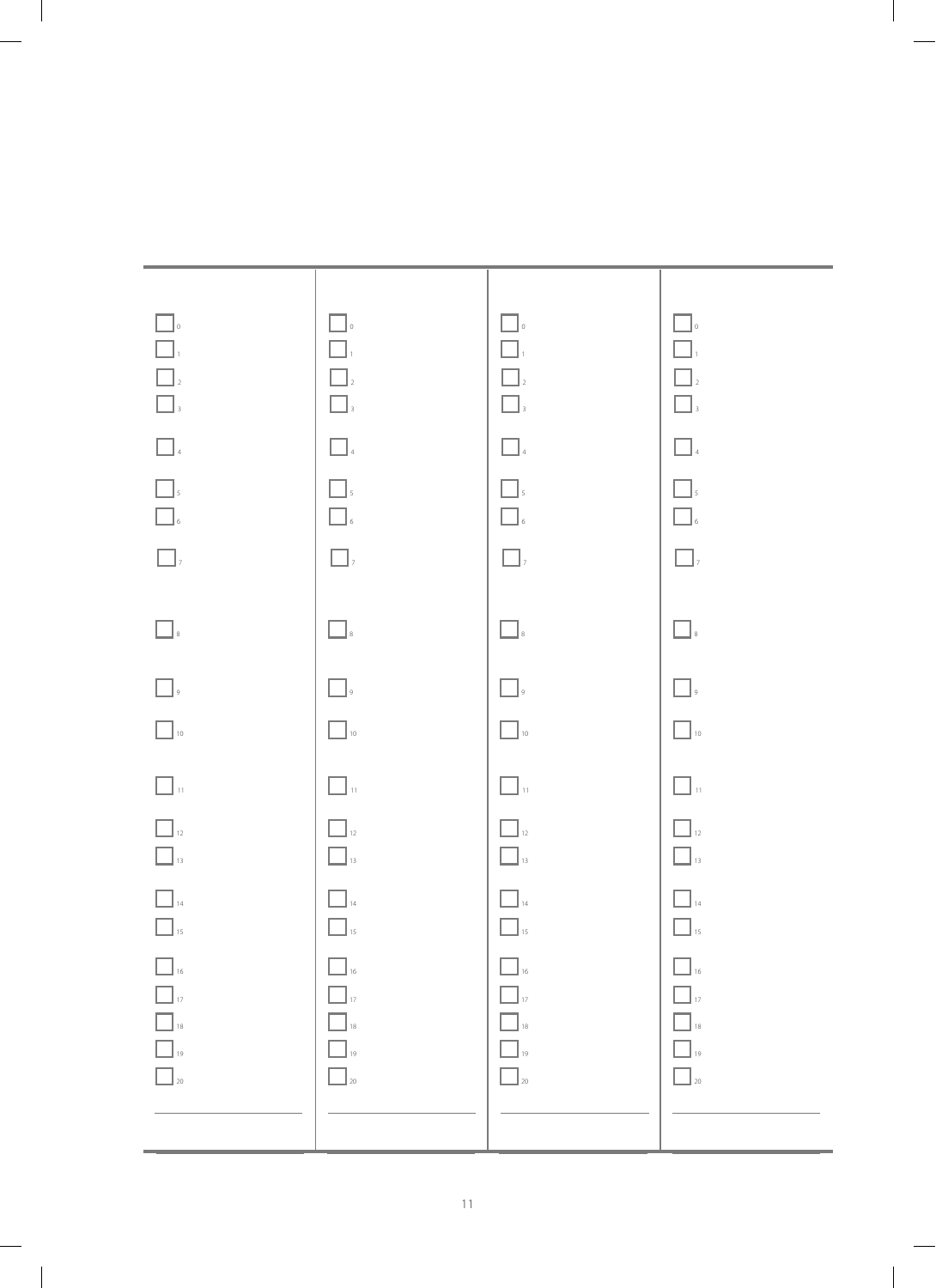| | | | |
|---|---|---|---|
| ☐ 0 | ☐ 0 | ☐ 0 | ☐ 0 |
| ☐ 1 | ☐ 1 | ☐ 1 | ☐ 1 |
| ☐ 2 | ☐ 2 | ☐ 2 | ☐ 2 |
| ☐ 3 | ☐ 3 | ☐ 3 | ☐ 3 |
| ☐ 4 | ☐ 4 | ☐ 4 | ☐ 4 |
| ☐ 5 | ☐ 5 | ☐ 5 | ☐ 5 |
| ☐ 6 | ☐ 6 | ☐ 6 | ☐ 6 |
| ☐ 7 | ☐ 7 | ☐ 7 | ☐ 7 |
| ☐ 8 | ☐ 8 | ☐ 8 | ☐ 8 |
| ☐ 9 | ☐ 9 | ☐ 9 | ☐ 9 |
| ☐ 10 | ☐ 10 | ☐ 10 | ☐ 10 |
| ☐ 11 | ☐ 11 | ☐ 11 | ☐ 11 |
| ☐ 12 | ☐ 12 | ☐ 12 | ☐ 12 |
| ☐ 13 | ☐ 13 | ☐ 13 | ☐ 13 |
| ☐ 14 | ☐ 14 | ☐ 14 | ☐ 14 |
| ☐ 15 | ☐ 15 | ☐ 15 | ☐ 15 |
| ☐ 16 | ☐ 16 | ☐ 16 | ☐ 16 |
| ☐ 17 | ☐ 17 | ☐ 17 | ☐ 17 |
| ☐ 18 | ☐ 18 | ☐ 18 | ☐ 18 |
| ☐ 19 | ☐ 19 | ☐ 19 | ☐ 19 |
| ☐ 20 | ☐ 20 | ☐ 20 | ☐ 20 |
| ______________ | ______________ | ______________ | ______________ |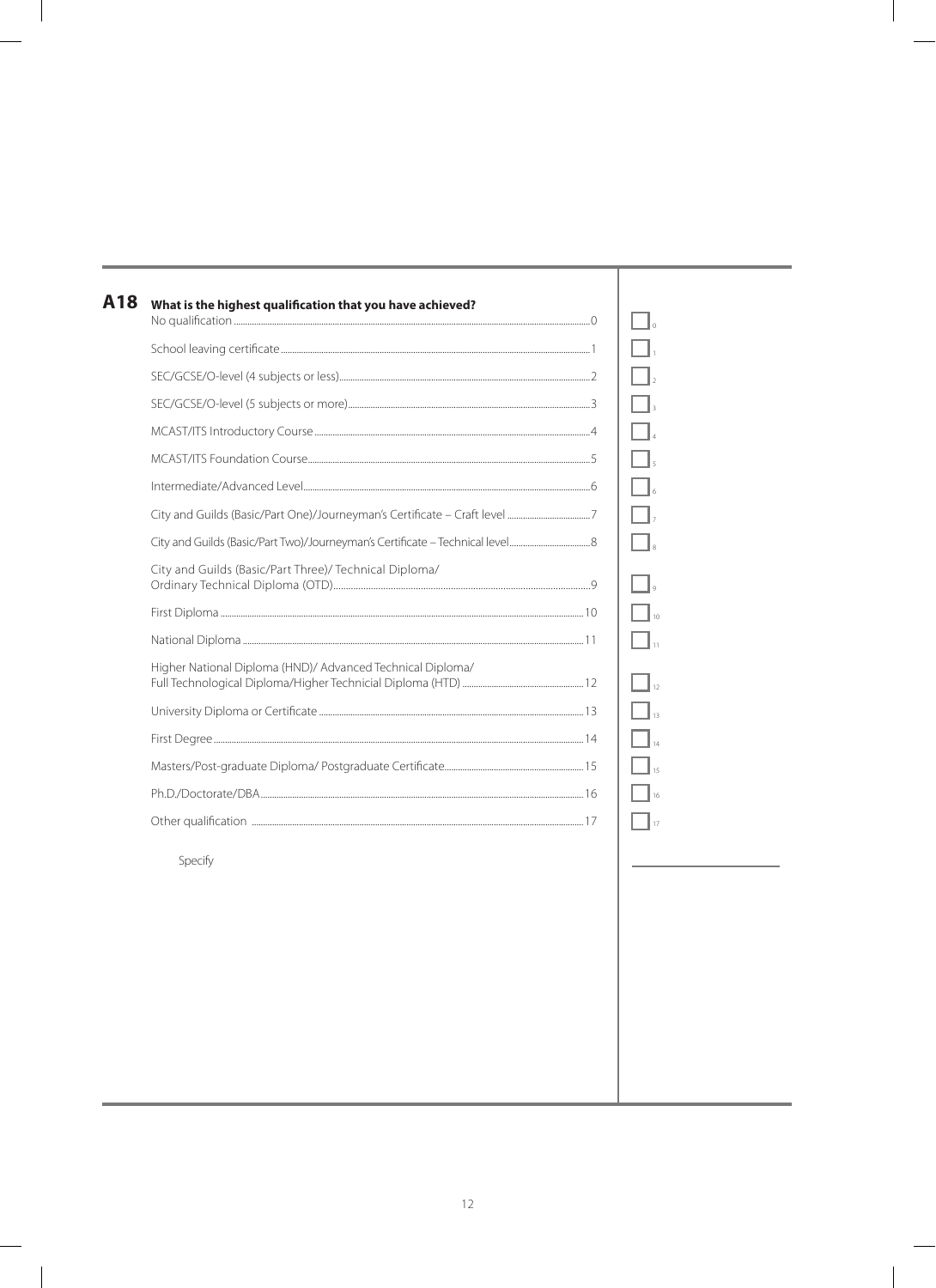## A18 What is the highest qualification that you have achieved?

| Qualification | Code |
|---|---|
| No qualification | 0 |
| School leaving certificate | 1 |
| SEC/GCSE/O-level (4 subjects or less) | 2 |
| SEC/GCSE/O-level (5 subjects or more) | 3 |
| MCAST/ITS Introductory Course | 4 |
| MCAST/ITS Foundation Course | 5 |
| Intermediate/Advanced Level | 6 |
| City and Guilds (Basic/Part One)/Journeyman's Certificate – Craft level | 7 |
| City and Guilds (Basic/Part Two)/Journeyman's Certificate – Technical level | 8 |
| City and Guilds (Basic/Part Three)/ Technical Diploma/ Ordinary Technical Diploma (OTD) | 9 |
| First Diploma | 10 |
| National Diploma | 11 |
| Higher National Diploma (HND)/ Advanced Technical Diploma/ Full Technological Diploma/Higher Technicial Diploma (HTD) | 12 |
| University Diploma or Certificate | 13 |
| First Degree | 14 |
| Masters/Post-graduate Diploma/ Postgraduate Certificate | 15 |
| Ph.D./Doctorate/DBA | 16 |
| Other qualification | 17 |

Specify ____________________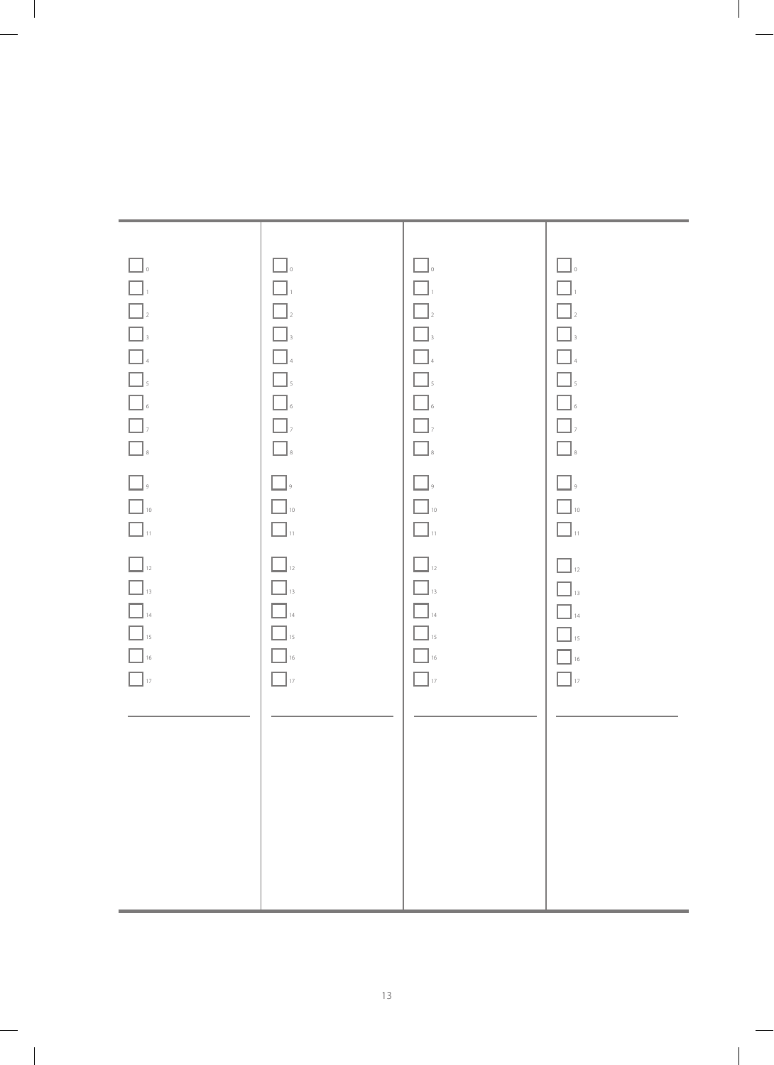| | | | |
|---|---|---|---|
| ☐ 0 | ☐ 0 | ☐ 0 | ☐ 0 |
| ☐ 1 | ☐ 1 | ☐ 1 | ☐ 1 |
| ☐ 2 | ☐ 2 | ☐ 2 | ☐ 2 |
| ☐ 3 | ☐ 3 | ☐ 3 | ☐ 3 |
| ☐ 4 | ☐ 4 | ☐ 4 | ☐ 4 |
| ☐ 5 | ☐ 5 | ☐ 5 | ☐ 5 |
| ☐ 6 | ☐ 6 | ☐ 6 | ☐ 6 |
| ☐ 7 | ☐ 7 | ☐ 7 | ☐ 7 |
| ☐ 8 | ☐ 8 | ☐ 8 | ☐ 8 |
| ☐ 9 | ☐ 9 | ☐ 9 | ☐ 9 |
| ☐ 10 | ☐ 10 | ☐ 10 | ☐ 10 |
| ☐ 11 | ☐ 11 | ☐ 11 | ☐ 11 |
| ☐ 12 | ☐ 12 | ☐ 12 | ☐ 12 |
| ☐ 13 | ☐ 13 | ☐ 13 | ☐ 13 |
| ☐ 14 | ☐ 14 | ☐ 14 | ☐ 14 |
| ☐ 15 | ☐ 15 | ☐ 15 | ☐ 15 |
| ☐ 16 | ☐ 16 | ☐ 16 | ☐ 16 |
| ☐ 17 | ☐ 17 | ☐ 17 | ☐ 17 |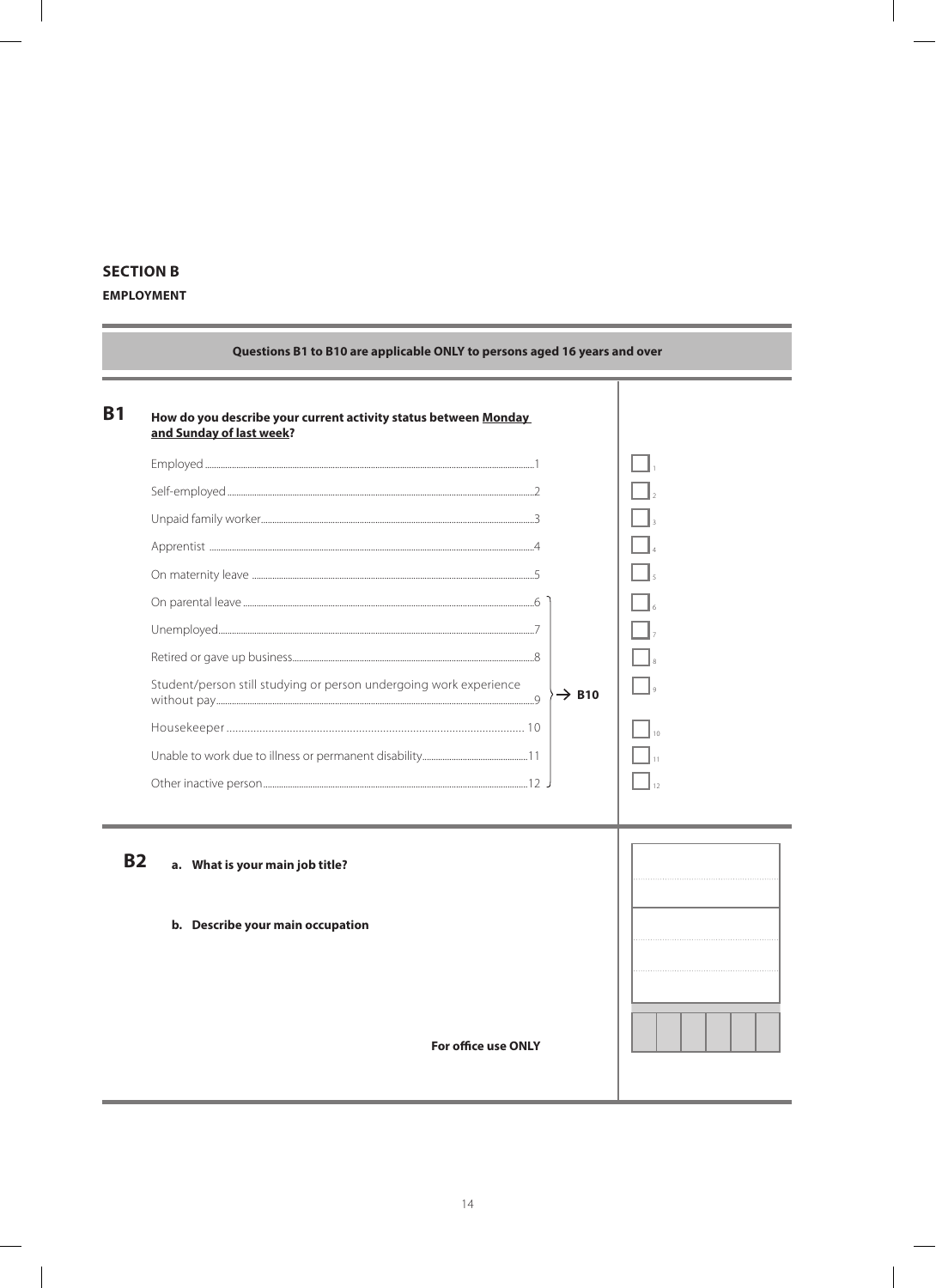## SECTION B

**EMPLOYMENT**

**Questions B1 to B10 are applicable ONLY to persons aged 16 years and over**

### B1 How do you describe your current activity status between <u>Monday and Sunday of last week</u>?

| Option | Code | |
|---|---|---|
| Employed | 1 | ☐ |
| Self-employed | 2 | ☐ |
| Unpaid family worker | 3 | ☐ |
| Apprentist | 4 | ☐ |
| On maternity leave | 5 | ☐ |
| On parental leave | 6 → B10 | ☐ |
| Unemployed | 7 → B10 | ☐ |
| Retired or gave up business | 8 → B10 | ☐ |
| Student/person still studying or person undergoing work experience without pay | 9 → B10 | ☐ |
| Housekeeper | 10 → B10 | ☐ |
| Unable to work due to illness or permanent disability | 11 → B10 | ☐ |
| Other inactive person | 12 → B10 | ☐ |

### B2

**a. What is your main job title?**

**b. Describe your main occupation**

**For office use ONLY**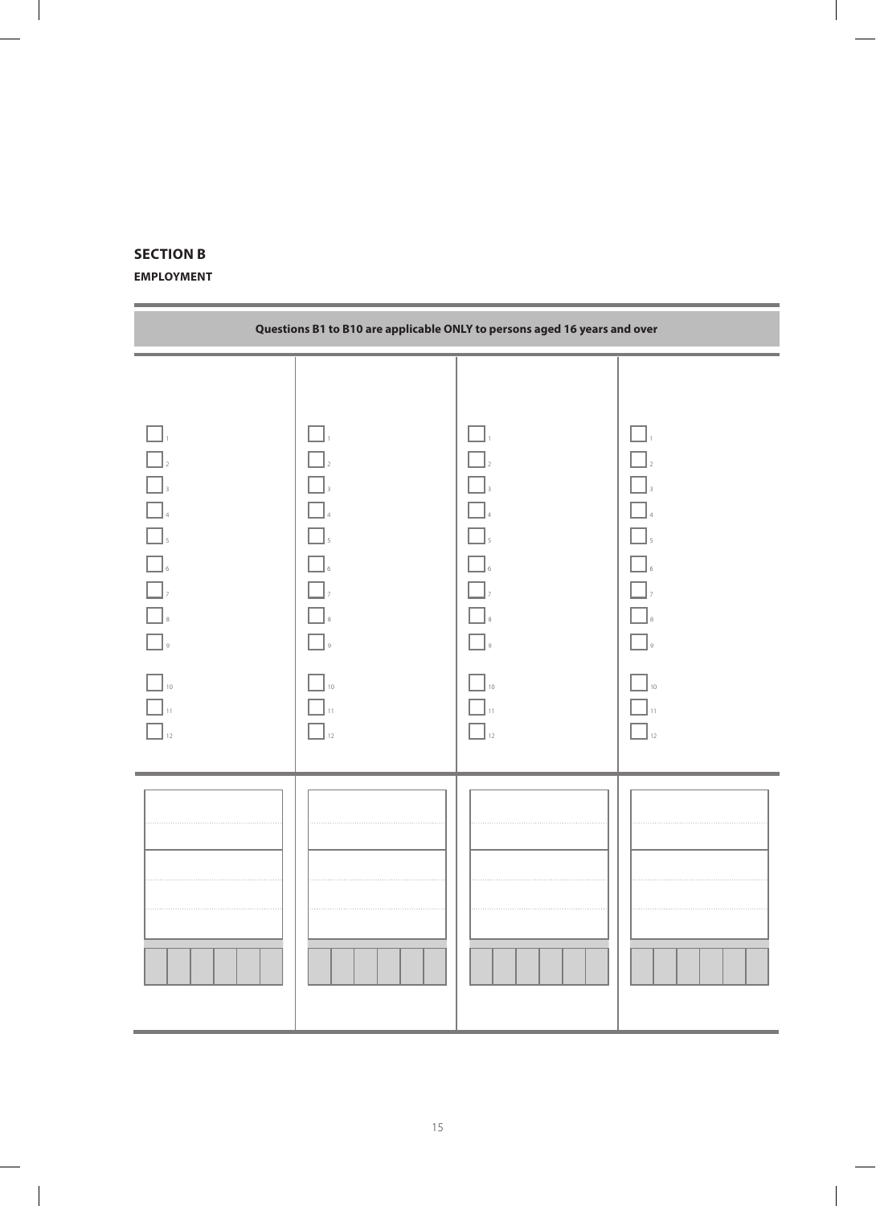## SECTION B

**EMPLOYMENT**

| Questions B1 to B10 are applicable ONLY to persons aged 16 years and over | | | |
|---|---|---|---|
| ☐ 1 | ☐ 1 | ☐ 1 | ☐ 1 |
| ☐ 2 | ☐ 2 | ☐ 2 | ☐ 2 |
| ☐ 3 | ☐ 3 | ☐ 3 | ☐ 3 |
| ☐ 4 | ☐ 4 | ☐ 4 | ☐ 4 |
| ☐ 5 | ☐ 5 | ☐ 5 | ☐ 5 |
| ☐ 6 | ☐ 6 | ☐ 6 | ☐ 6 |
| ☐ 7 | ☐ 7 | ☐ 7 | ☐ 7 |
| ☐ 8 | ☐ 8 | ☐ 8 | ☐ 8 |
| ☐ 9 | ☐ 9 | ☐ 9 | ☐ 9 |
| ☐ 10 | ☐ 10 | ☐ 10 | ☐ 10 |
| ☐ 11 | ☐ 11 | ☐ 11 | ☐ 11 |
| ☐ 12 | ☐ 12 | ☐ 12 | ☐ 12 |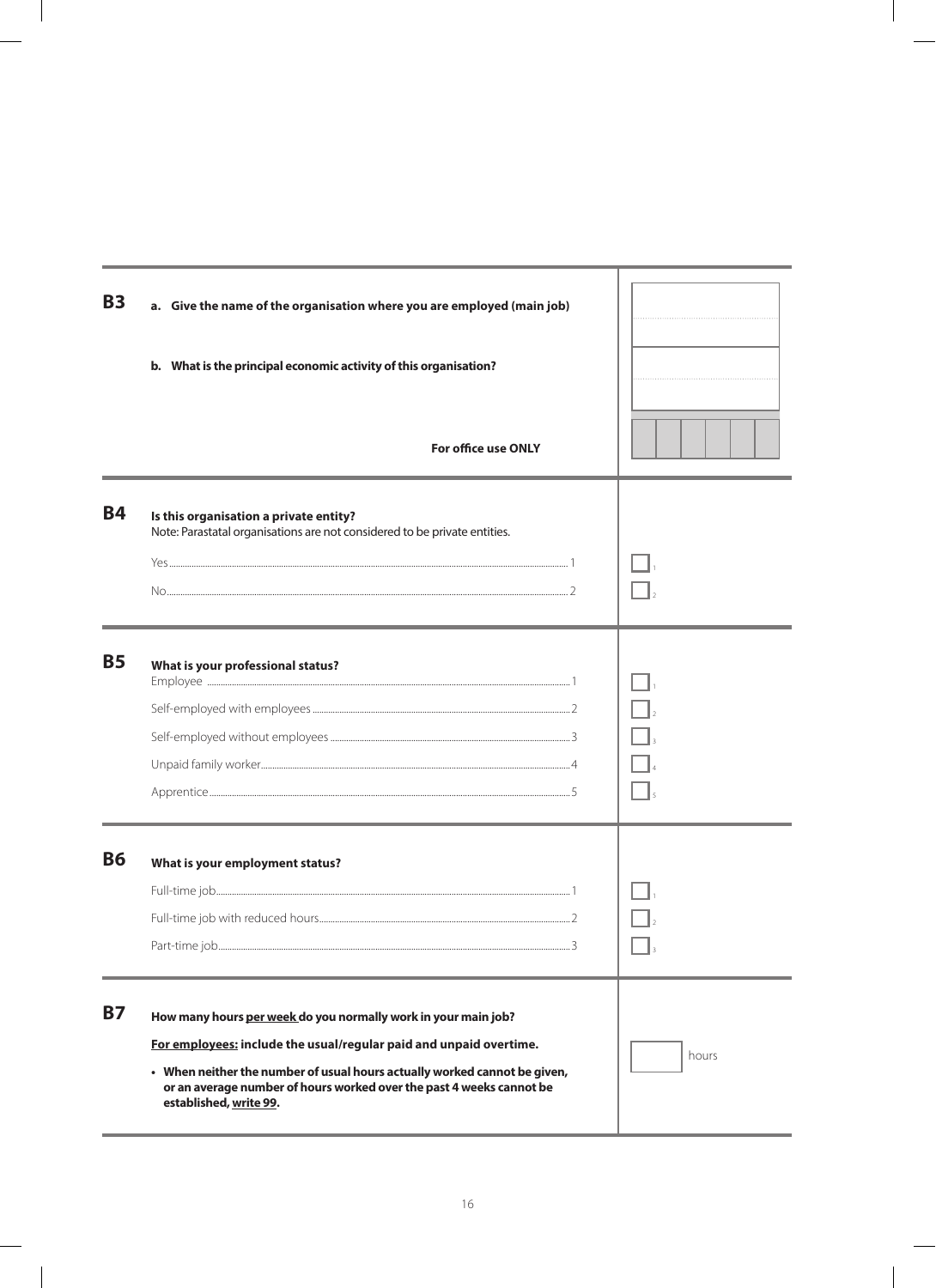## B3

**a. Give the name of the organisation where you are employed (main job)**

**b. What is the principal economic activity of this organisation?**

**For office use ONLY**

## B4

**Is this organisation a private entity?**

Note: Parastatal organisations are not considered to be private entities.

- Yes ........ 1
- No ........ 2

## B5

**What is your professional status?**

- Employee ........ 1
- Self-employed with employees ........ 2
- Self-employed without employees ........ 3
- Unpaid family worker ........ 4
- Apprentice ........ 5

## B6

**What is your employment status?**

- Full-time job ........ 1
- Full-time job with reduced hours ........ 2
- Part-time job ........ 3

## B7

**How many hours <u>per week</u> do you normally work in your main job?**

**<u>For employees:</u> include the usual/regular paid and unpaid overtime.**

- **When neither the number of usual hours actually worked cannot be given, or an average number of hours worked over the past 4 weeks cannot be established, <u>write 99</u>.**

hours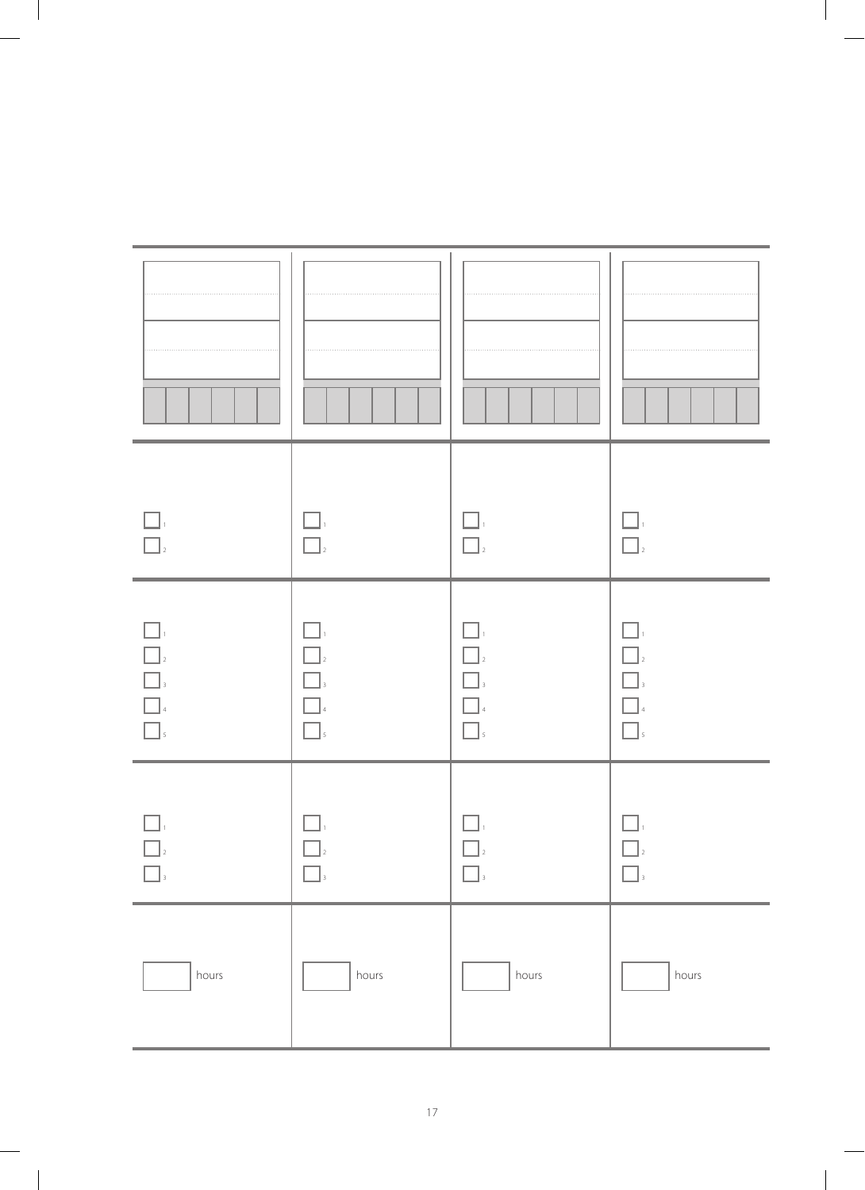| | | | |
|---|---|---|---|
| | | | |
| ☐ 1<br>☐ 2 | ☐ 1<br>☐ 2 | ☐ 1<br>☐ 2 | ☐ 1<br>☐ 2 |
| ☐ 1<br>☐ 2<br>☐ 3<br>☐ 4<br>☐ 5 | ☐ 1<br>☐ 2<br>☐ 3<br>☐ 4<br>☐ 5 | ☐ 1<br>☐ 2<br>☐ 3<br>☐ 4<br>☐ 5 | ☐ 1<br>☐ 2<br>☐ 3<br>☐ 4<br>☐ 5 |
| ☐ 1<br>☐ 2<br>☐ 3 | ☐ 1<br>☐ 2<br>☐ 3 | ☐ 1<br>☐ 2<br>☐ 3 | ☐ 1<br>☐ 2<br>☐ 3 |
| ☐ hours | ☐ hours | ☐ hours | ☐ hours |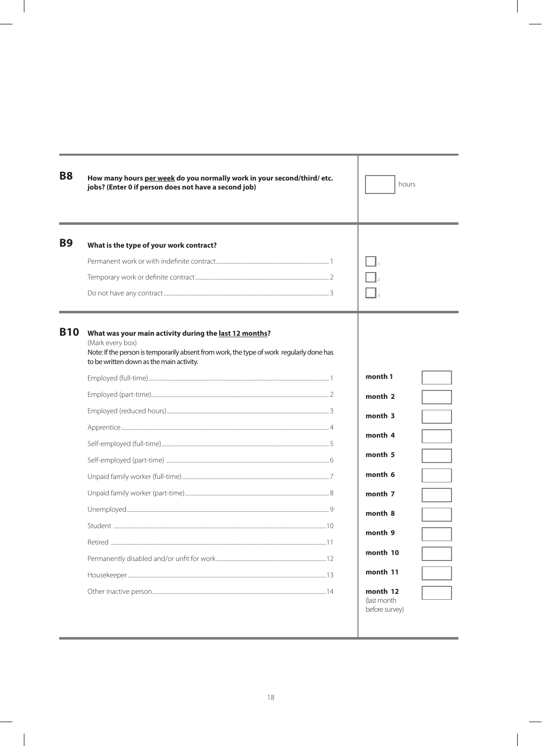**B8** **How many hours per week do you normally work in your second/third/ etc. jobs? (Enter 0 if person does not have a second job)**

[ ] hours

---

**B9** **What is the type of your work contract?**

| | |
|---|---|
| Permanent work or with indefinite contract.......... 1 | [ ] 1 |
| Temporary work or definite contract.......... 2 | [ ] 2 |
| Do not have any contract.......... 3 | [ ] 3 |

---

**B10** **What was your main activity during the last 12 months?**
(Mark every box)
Note: If the person is temporarily absent from work, the type of work regularly done has to be written down as the main activity.

| | | |
|---|---|---|
| Employed (full-time).......... 1 | month 1 | [ ] |
| Employed (part-time).......... 2 | month 2 | [ ] |
| Employed (reduced hours).......... 3 | month 3 | [ ] |
| Apprentice.......... 4 | month 4 | [ ] |
| Self-employed (full-time).......... 5 | month 5 | [ ] |
| Self-employed (part-time).......... 6 | month 6 | [ ] |
| Unpaid family worker (full-time).......... 7 | month 7 | [ ] |
| Unpaid family worker (part-time).......... 8 | month 8 | [ ] |
| Unemployed.......... 9 | month 9 | [ ] |
| Student.......... 10 | month 10 | [ ] |
| Retired.......... 11 | month 11 | [ ] |
| Permanently disabled and/or unfit for work.......... 12 | month 12 (last month before survey) | [ ] |
| Housekeeper.......... 13 | | |
| Other inactive person.......... 14 | | |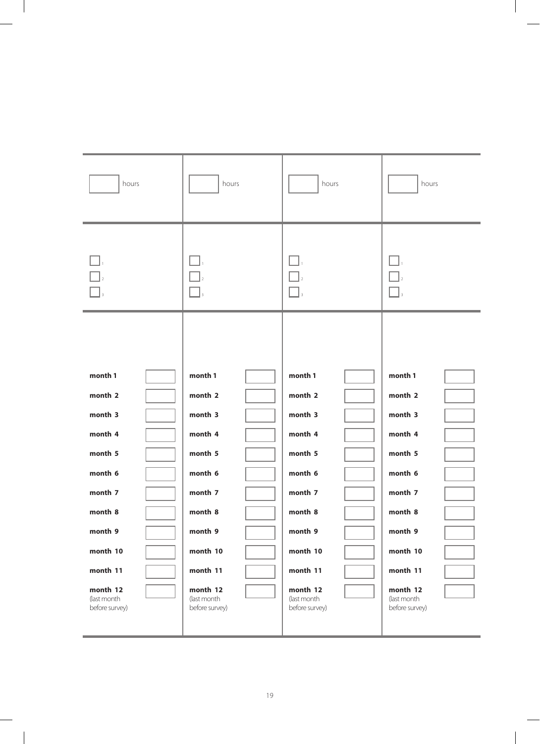| | | | |
|---|---|---|---|
| ☐ hours | ☐ hours | ☐ hours | ☐ hours |
| ☐ 1<br>☐ 2<br>☐ 3 | ☐ 1<br>☐ 2<br>☐ 3 | ☐ 1<br>☐ 2<br>☐ 3 | ☐ 1<br>☐ 2<br>☐ 3 |
| **month 1** ☐<br>**month 2** ☐<br>**month 3** ☐<br>**month 4** ☐<br>**month 5** ☐<br>**month 6** ☐<br>**month 7** ☐<br>**month 8** ☐<br>**month 9** ☐<br>**month 10** ☐<br>**month 11** ☐<br>**month 12** (last month before survey) ☐ | **month 1** ☐<br>**month 2** ☐<br>**month 3** ☐<br>**month 4** ☐<br>**month 5** ☐<br>**month 6** ☐<br>**month 7** ☐<br>**month 8** ☐<br>**month 9** ☐<br>**month 10** ☐<br>**month 11** ☐<br>**month 12** (last month before survey) ☐ | **month 1** ☐<br>**month 2** ☐<br>**month 3** ☐<br>**month 4** ☐<br>**month 5** ☐<br>**month 6** ☐<br>**month 7** ☐<br>**month 8** ☐<br>**month 9** ☐<br>**month 10** ☐<br>**month 11** ☐<br>**month 12** (last month before survey) ☐ | **month 1** ☐<br>**month 2** ☐<br>**month 3** ☐<br>**month 4** ☐<br>**month 5** ☐<br>**month 6** ☐<br>**month 7** ☐<br>**month 8** ☐<br>**month 9** ☐<br>**month 10** ☐<br>**month 11** ☐<br>**month 12** (last month before survey) ☐ |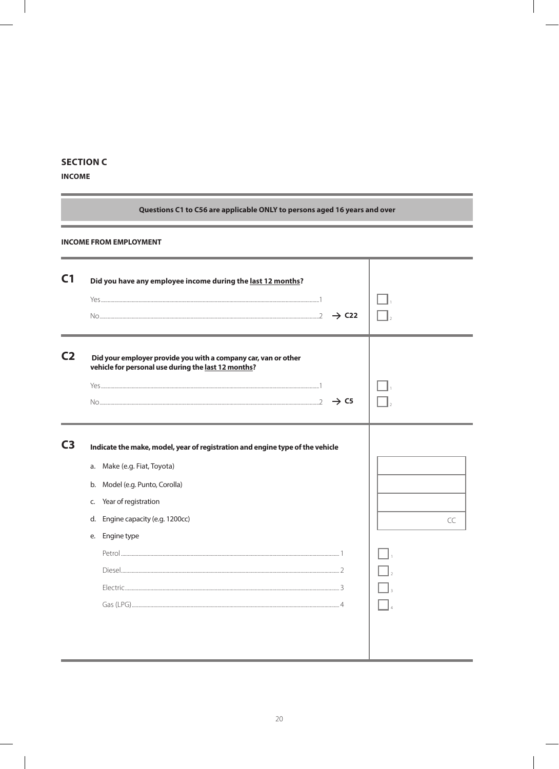## SECTION C

**INCOME**

**Questions C1 to C56 are applicable ONLY to persons aged 16 years and over**

**INCOME FROM EMPLOYMENT**

**C1** **Did you have any employee income during the <u>last 12 months</u>?**

| | | |
|---|---|---|
| Yes | 1 | ☐ 1 |
| No | 2 → **C22** | ☐ 2 |

**C2** **Did your employer provide you with a company car, van or other vehicle for personal use during the <u>last 12 months</u>?**

| | | |
|---|---|---|
| Yes | 1 | ☐ 1 |
| No | 2 → **C5** | ☐ 2 |

**C3** **Indicate the make, model, year of registration and engine type of the vehicle**

| | |
|---|---|
| a. Make (e.g. Fiat, Toyota) | |
| b. Model (e.g. Punto, Corolla) | |
| c. Year of registration | |
| d. Engine capacity (e.g. 1200cc) | CC |

e. Engine type

| | | |
|---|---|---|
| Petrol | 1 | ☐ 1 |
| Diesel | 2 | ☐ 2 |
| Electric | 3 | ☐ 3 |
| Gas (LPG) | 4 | ☐ 4 |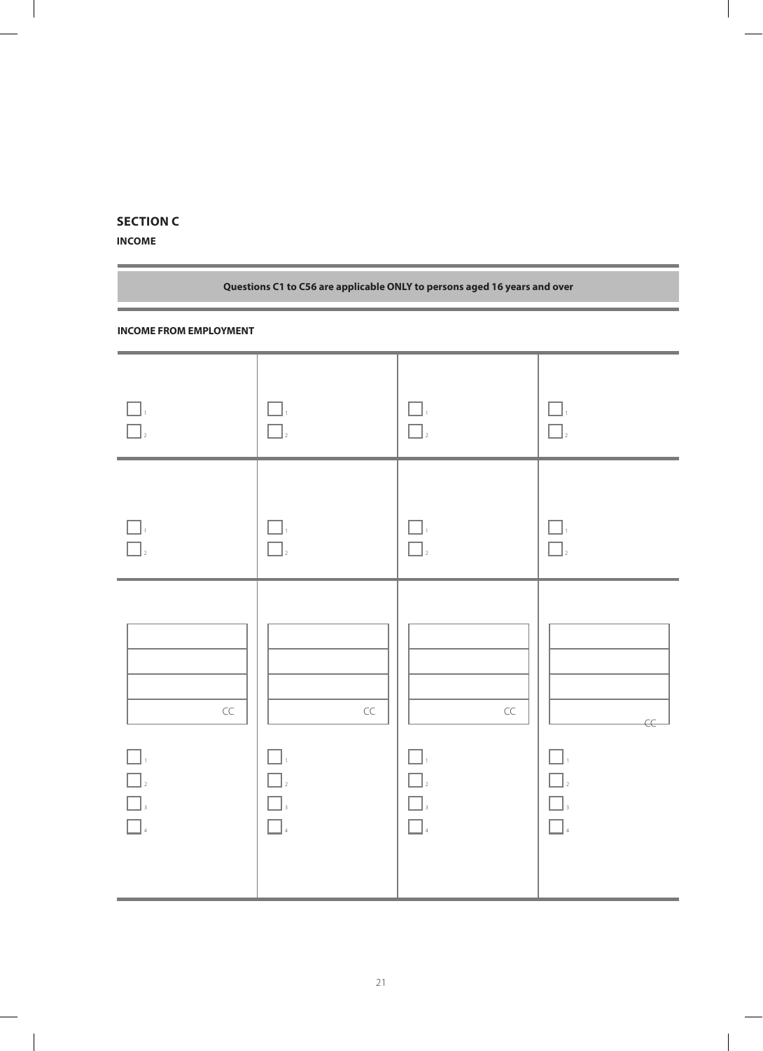## SECTION C

**INCOME**

**Questions C1 to C56 are applicable ONLY to persons aged 16 years and over**

**INCOME FROM EMPLOYMENT**

| | | | |
|---|---|---|---|
| ☐ 1<br>☐ 2 | ☐ 1<br>☐ 2 | ☐ 1<br>☐ 2 | ☐ 1<br>☐ 2 |
| ☐ 1<br>☐ 2 | ☐ 1<br>☐ 2 | ☐ 1<br>☐ 2 | ☐ 1<br>☐ 2 |
| CC<br>☐ 1<br>☐ 2<br>☐ 3<br>☐ 4 | CC<br>☐ 1<br>☐ 2<br>☐ 3<br>☐ 4 | CC<br>☐ 1<br>☐ 2<br>☐ 3<br>☐ 4 | CC<br>☐ 1<br>☐ 2<br>☐ 3<br>☐ 4 |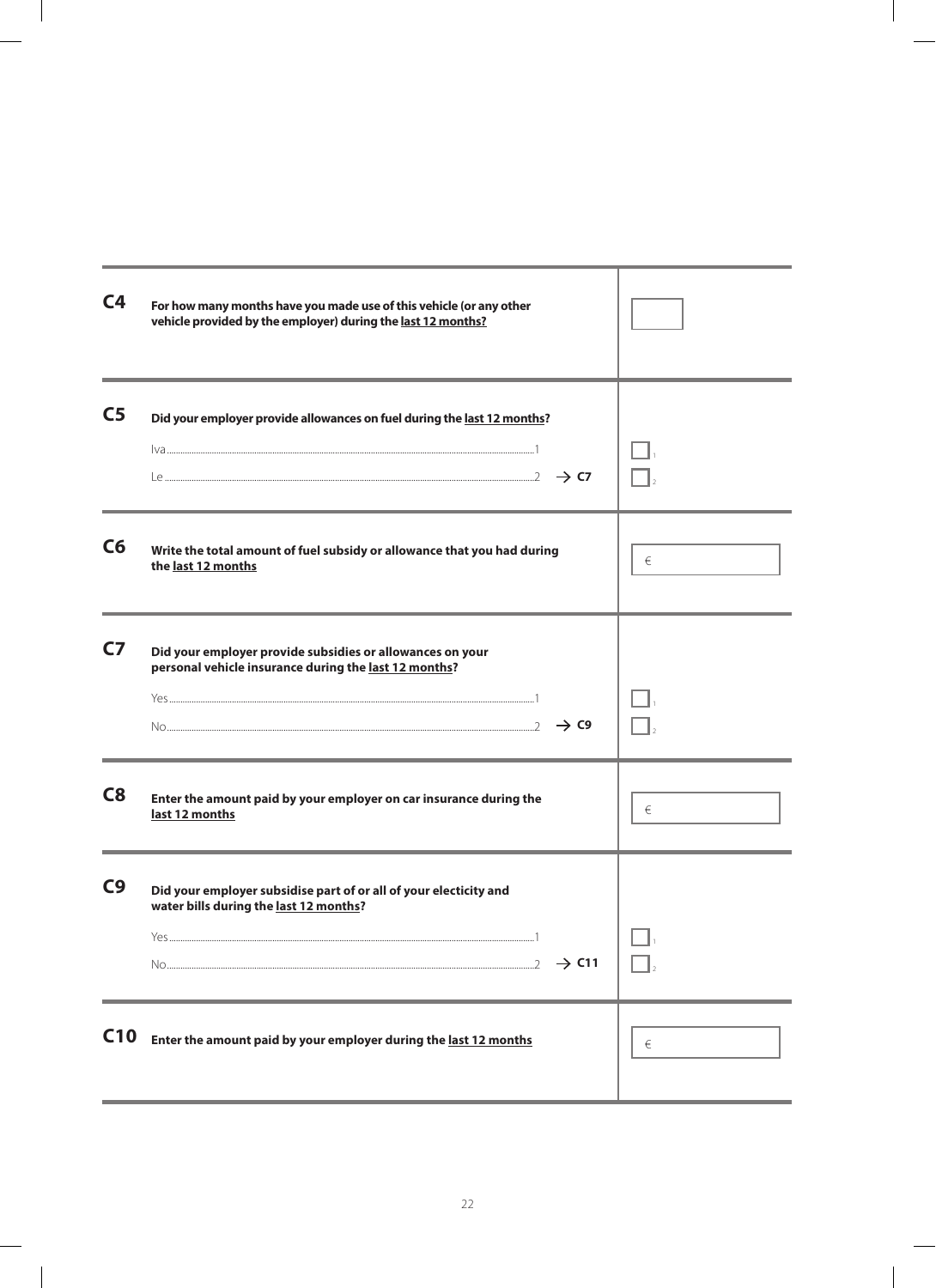| | | |
|---|---|---|
| **C4** | **For how many months have you made use of this vehicle (or any other vehicle provided by the employer) during the <u>last 12 months?</u>** | ☐ |
| **C5** | **Did your employer provide allowances on fuel during the <u>last 12 months</u>?**<br>Iva.......................................................1<br>Le.......................................................2 → **C7** | ☐ 1<br>☐ 2 |
| **C6** | **Write the total amount of fuel subsidy or allowance that you had during the <u>last 12 months</u>** | € |
| **C7** | **Did your employer provide subsidies or allowances on your personal vehicle insurance during the <u>last 12 months</u>?**<br>Yes.......................................................1<br>No.......................................................2 → **C9** | ☐ 1<br>☐ 2 |
| **C8** | **Enter the amount paid by your employer on car insurance during the <u>last 12 months</u>** | € |
| **C9** | **Did your employer subsidise part of or all of your electicity and water bills during the <u>last 12 months</u>?**<br>Yes.......................................................1<br>No.......................................................2 → **C11** | ☐ 1<br>☐ 2 |
| **C10** | **Enter the amount paid by your employer during the <u>last 12 months</u>** | € |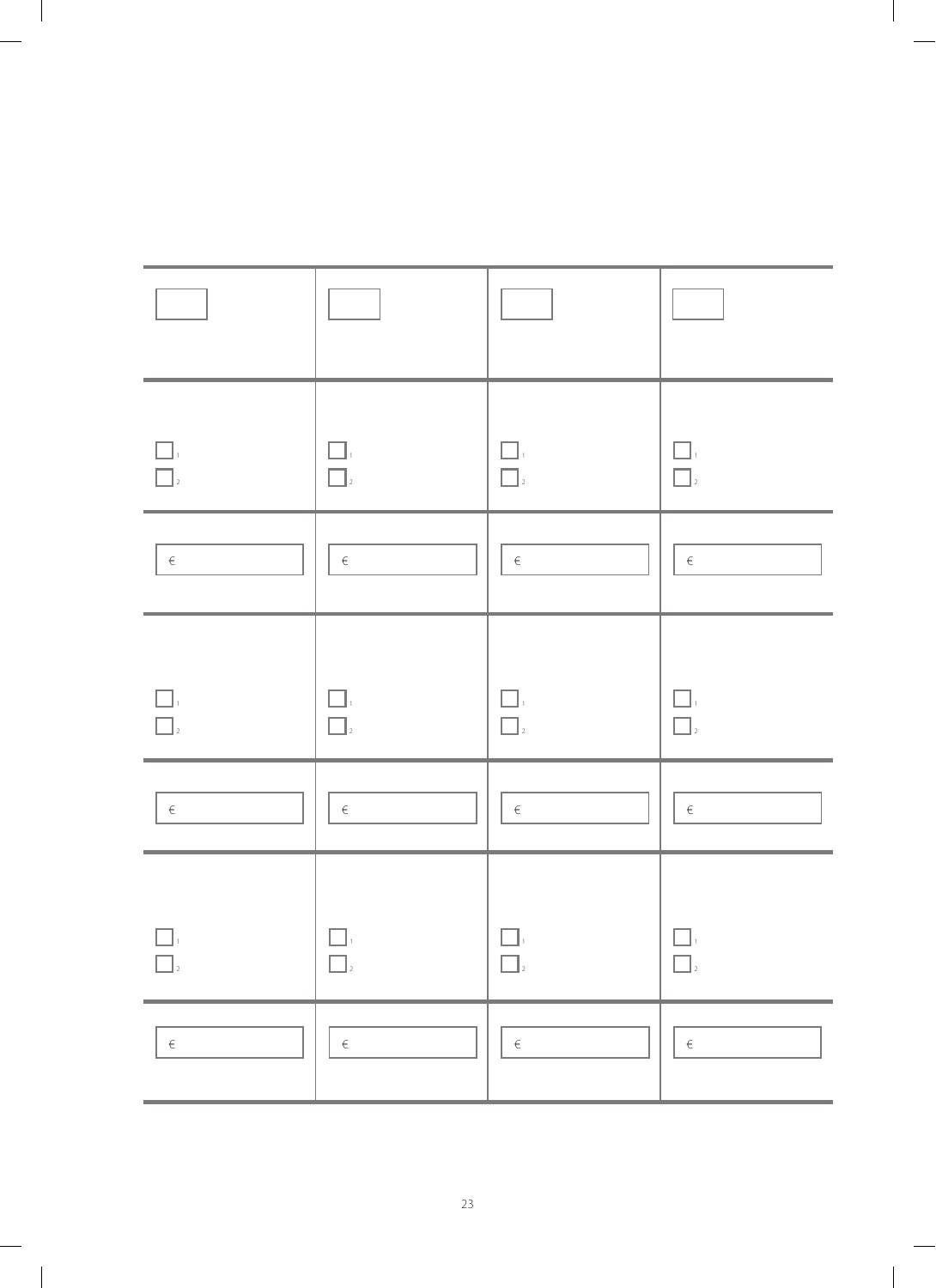| | | | |
|---|---|---|---|
| ☐ | ☐ | ☐ | ☐ |
| ☐ 1<br>☐ 2 | ☐ 1<br>☐ 2 | ☐ 1<br>☐ 2 | ☐ 1<br>☐ 2 |
| € | € | € | € |
| ☐ 1<br>☐ 2 | ☐ 1<br>☐ 2 | ☐ 1<br>☐ 2 | ☐ 1<br>☐ 2 |
| € | € | € | € |
| ☐ 1<br>☐ 2 | ☐ 1<br>☐ 2 | ☐ 1<br>☐ 2 | ☐ 1<br>☐ 2 |
| € | € | € | € |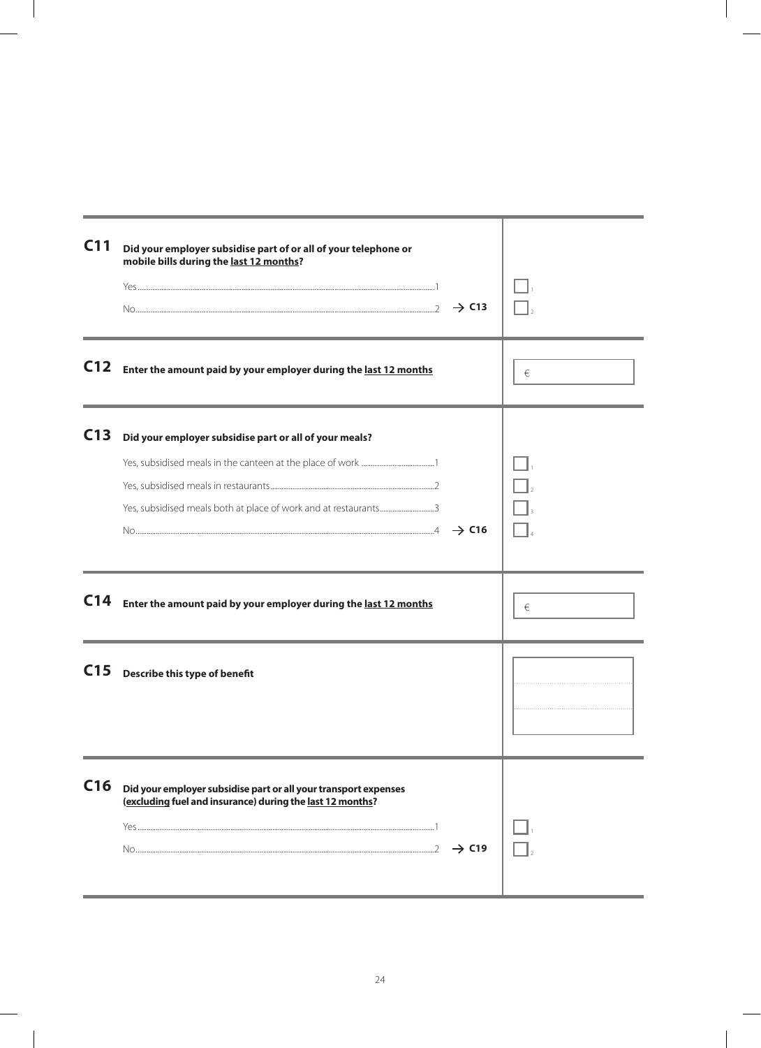**C11** **Did your employer subsidise part of or all of your telephone or mobile bills during the last 12 months?**

- Yes ........ 1
- No ........ 2 → **C13**

**C12** **Enter the amount paid by your employer during the last 12 months**

€ ______

**C13** **Did your employer subsidise part or all of your meals?**

- Yes, subsidised meals in the canteen at the place of work ........ 1
- Yes, subsidised meals in restaurants ........ 2
- Yes, subsidised meals both at place of work and at restaurants ........ 3
- No ........ 4 → **C16**

**C14** **Enter the amount paid by your employer during the last 12 months**

€ ______

**C15** **Describe this type of benefit**

______

**C16** **Did your employer subsidise part or all your transport expenses (excluding fuel and insurance) during the last 12 months?**

- Yes ........ 1
- No ........ 2 → **C19**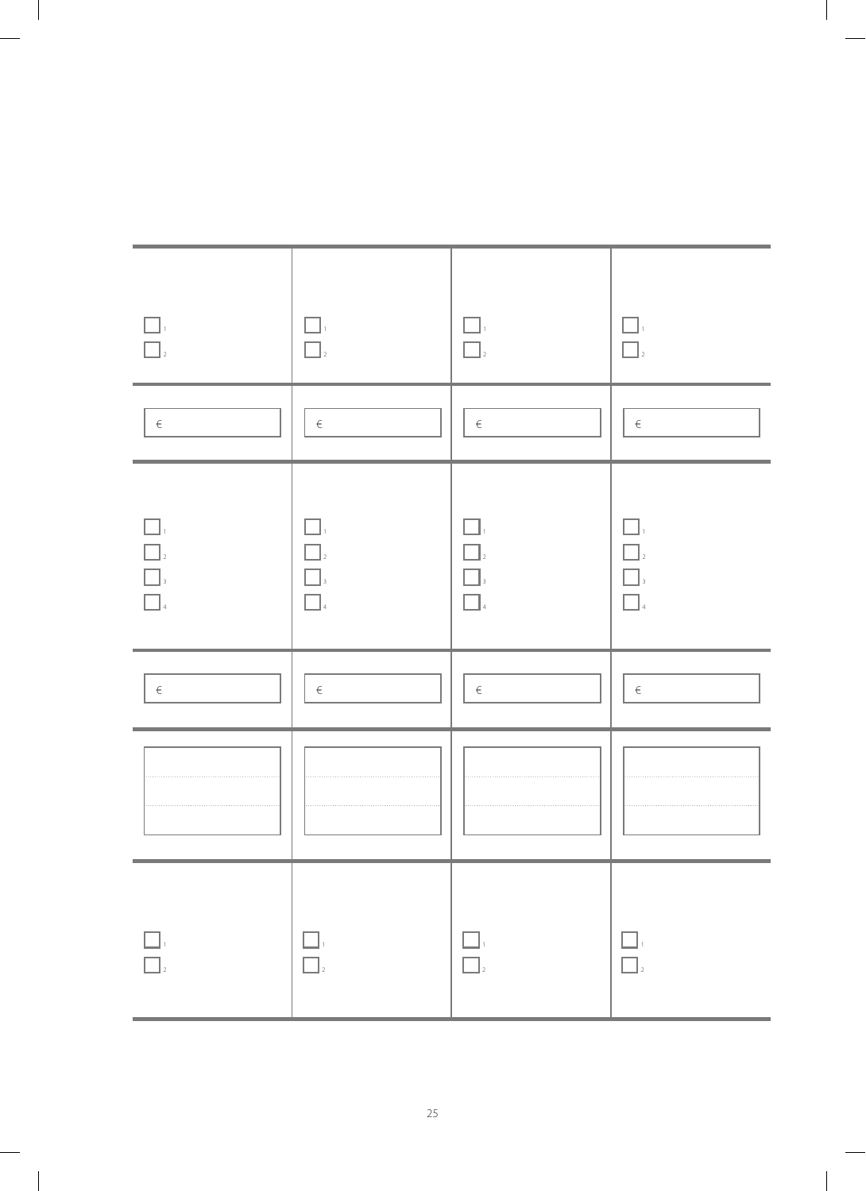| | | | |
|---|---|---|---|
| ☐ 1<br>☐ 2 | ☐ 1<br>☐ 2 | ☐ 1<br>☐ 2 | ☐ 1<br>☐ 2 |
| € | € | € | € |
| ☐ 1<br>☐ 2<br>☐ 3<br>☐ 4 | ☐ 1<br>☐ 2<br>☐ 3<br>☐ 4 | ☐ 1<br>☐ 2<br>☐ 3<br>☐ 4 | ☐ 1<br>☐ 2<br>☐ 3<br>☐ 4 |
| € | € | € | € |
| | | | |
| ☐ 1<br>☐ 2 | ☐ 1<br>☐ 2 | ☐ 1<br>☐ 2 | ☐ 1<br>☐ 2 |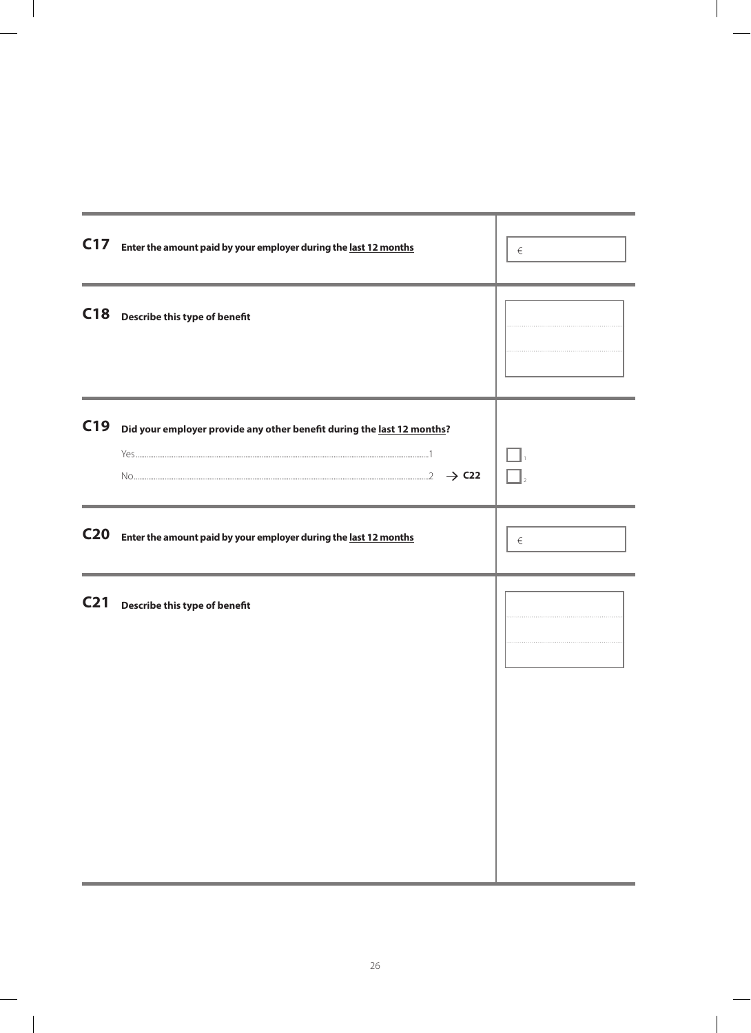**C17** **Enter the amount paid by your employer during the last 12 months**

€ ______

---

**C18** **Describe this type of benefit**

______

---

**C19** **Did your employer provide any other benefit during the last 12 months?**

Yes....................1 ☐

No....................2 → **C22** ☐

---

**C20** **Enter the amount paid by your employer during the last 12 months**

€ ______

---

**C21** **Describe this type of benefit**

______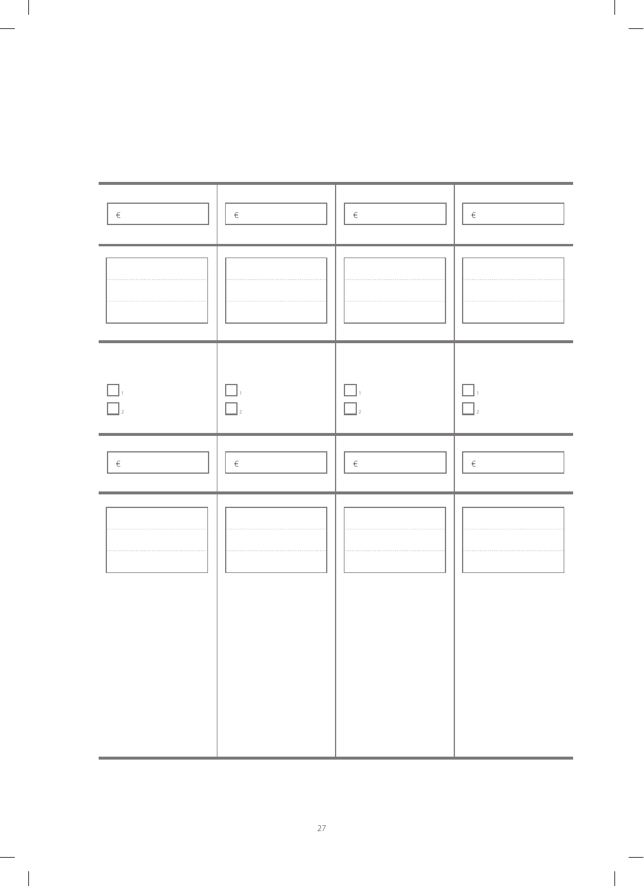| | | | |
|---|---|---|---|
| € | € | € | € |
| | | | |
| 1 / 2 | 1 / 2 | 1 / 2 | 1 / 2 |
| € | € | € | € |
| | | | |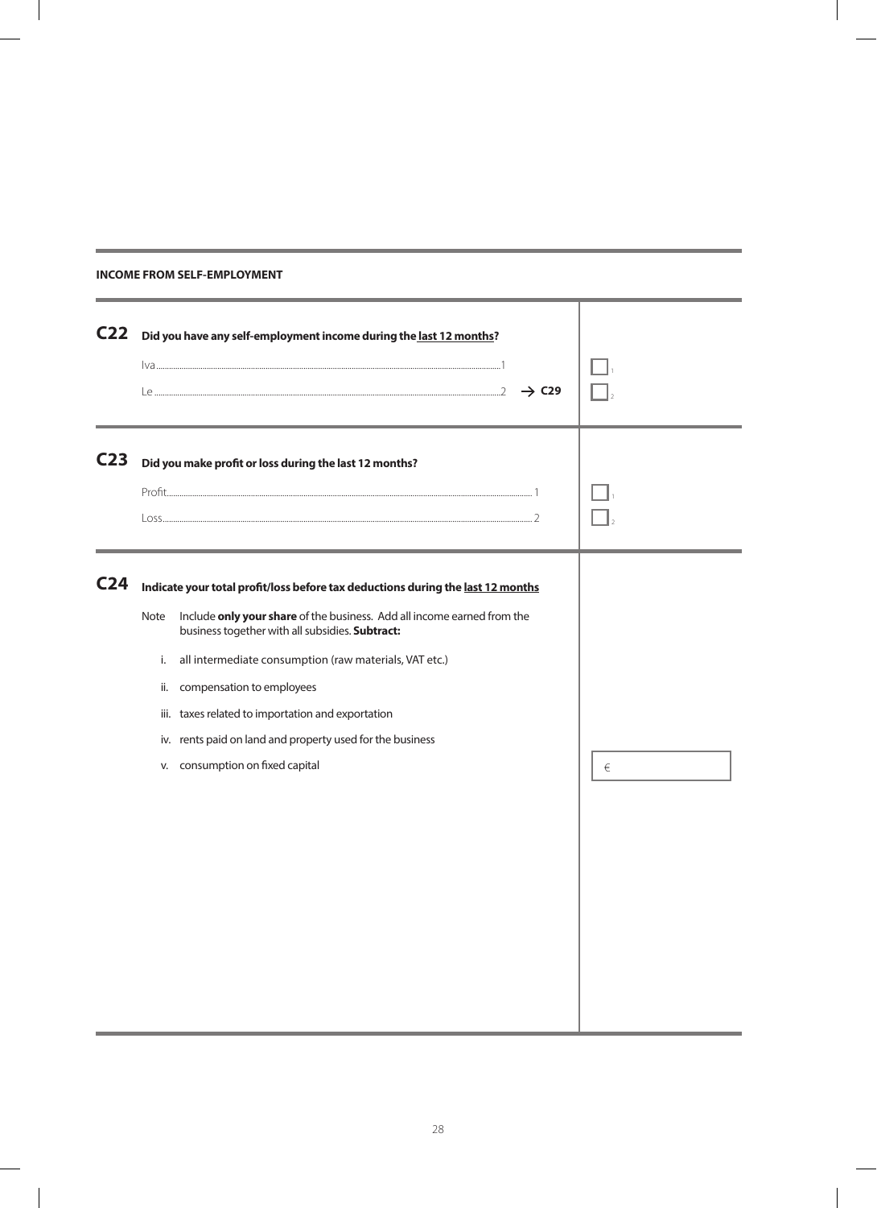**INCOME FROM SELF-EMPLOYMENT**

**C22 Did you have any self-employment income during the last 12 months?**

Iva ........................................................................ 1 ☐

Le ........................................................................ 2 → **C29** ☐

**C23 Did you make profit or loss during the last 12 months?**

Profit ........................................................................ 1 ☐

Loss ........................................................................ 2 ☐

**C24 Indicate your total profit/loss before tax deductions during the last 12 months**

Note: Include **only your share** of the business. Add all income earned from the business together with all subsidies. **Subtract:**

i. all intermediate consumption (raw materials, VAT etc.)

ii. compensation to employees

iii. taxes related to importation and exportation

iv. rents paid on land and property used for the business

v. consumption on fixed capital

€ ____________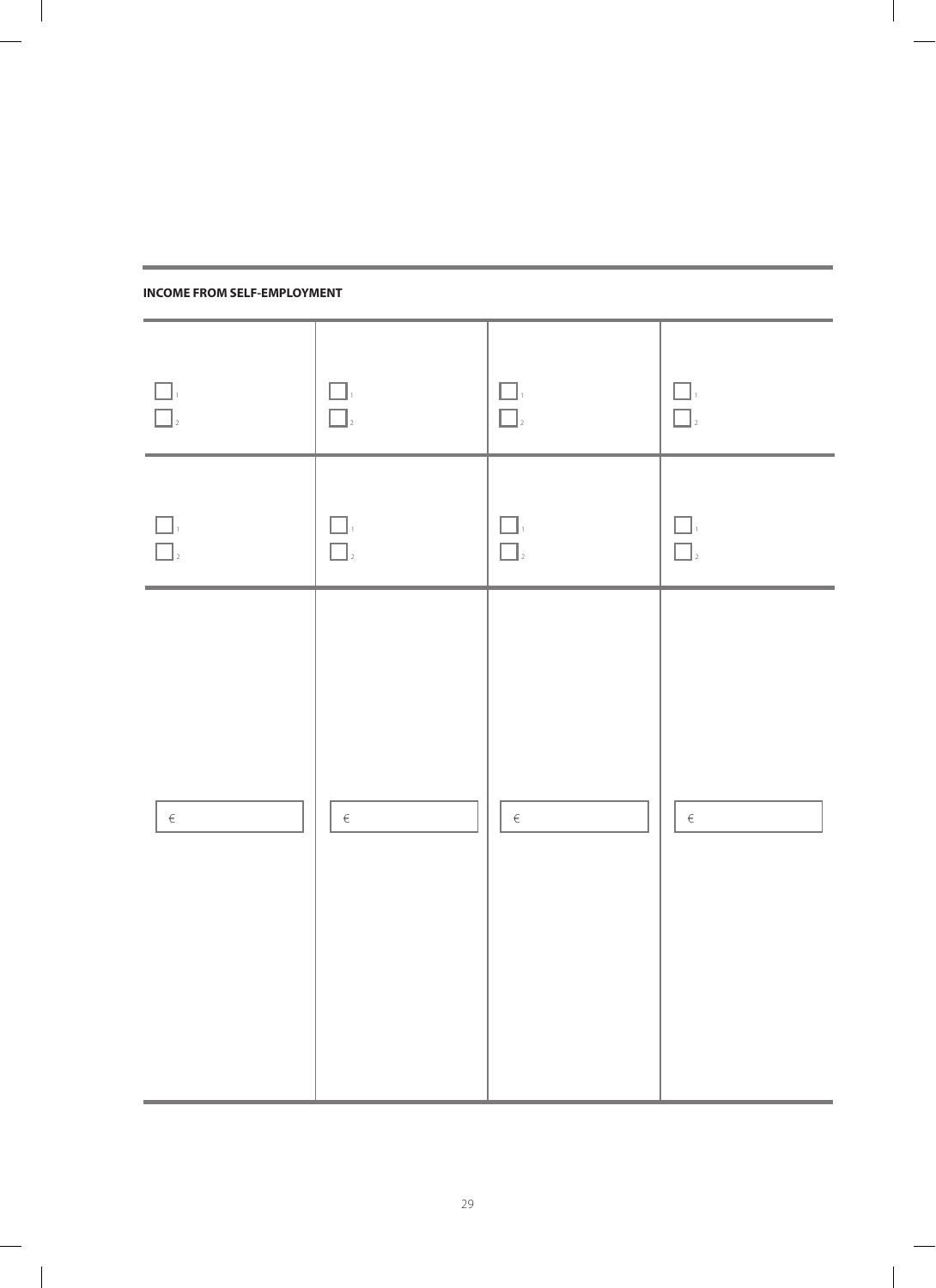**INCOME FROM SELF-EMPLOYMENT**

| | | | |
|---|---|---|---|
| ☐ 1<br>☐ 2 | ☐ 1<br>☐ 2 | ☐ 1<br>☐ 2 | ☐ 1<br>☐ 2 |
| ☐ 1<br>☐ 2 | ☐ 1<br>☐ 2 | ☐ 1<br>☐ 2 | ☐ 1<br>☐ 2 |
| € | € | € | € |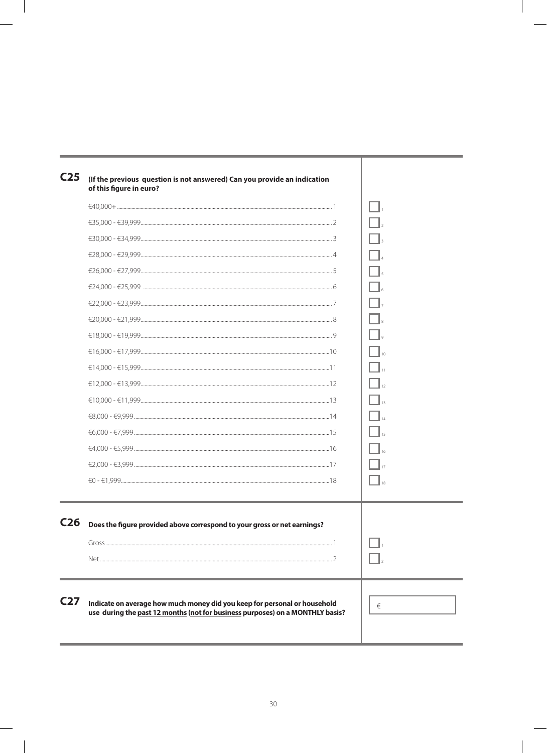**C25 (If the previous question is not answered) Can you provide an indication of this figure in euro?**

| Option | Code | |
|---|---|---|
| €40,000+ | 1 | ☐ 1 |
| €35,000 - €39,999 | 2 | ☐ 2 |
| €30,000 - €34,999 | 3 | ☐ 3 |
| €28,000 - €29,999 | 4 | ☐ 4 |
| €26,000 - €27,999 | 5 | ☐ 5 |
| €24,000 - €25,999 | 6 | ☐ 6 |
| €22,000 - €23,999 | 7 | ☐ 7 |
| €20,000 - €21,999 | 8 | ☐ 8 |
| €18,000 - €19,999 | 9 | ☐ 9 |
| €16,000 - €17,999 | 10 | ☐ 10 |
| €14,000 - €15,999 | 11 | ☐ 11 |
| €12,000 - €13,999 | 12 | ☐ 12 |
| €10,000 - €11,999 | 13 | ☐ 13 |
| €8,000 - €9,999 | 14 | ☐ 14 |
| €6,000 - €7,999 | 15 | ☐ 15 |
| €4,000 - €5,999 | 16 | ☐ 16 |
| €2,000 - €3,999 | 17 | ☐ 17 |
| €0 - €1,999 | 18 | ☐ 18 |

**C26 Does the figure provided above correspond to your gross or net earnings?**

| Option | Code | |
|---|---|---|
| Gross | 1 | ☐ 1 |
| Net | 2 | ☐ 2 |

**C27 Indicate on average how much money did you keep for personal or household use during the <u>past 12 months</u> (<u>not for business</u> purposes) on a MONTHLY basis?**

€ ________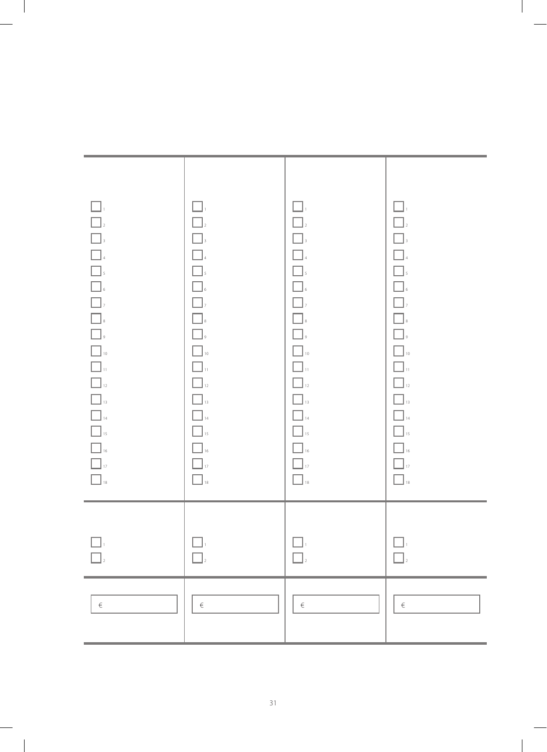| | | | |
|---|---|---|---|
| ☐ 1<br>☐ 2<br>☐ 3<br>☐ 4<br>☐ 5<br>☐ 6<br>☐ 7<br>☐ 8<br>☐ 9<br>☐ 10<br>☐ 11<br>☐ 12<br>☐ 13<br>☐ 14<br>☐ 15<br>☐ 16<br>☐ 17<br>☐ 18 | ☐ 1<br>☐ 2<br>☐ 3<br>☐ 4<br>☐ 5<br>☐ 6<br>☐ 7<br>☐ 8<br>☐ 9<br>☐ 10<br>☐ 11<br>☐ 12<br>☐ 13<br>☐ 14<br>☐ 15<br>☐ 16<br>☐ 17<br>☐ 18 | ☐ 1<br>☐ 2<br>☐ 3<br>☐ 4<br>☐ 5<br>☐ 6<br>☐ 7<br>☐ 8<br>☐ 9<br>☐ 10<br>☐ 11<br>☐ 12<br>☐ 13<br>☐ 14<br>☐ 15<br>☐ 16<br>☐ 17<br>☐ 18 | ☐ 1<br>☐ 2<br>☐ 3<br>☐ 4<br>☐ 5<br>☐ 6<br>☐ 7<br>☐ 8<br>☐ 9<br>☐ 10<br>☐ 11<br>☐ 12<br>☐ 13<br>☐ 14<br>☐ 15<br>☐ 16<br>☐ 17<br>☐ 18 |
| ☐ 1<br>☐ 2 | ☐ 1<br>☐ 2 | ☐ 1<br>☐ 2 | ☐ 1<br>☐ 2 |
| € | € | € | € |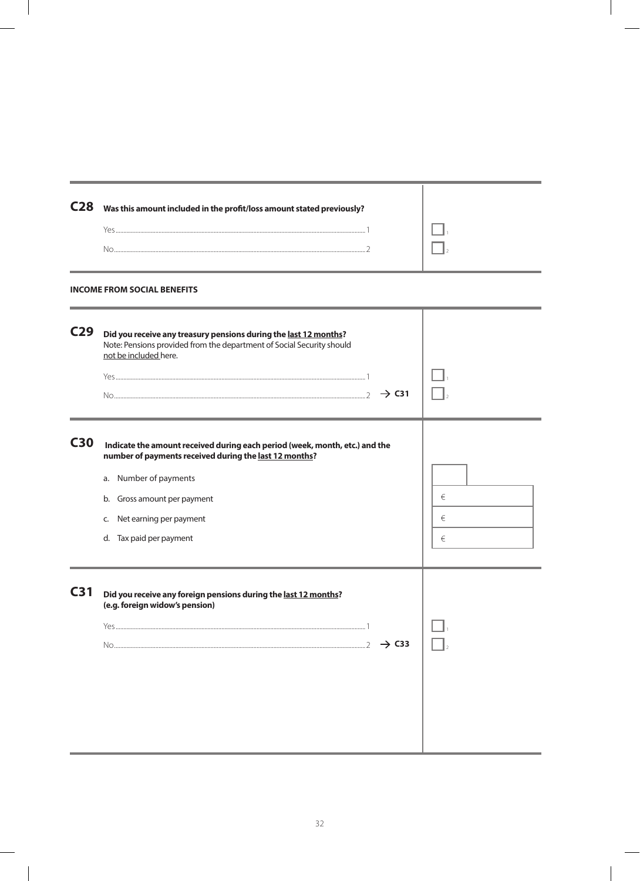**C28** **Was this amount included in the profit/loss amount stated previously?**

Yes ........................................................................................ 1 ☐ [1]

No ........................................................................................ 2 ☐ [2]

**INCOME FROM SOCIAL BENEFITS**

**C29** **Did you receive any treasury pensions during the <u>last 12 months</u>?**
Note: Pensions provided from the department of Social Security should <u>not be included</u> here.

Yes ........................................................................................ 1 ☐ [1]

No ........................................................................................ 2 → **C31** ☐ [2]

**C30** **Indicate the amount received during each period (week, month, etc.) and the number of payments received during the <u>last 12 months</u>?**

a. Number of payments ☐

b. Gross amount per payment €

c. Net earning per payment €

d. Tax paid per payment €

**C31** **Did you receive any foreign pensions during the <u>last 12 months</u>?**
**(e.g. foreign widow's pension)**

Yes ........................................................................................ 1 ☐ [1]

No ........................................................................................ 2 → **C33** ☐ [2]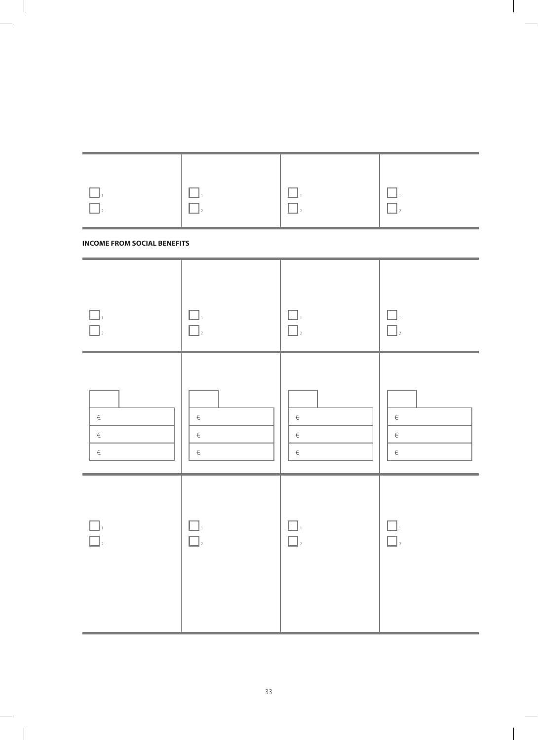| | | | |
|---|---|---|---|
| ☐ 1<br>☐ 2 | ☐ 1<br>☐ 2 | ☐ 1<br>☐ 2 | ☐ 1<br>☐ 2 |

**INCOME FROM SOCIAL BENEFITS**

| | | | |
|---|---|---|---|
| ☐ 1<br>☐ 2 | ☐ 1<br>☐ 2 | ☐ 1<br>☐ 2 | ☐ 1<br>☐ 2 |
| €<br>€<br>€ | €<br>€<br>€ | €<br>€<br>€ | €<br>€<br>€ |
| ☐ 1<br>☐ 2 | ☐ 1<br>☐ 2 | ☐ 1<br>☐ 2 | ☐ 1<br>☐ 2 |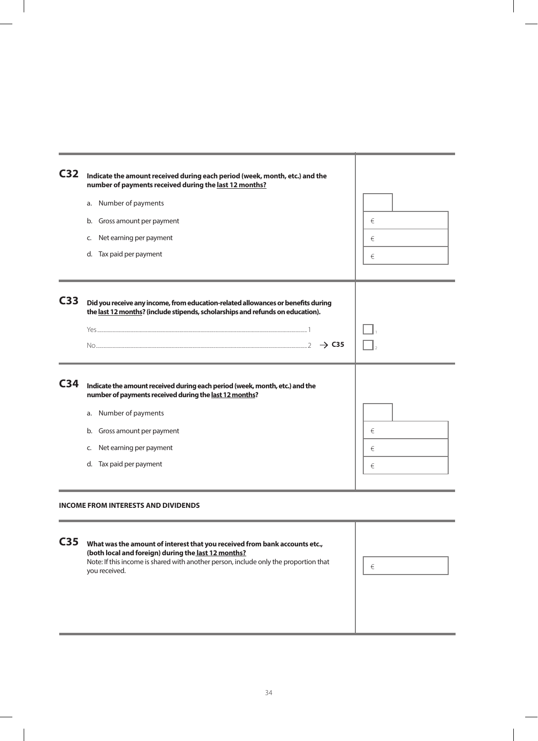**C32** **Indicate the amount received during each period (week, month, etc.) and the number of payments received during the <u>last 12 months?</u>**

a. Number of payments

b. Gross amount per payment €

c. Net earning per payment €

d. Tax paid per payment €

**C33** **Did you receive any income, from education-related allowances or benefits during the <u>last 12 months</u>? (include stipends, scholarships and refunds on education).**

Yes ........ 1

No ........ 2 → **C35**

**C34** **Indicate the amount received during each period (week, month, etc.) and the number of payments received during the <u>last 12 months</u>?**

a. Number of payments

b. Gross amount per payment €

c. Net earning per payment €

d. Tax paid per payment €

**INCOME FROM INTERESTS AND DIVIDENDS**

**C35** **What was the amount of interest that you received from bank accounts etc., (both local and foreign) during the <u>last 12 months?</u>**
Note: If this income is shared with another person, include only the proportion that you received. €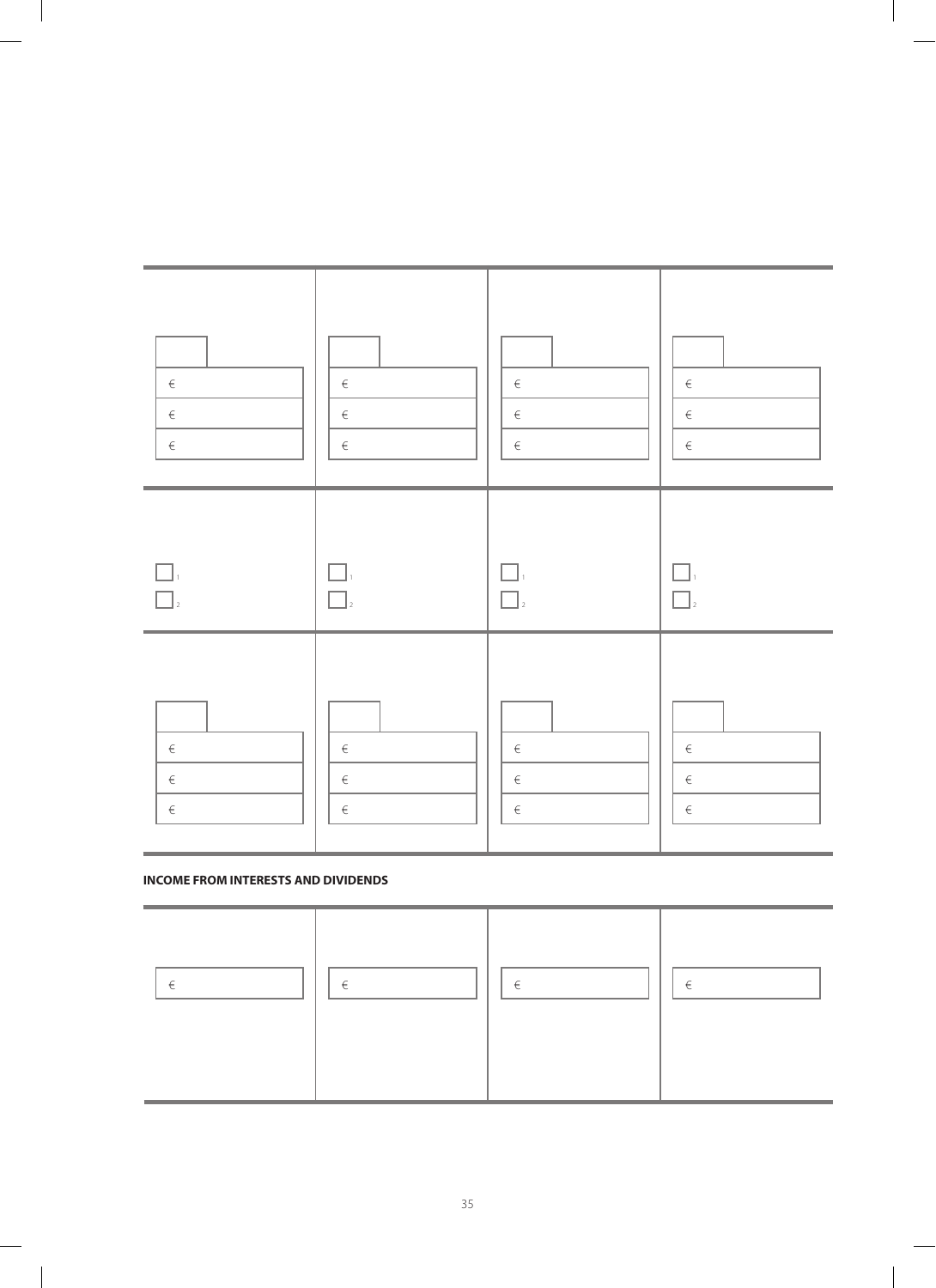| | | | |
|---|---|---|---|
| € | € | € | € |
| € | € | € | € |
| € | € | € | € |

| | | | |
|---|---|---|---|
| ☐ 1 | ☐ 1 | ☐ 1 | ☐ 1 |
| ☐ 2 | ☐ 2 | ☐ 2 | ☐ 2 |

| | | | |
|---|---|---|---|
| € | € | € | € |
| € | € | € | € |
| € | € | € | € |

**INCOME FROM INTERESTS AND DIVIDENDS**

| | | | |
|---|---|---|---|
| € | € | € | € |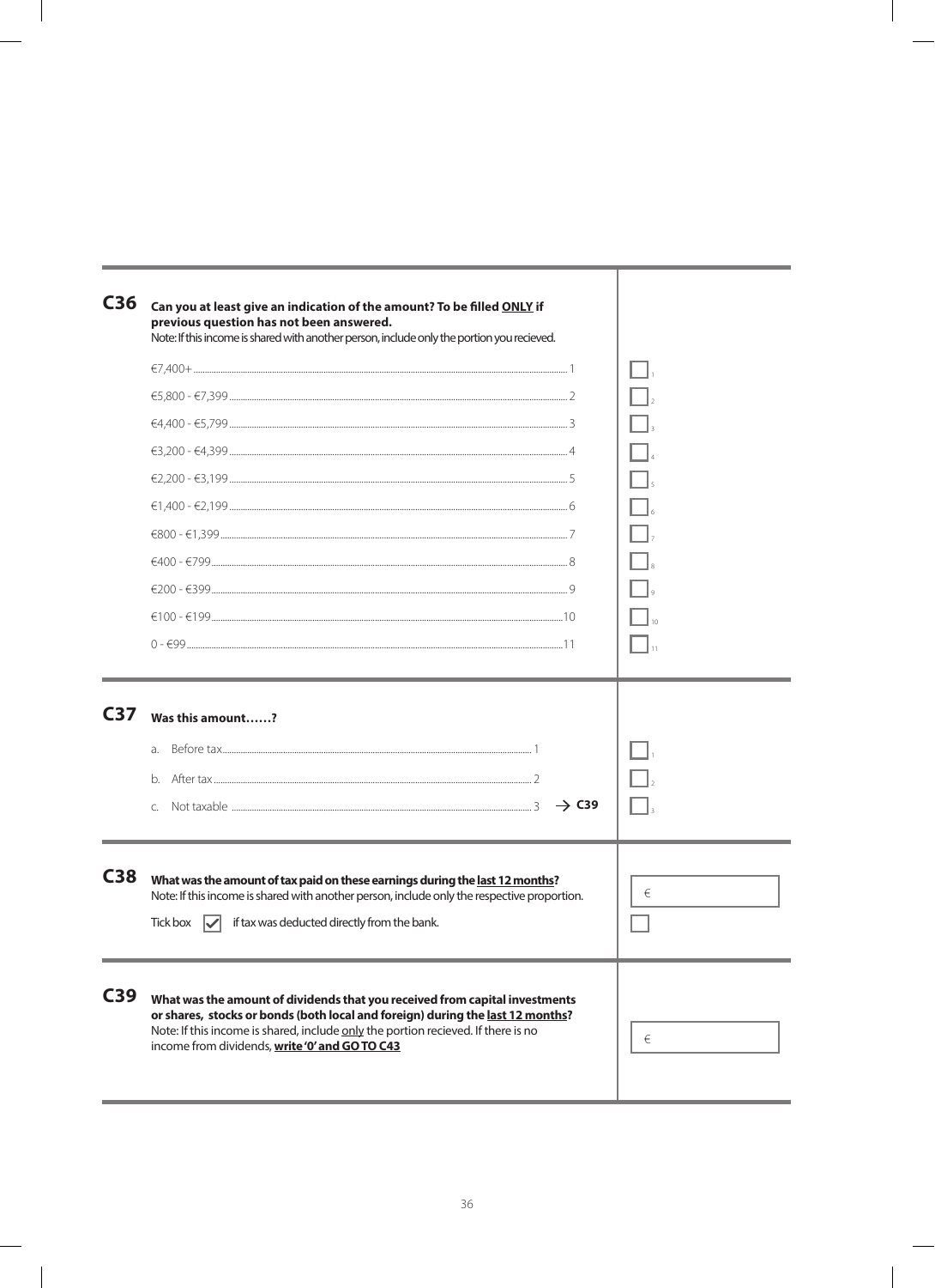## C36 Can you at least give an indication of the amount? To be filled ONLY if previous question has not been answered.

Note: If this income is shared with another person, include only the portion you recieved.

| Amount | Code | |
|---|---|---|
| €7,400+ | 1 | ☐ 1 |
| €5,800 - €7,399 | 2 | ☐ 2 |
| €4,400 - €5,799 | 3 | ☐ 3 |
| €3,200 - €4,399 | 4 | ☐ 4 |
| €2,200 - €3,199 | 5 | ☐ 5 |
| €1,400 - €2,199 | 6 | ☐ 6 |
| €800 - €1,399 | 7 | ☐ 7 |
| €400 - €799 | 8 | ☐ 8 |
| €200 - €399 | 9 | ☐ 9 |
| €100 - €199 | 10 | ☐ 10 |
| 0 - €99 | 11 | ☐ 11 |

## C37 Was this amount……?

| Option | Code | | |
|---|---|---|---|
| a. Before tax | 1 | | ☐ 1 |
| b. After tax | 2 | | ☐ 2 |
| c. Not taxable | 3 | → **C39** | ☐ 3 |

## C38 What was the amount of tax paid on these earnings during the last 12 months?

Note: If this income is shared with another person, include only the respective proportion.

€ ____________

Tick box ☑ if tax was deducted directly from the bank. ☐

## C39 What was the amount of dividends that you received from capital investments or shares, stocks or bonds (both local and foreign) during the last 12 months?

Note: If this income is shared, include only the portion recieved. If there is no income from dividends, **write '0' and GO TO C43**

€ ____________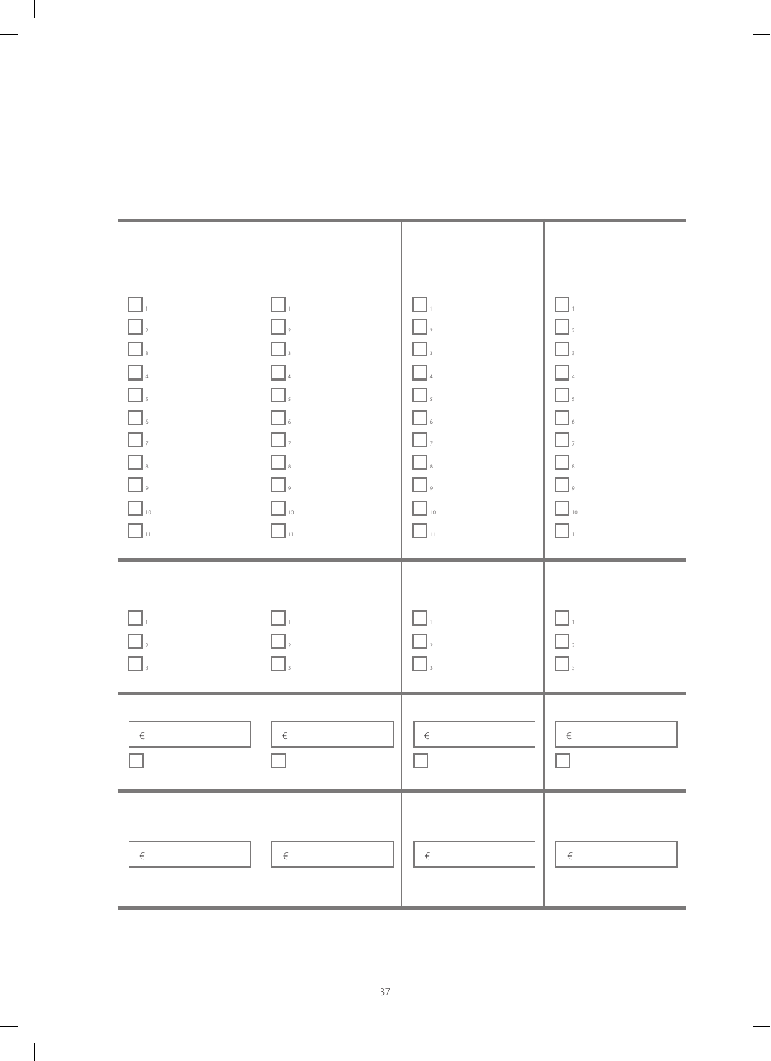| | | | |
|---|---|---|---|
| ☐ 1 | ☐ 1 | ☐ 1 | ☐ 1 |
| ☐ 2 | ☐ 2 | ☐ 2 | ☐ 2 |
| ☐ 3 | ☐ 3 | ☐ 3 | ☐ 3 |
| ☐ 4 | ☐ 4 | ☐ 4 | ☐ 4 |
| ☐ 5 | ☐ 5 | ☐ 5 | ☐ 5 |
| ☐ 6 | ☐ 6 | ☐ 6 | ☐ 6 |
| ☐ 7 | ☐ 7 | ☐ 7 | ☐ 7 |
| ☐ 8 | ☐ 8 | ☐ 8 | ☐ 8 |
| ☐ 9 | ☐ 9 | ☐ 9 | ☐ 9 |
| ☐ 10 | ☐ 10 | ☐ 10 | ☐ 10 |
| ☐ 11 | ☐ 11 | ☐ 11 | ☐ 11 |
| ☐ 1 | ☐ 1 | ☐ 1 | ☐ 1 |
| ☐ 2 | ☐ 2 | ☐ 2 | ☐ 2 |
| ☐ 3 | ☐ 3 | ☐ 3 | ☐ 3 |
| € | € | € | € |
| ☐ | ☐ | ☐ | ☐ |
| € | € | € | € |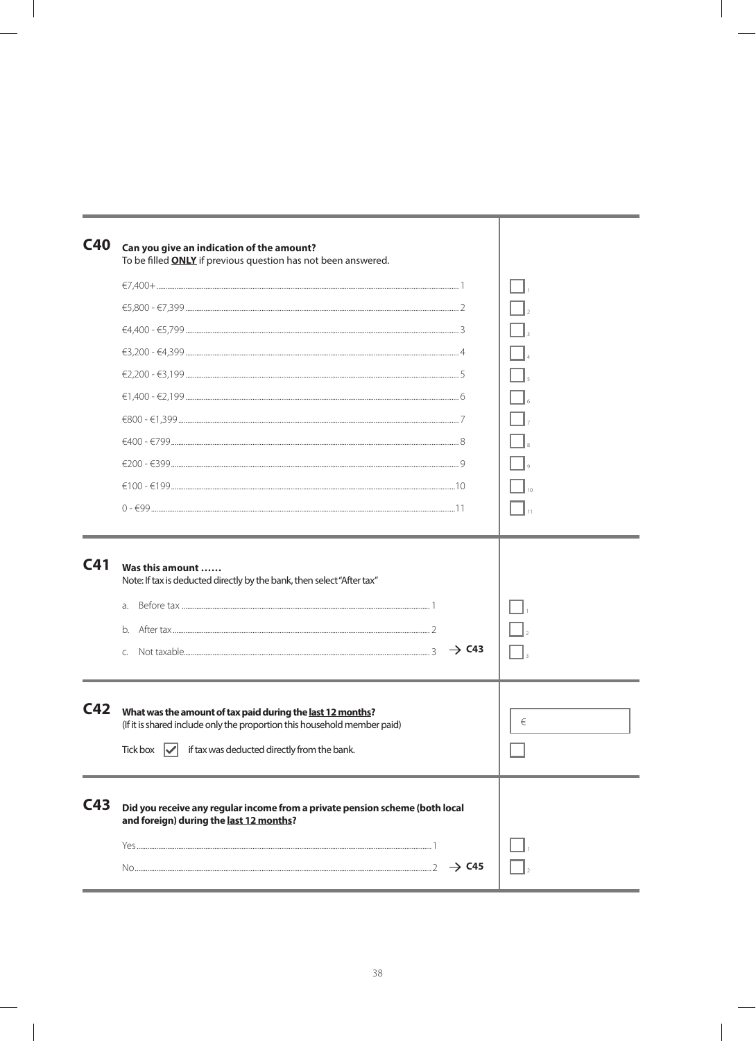**C40** **Can you give an indication of the amount?**
To be filled **ONLY** if previous question has not been answered.

| Amount | Code | |
|---|---|---|
| €7,400+ | 1 | ☐ |
| €5,800 - €7,399 | 2 | ☐ |
| €4,400 - €5,799 | 3 | ☐ |
| €3,200 - €4,399 | 4 | ☐ |
| €2,200 - €3,199 | 5 | ☐ |
| €1,400 - €2,199 | 6 | ☐ |
| €800 - €1,399 | 7 | ☐ |
| €400 - €799 | 8 | ☐ |
| €200 - €399 | 9 | ☐ |
| €100 - €199 | 10 | ☐ |
| 0 - €99 | 11 | ☐ |

**C41** **Was this amount ……**
Note: If tax is deducted directly by the bank, then select "After tax"

| Option | Code | Skip | |
|---|---|---|---|
| a. Before tax | 1 | | ☐ |
| b. After tax | 2 | | ☐ |
| c. Not taxable | 3 | → **C43** | ☐ |

**C42** **What was the amount of tax paid during the <u>last 12 months</u>?**
(If it is shared include only the proportion this household member paid)

€ ________

Tick box ☑ if tax was deducted directly from the bank. ☐

**C43** **Did you receive any regular income from a private pension scheme (both local and foreign) during the <u>last 12 months</u>?**

| Option | Code | Skip | |
|---|---|---|---|
| Yes | 1 | | ☐ |
| No | 2 | → **C45** | ☐ |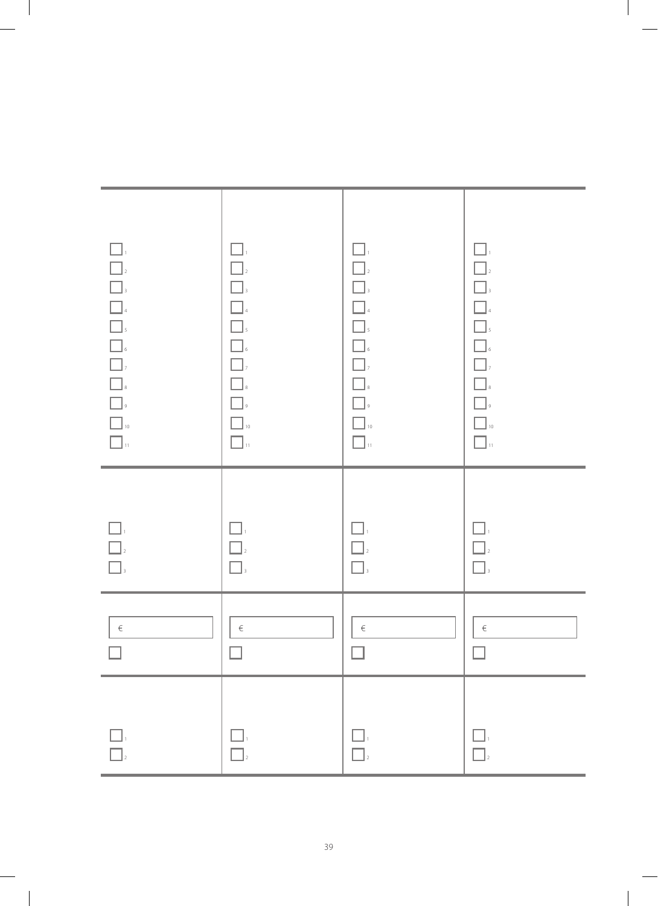| | | | |
|---|---|---|---|
| ☐ 1<br>☐ 2<br>☐ 3<br>☐ 4<br>☐ 5<br>☐ 6<br>☐ 7<br>☐ 8<br>☐ 9<br>☐ 10<br>☐ 11 | ☐ 1<br>☐ 2<br>☐ 3<br>☐ 4<br>☐ 5<br>☐ 6<br>☐ 7<br>☐ 8<br>☐ 9<br>☐ 10<br>☐ 11 | ☐ 1<br>☐ 2<br>☐ 3<br>☐ 4<br>☐ 5<br>☐ 6<br>☐ 7<br>☐ 8<br>☐ 9<br>☐ 10<br>☐ 11 | ☐ 1<br>☐ 2<br>☐ 3<br>☐ 4<br>☐ 5<br>☐ 6<br>☐ 7<br>☐ 8<br>☐ 9<br>☐ 10<br>☐ 11 |
| ☐ 1<br>☐ 2<br>☐ 3 | ☐ 1<br>☐ 2<br>☐ 3 | ☐ 1<br>☐ 2<br>☐ 3 | ☐ 1<br>☐ 2<br>☐ 3 |
| € <br>☐ | € <br>☐ | € <br>☐ | € <br>☐ |
| ☐ 1<br>☐ 2 | ☐ 1<br>☐ 2 | ☐ 1<br>☐ 2 | ☐ 1<br>☐ 2 |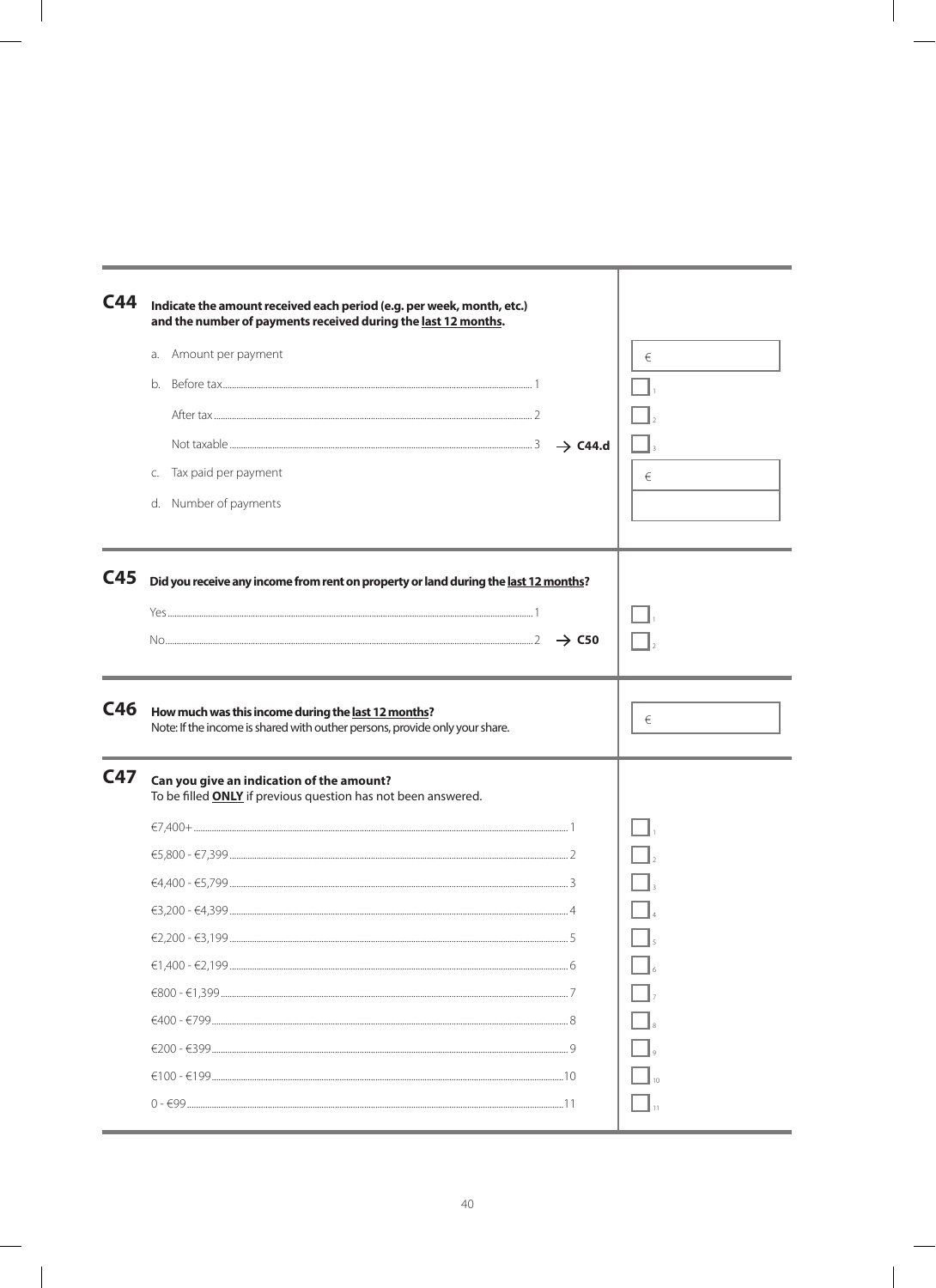## C44 Indicate the amount received each period (e.g. per week, month, etc.) and the number of payments received during the last 12 months.

a. Amount per payment — €

b. Before tax ... 1

After tax ... 2

Not taxable ... 3 → **C44.d**

c. Tax paid per payment — €

d. Number of payments

## C45 Did you receive any income from rent on property or land during the last 12 months?

Yes ... 1

No ... 2 → **C50**

## C46 How much was this income during the last 12 months?

Note: If the income is shared with outher persons, provide only your share.

€

## C47 Can you give an indication of the amount?

To be filled **ONLY** if previous question has not been answered.

| Amount | Code |
|---|---|
| €7,400+ | 1 |
| €5,800 - €7,399 | 2 |
| €4,400 - €5,799 | 3 |
| €3,200 - €4,399 | 4 |
| €2,200 - €3,199 | 5 |
| €1,400 - €2,199 | 6 |
| €800 - €1,399 | 7 |
| €400 - €799 | 8 |
| €200 - €399 | 9 |
| €100 - €199 | 10 |
| 0 - €99 | 11 |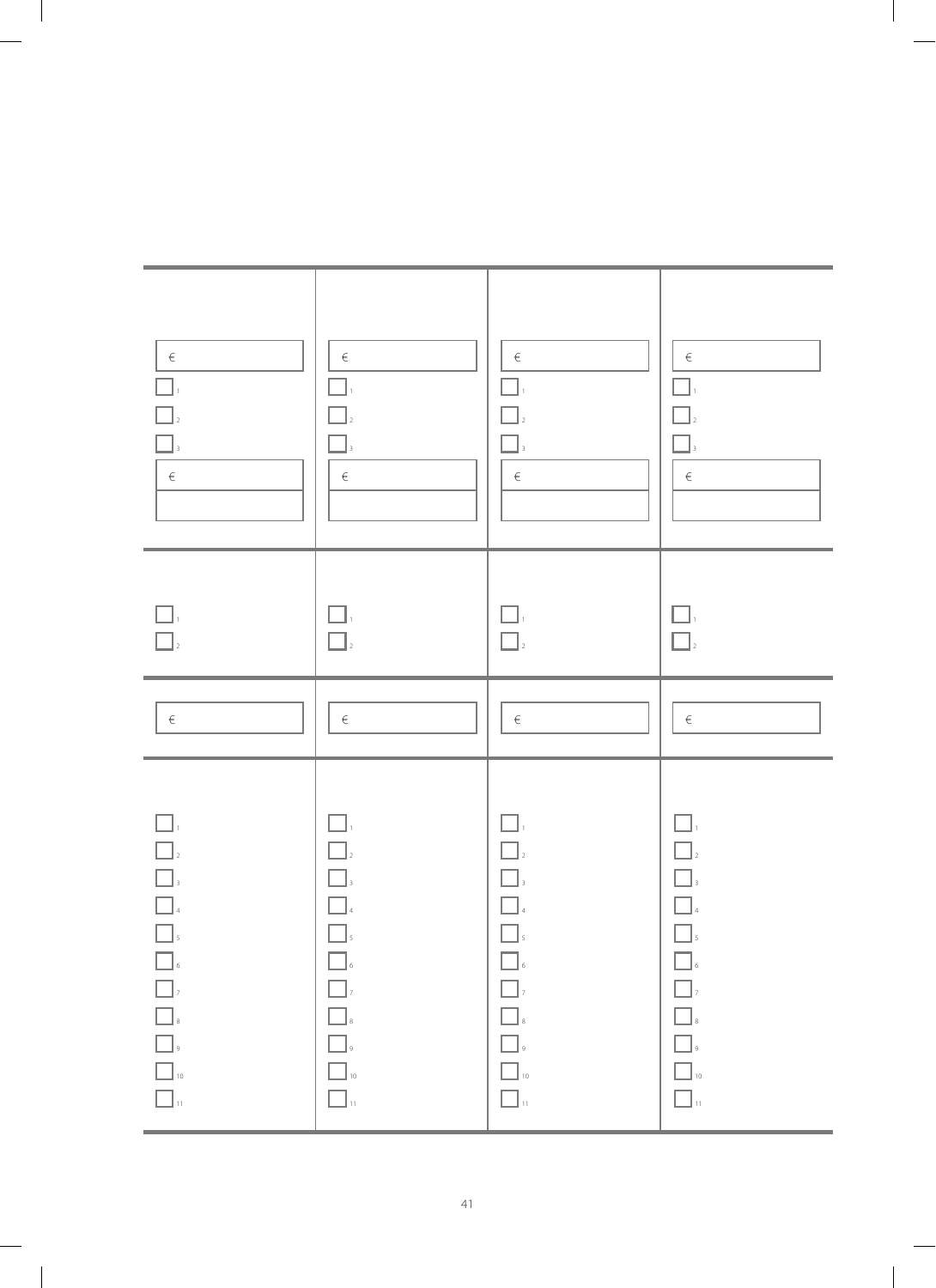| | | | |
|---|---|---|---|
| € | € | € | € |
| ☐ 1 | ☐ 1 | ☐ 1 | ☐ 1 |
| ☐ 2 | ☐ 2 | ☐ 2 | ☐ 2 |
| ☐ 3 | ☐ 3 | ☐ 3 | ☐ 3 |
| € | € | € | € |
| | | | |
| ☐ 1 | ☐ 1 | ☐ 1 | ☐ 1 |
| ☐ 2 | ☐ 2 | ☐ 2 | ☐ 2 |
| € | € | € | € |
| ☐ 1 | ☐ 1 | ☐ 1 | ☐ 1 |
| ☐ 2 | ☐ 2 | ☐ 2 | ☐ 2 |
| ☐ 3 | ☐ 3 | ☐ 3 | ☐ 3 |
| ☐ 4 | ☐ 4 | ☐ 4 | ☐ 4 |
| ☐ 5 | ☐ 5 | ☐ 5 | ☐ 5 |
| ☐ 6 | ☐ 6 | ☐ 6 | ☐ 6 |
| ☐ 7 | ☐ 7 | ☐ 7 | ☐ 7 |
| ☐ 8 | ☐ 8 | ☐ 8 | ☐ 8 |
| ☐ 9 | ☐ 9 | ☐ 9 | ☐ 9 |
| ☐ 10 | ☐ 10 | ☐ 10 | ☐ 10 |
| ☐ 11 | ☐ 11 | ☐ 11 | ☐ 11 |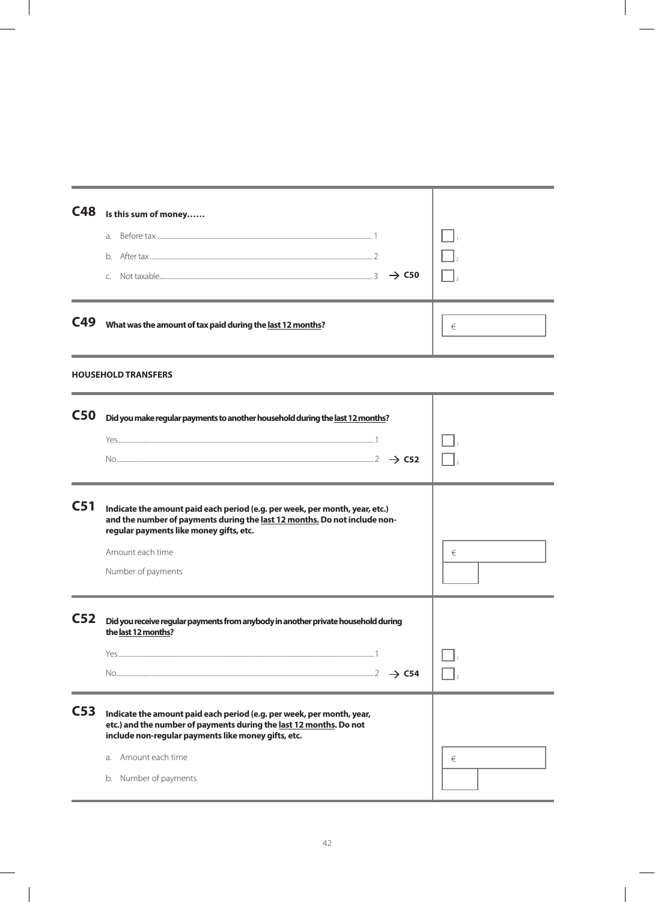**C48** **Is this sum of money……**

| | | |
|---|---|---|
| a. Before tax ........ 1 | | ☐ 1 |
| b. After tax ........ 2 | | ☐ 2 |
| c. Not taxable ........ 3 | → **C50** | ☐ 3 |

**C49** **What was the amount of tax paid during the <u>last 12 months</u>?** €

**HOUSEHOLD TRANSFERS**

**C50** **Did you make regular payments to another household during the <u>last 12 months</u>?**

| | | |
|---|---|---|
| Yes ........ 1 | | ☐ 1 |
| No ........ 2 | → **C52** | ☐ 2 |

**C51** **Indicate the amount paid each period (e.g. per week, per month, year, etc.) and the number of payments during the <u>last 12 months.</u> Do not include non-regular payments like money gifts, etc.**

| | |
|---|---|
| Amount each time | € |
| Number of payments | |

**C52** **Did you receive regular payments from anybody in another private household during the <u>last 12 months</u>?**

| | | |
|---|---|---|
| Yes ........ 1 | | ☐ 1 |
| No ........ 2 | → **C54** | ☐ 2 |

**C53** **Indicate the amount paid each period (e.g. per week, per month, year, etc.) and the number of payments during the <u>last 12 months</u>. Do not include non-regular payments like money gifts, etc.**

| | |
|---|---|
| a. Amount each time | € |
| b. Number of payments | |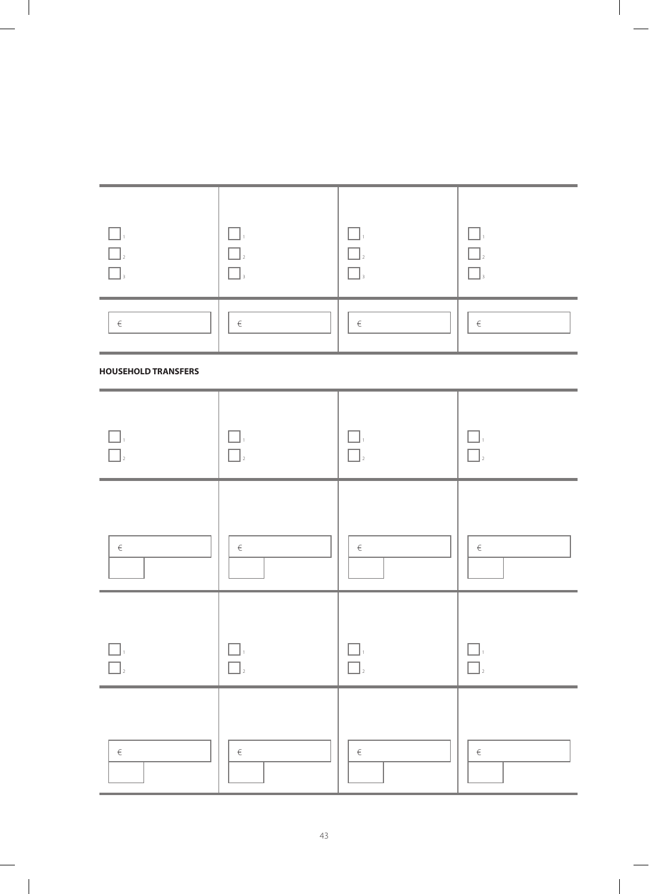| | | | |
|---|---|---|---|
| ☐ 1<br>☐ 2<br>☐ 3 | ☐ 1<br>☐ 2<br>☐ 3 | ☐ 1<br>☐ 2<br>☐ 3 | ☐ 1<br>☐ 2<br>☐ 3 |
| € | € | € | € |

**HOUSEHOLD TRANSFERS**

| | | | |
|---|---|---|---|
| ☐ 1<br>☐ 2 | ☐ 1<br>☐ 2 | ☐ 1<br>☐ 2 | ☐ 1<br>☐ 2 |
| € | € | € | € |
| ☐ 1<br>☐ 2 | ☐ 1<br>☐ 2 | ☐ 1<br>☐ 2 | ☐ 1<br>☐ 2 |
| € | € | € | € |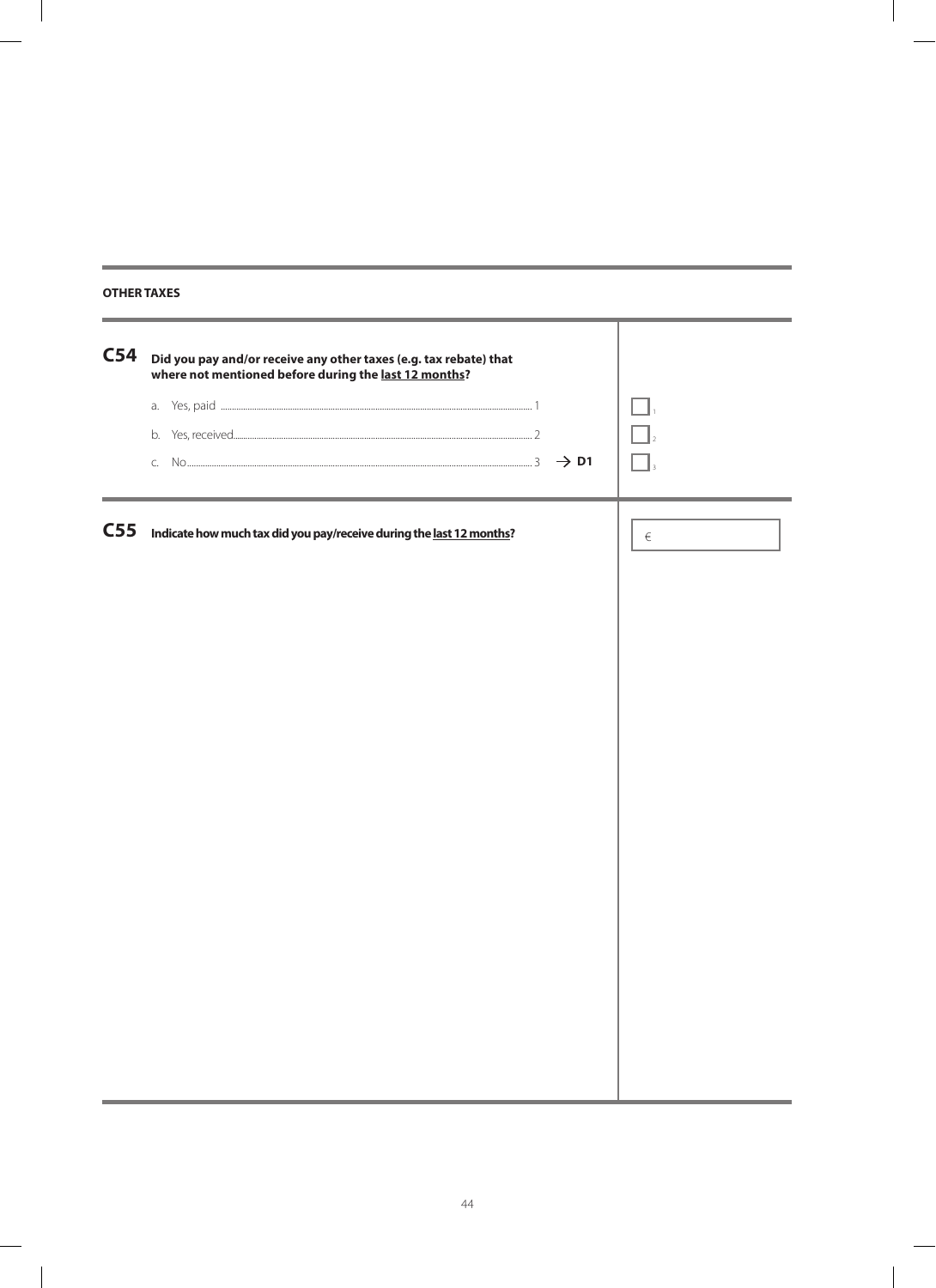**OTHER TAXES**

**C54** **Did you pay and/or receive any other taxes (e.g. tax rebate) that where not mentioned before during the <u>last 12 months</u>?**

a. Yes, paid ........................................ 1 ☐ 1

b. Yes, received........................................ 2 ☐ 2

c. No........................................ 3 → **D1** ☐ 3

**C55** **Indicate how much tax did you pay/receive during the <u>last 12 months</u>?**

€ ______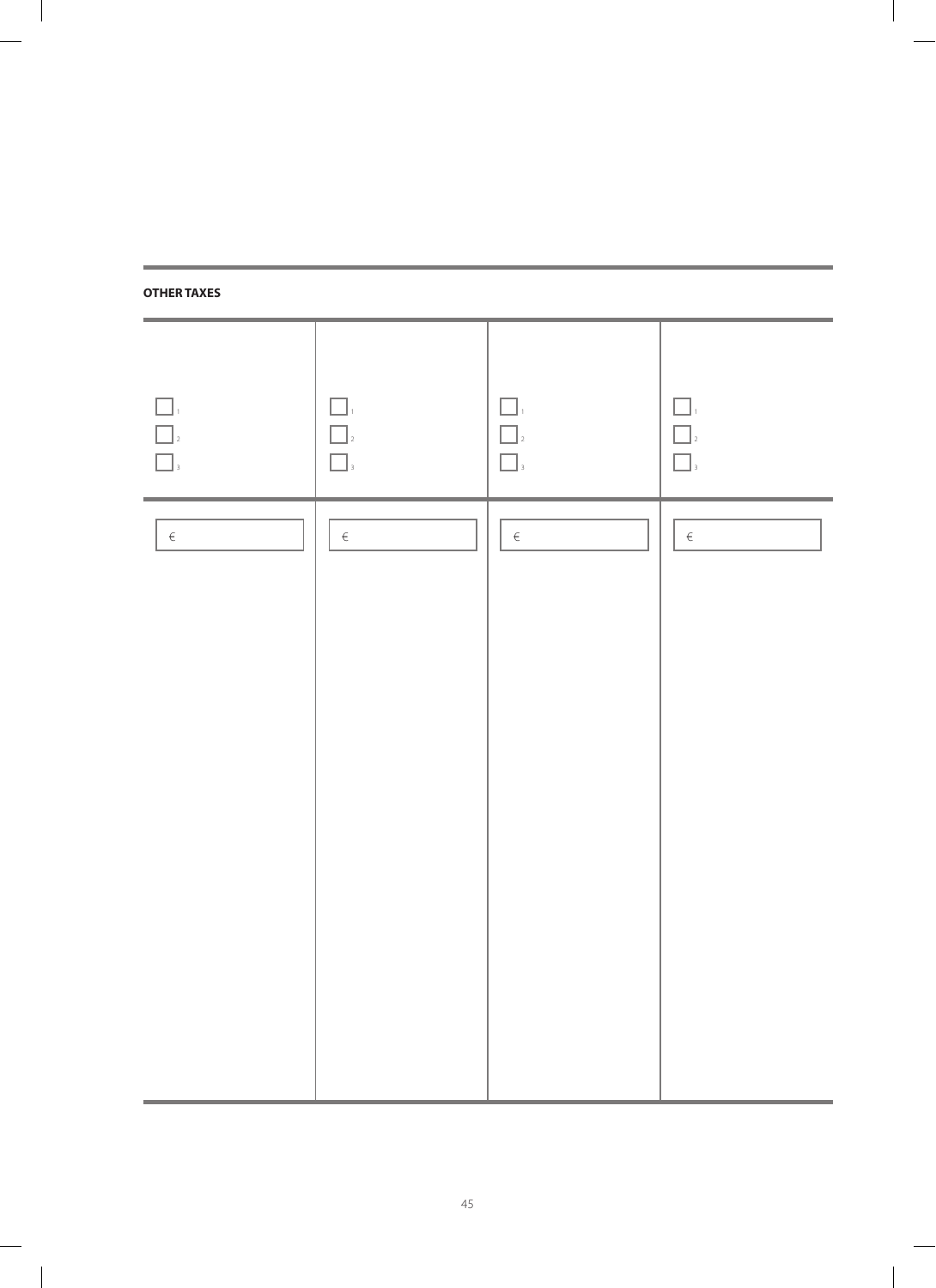**OTHER TAXES**

| | | | |
|---|---|---|---|
| ☐ 1<br>☐ 2<br>☐ 3 | ☐ 1<br>☐ 2<br>☐ 3 | ☐ 1<br>☐ 2<br>☐ 3 | ☐ 1<br>☐ 2<br>☐ 3 |
| € | € | € | € |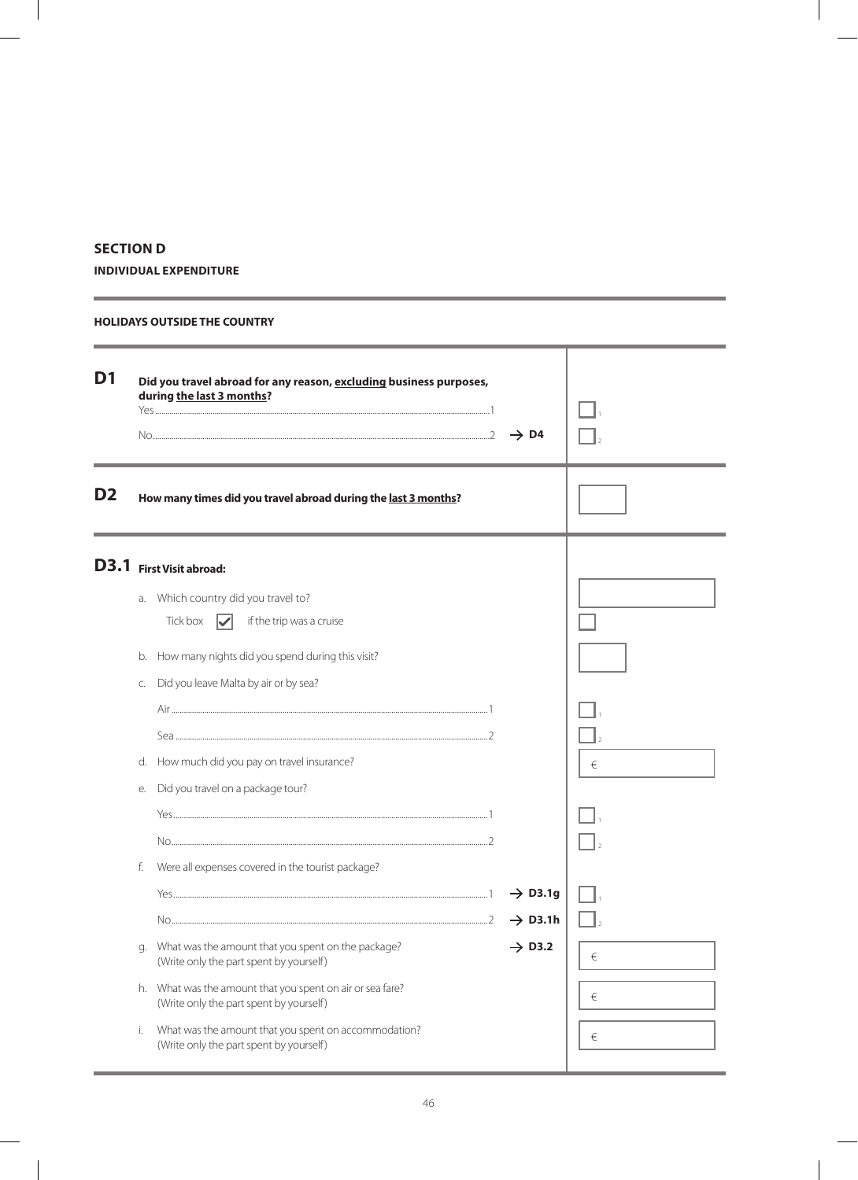## SECTION D

**INDIVIDUAL EXPENDITURE**

**HOLIDAYS OUTSIDE THE COUNTRY**

**D1** **Did you travel abroad for any reason, <u>excluding</u> business purposes, during <u>the last 3 months</u>?**

| | | |
|---|---|---|
| Yes | 1 | ☐ 1 |
| No | 2 → **D4** | ☐ 2 |

**D2** **How many times did you travel abroad during the <u>last 3 months</u>?** ☐

**D3.1** **First Visit abroad:**

a. Which country did you travel to? ☐

Tick box ☑ if the trip was a cruise ☐

b. How many nights did you spend during this visit? ☐

c. Did you leave Malta by air or by sea?

| | | |
|---|---|---|
| Air | 1 | ☐ 1 |
| Sea | 2 | ☐ 2 |

d. How much did you pay on travel insurance? €

e. Did you travel on a package tour?

| | | |
|---|---|---|
| Yes | 1 | ☐ 1 |
| No | 2 | ☐ 2 |

f. Were all expenses covered in the tourist package?

| | | |
|---|---|---|
| Yes | 1 → **D3.1g** | ☐ 1 |
| No | 2 → **D3.1h** | ☐ 2 |

g. What was the amount that you spent on the package? → **D3.2** €
(Write only the part spent by yourself)

h. What was the amount that you spent on air or sea fare? €
(Write only the part spent by yourself)

i. What was the amount that you spent on accommodation? €
(Write only the part spent by yourself)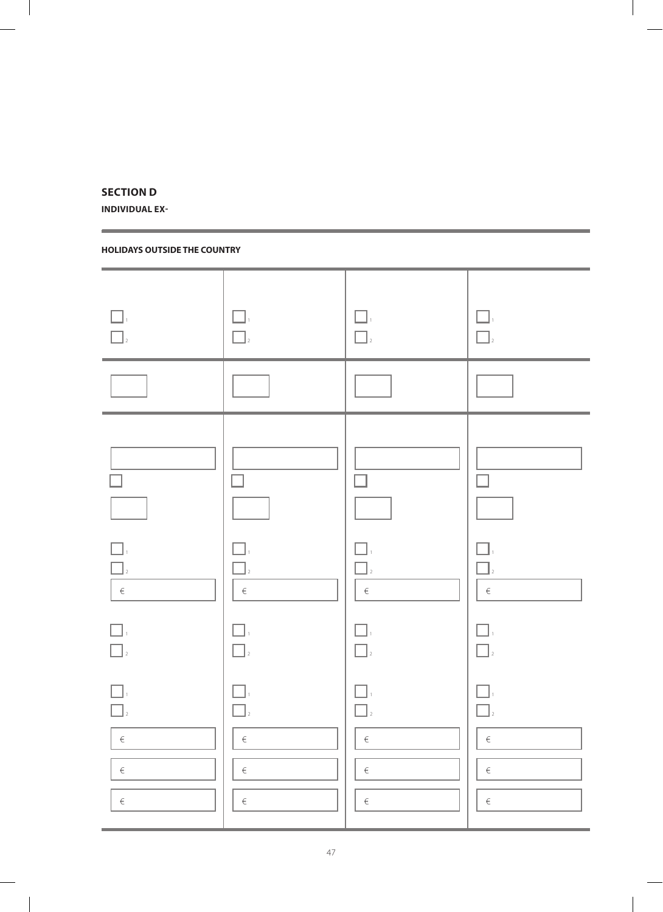## SECTION D

**INDIVIDUAL EX-**

**HOLIDAYS OUTSIDE THE COUNTRY**

| | | | |
|---|---|---|---|
| ☐ 1<br>☐ 2 | ☐ 1<br>☐ 2 | ☐ 1<br>☐ 2 | ☐ 1<br>☐ 2 |
| ☐ | ☐ | ☐ | ☐ |
| ☐<br>☐<br>☐ | ☐<br>☐<br>☐ | ☐<br>☐<br>☐ | ☐<br>☐<br>☐ |
| ☐ 1<br>☐ 2<br>€ | ☐ 1<br>☐ 2<br>€ | ☐ 1<br>☐ 2<br>€ | ☐ 1<br>☐ 2<br>€ |
| ☐ 1<br>☐ 2 | ☐ 1<br>☐ 2 | ☐ 1<br>☐ 2 | ☐ 1<br>☐ 2 |
| ☐ 1<br>☐ 2 | ☐ 1<br>☐ 2 | ☐ 1<br>☐ 2 | ☐ 1<br>☐ 2 |
| € | € | € | € |
| € | € | € | € |
| € | € | € | € |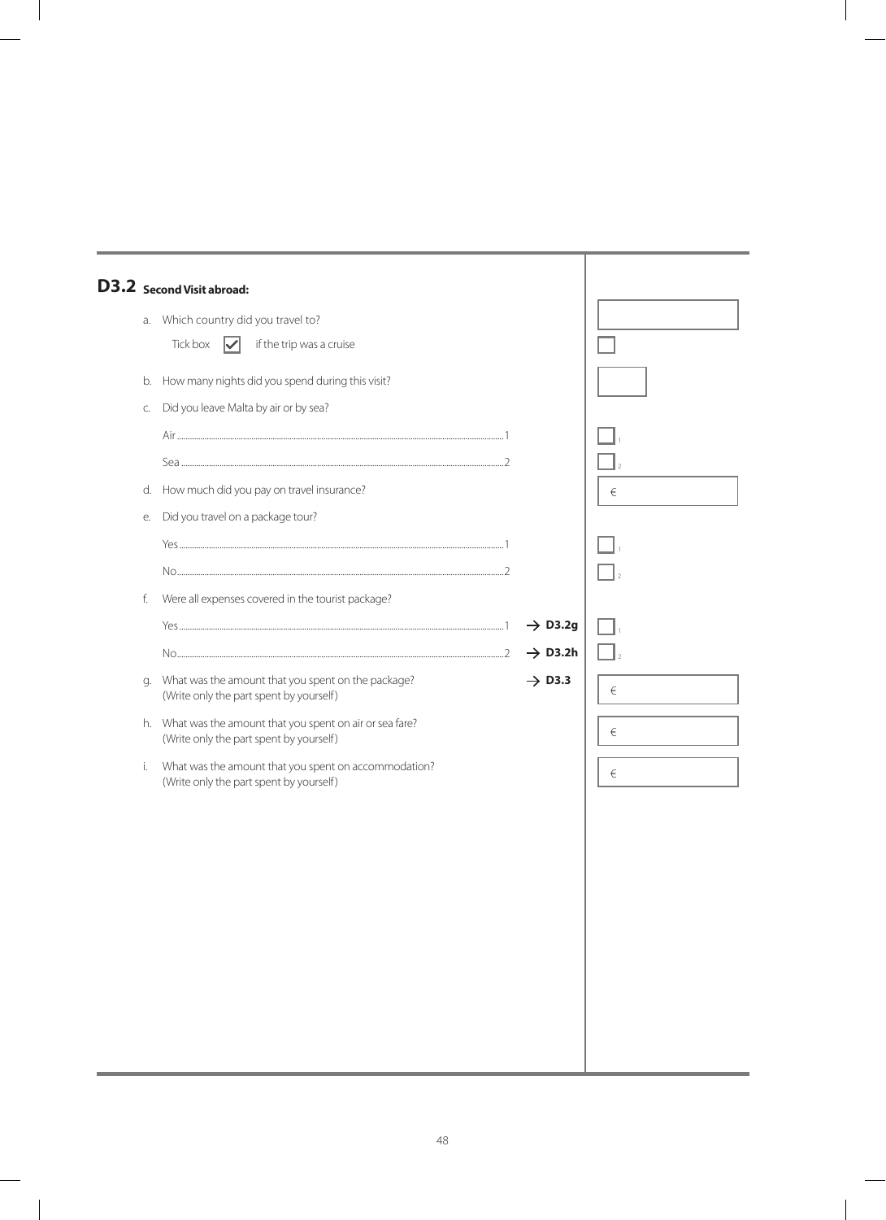## D3.2 Second Visit abroad:

a. Which country did you travel to? ☐

Tick box ☑ if the trip was a cruise ☐

b. How many nights did you spend during this visit? ☐

c. Did you leave Malta by air or by sea?

| | | |
|---|---|---|
| Air | 1 | ☐ 1 |
| Sea | 2 | ☐ 2 |

d. How much did you pay on travel insurance? € ☐

e. Did you travel on a package tour?

| | | |
|---|---|---|
| Yes | 1 | ☐ 1 |
| No | 2 | ☐ 2 |

f. Were all expenses covered in the tourist package?

| | | | |
|---|---|---|---|
| Yes | 1 | → **D3.2g** | ☐ 1 |
| No | 2 | → **D3.2h** | ☐ 2 |

g. What was the amount that you spent on the package? → **D3.3** € ☐
(Write only the part spent by yourself)

h. What was the amount that you spent on air or sea fare? € ☐
(Write only the part spent by yourself)

i. What was the amount that you spent on accommodation? € ☐
(Write only the part spent by yourself)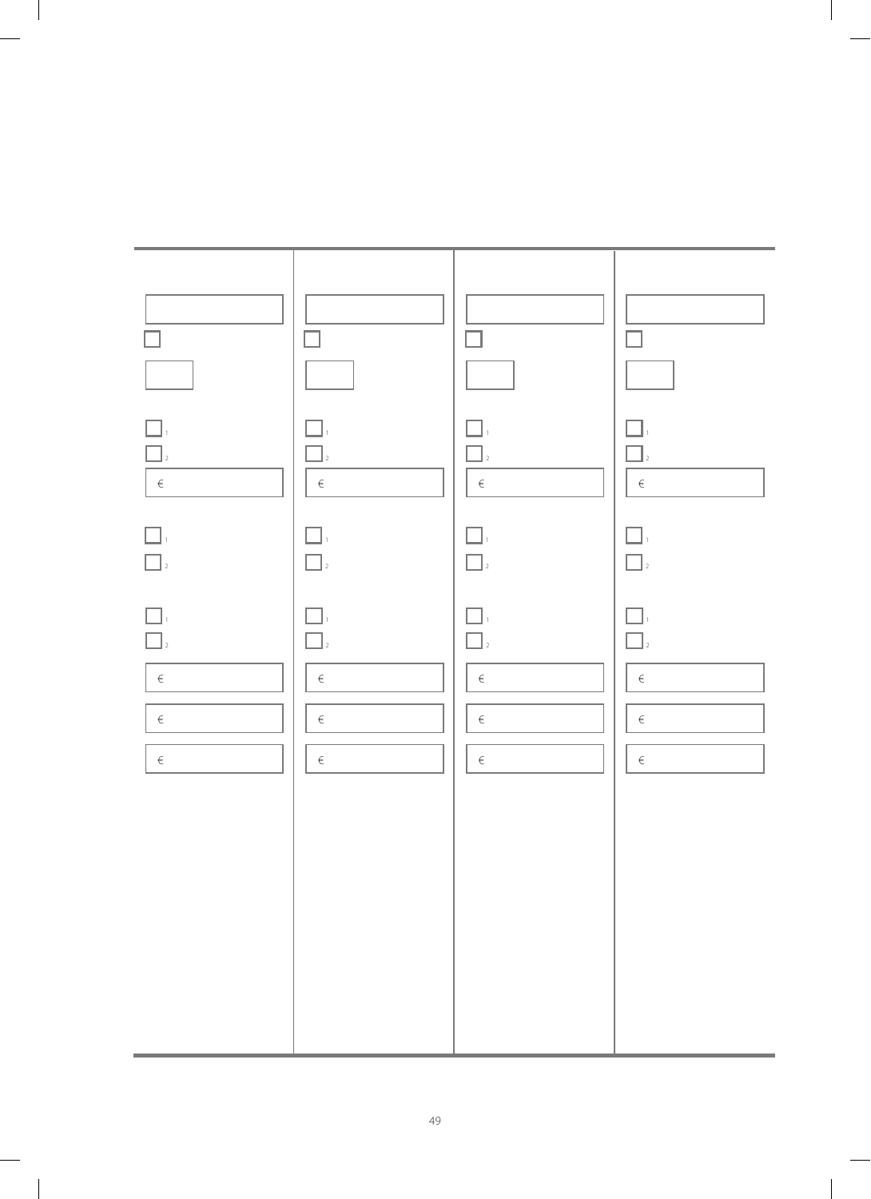| | | | |
|---|---|---|---|
| ☐ | ☐ | ☐ | ☐ |
| ☐ 1 | ☐ 1 | ☐ 1 | ☐ 1 |
| ☐ 2 | ☐ 2 | ☐ 2 | ☐ 2 |
| € | € | € | € |
| ☐ 1 | ☐ 1 | ☐ 1 | ☐ 1 |
| ☐ 2 | ☐ 2 | ☐ 2 | ☐ 2 |
| ☐ 1 | ☐ 1 | ☐ 1 | ☐ 1 |
| ☐ 2 | ☐ 2 | ☐ 2 | ☐ 2 |
| € | € | € | € |
| € | € | € | € |
| € | € | € | € |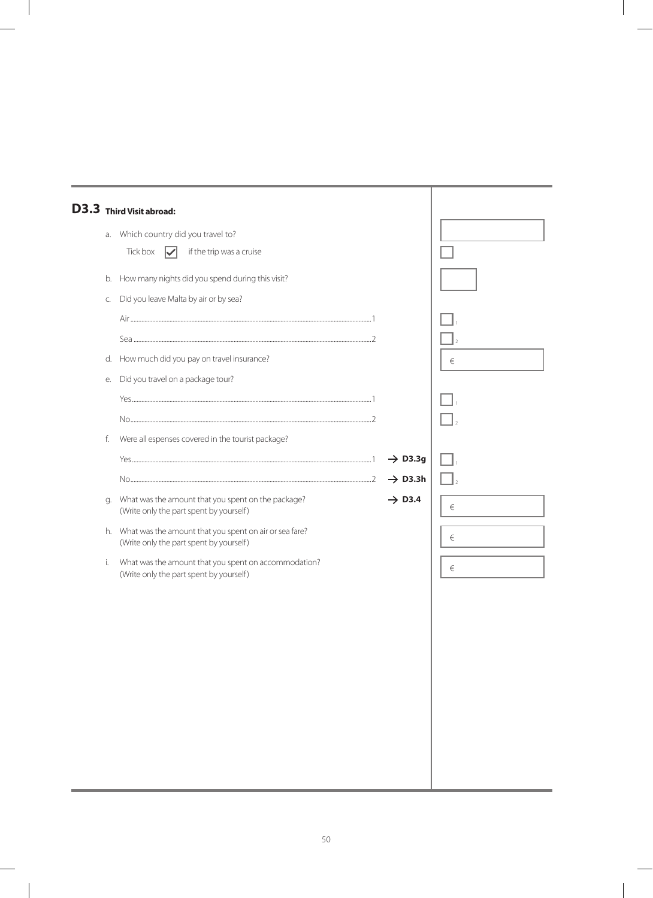## D3.3 Third Visit abroad:

a. Which country did you travel to?

Tick box ☑ if the trip was a cruise ☐

b. How many nights did you spend during this visit?

c. Did you leave Malta by air or by sea?

Air....................1 ☐

Sea....................2 ☐

d. How much did you pay on travel insurance? €

e. Did you travel on a package tour?

Yes....................1 ☐

No....................2 ☐

f. Were all espenses covered in the tourist package?

Yes....................1 → **D3.3g** ☐

No....................2 → **D3.3h** ☐

g. What was the amount that you spent on the package? → **D3.4** €
(Write only the part spent by yourself)

h. What was the amount that you spent on air or sea fare? €
(Write only the part spent by yourself)

i. What was the amount that you spent on accommodation? €
(Write only the part spent by yourself)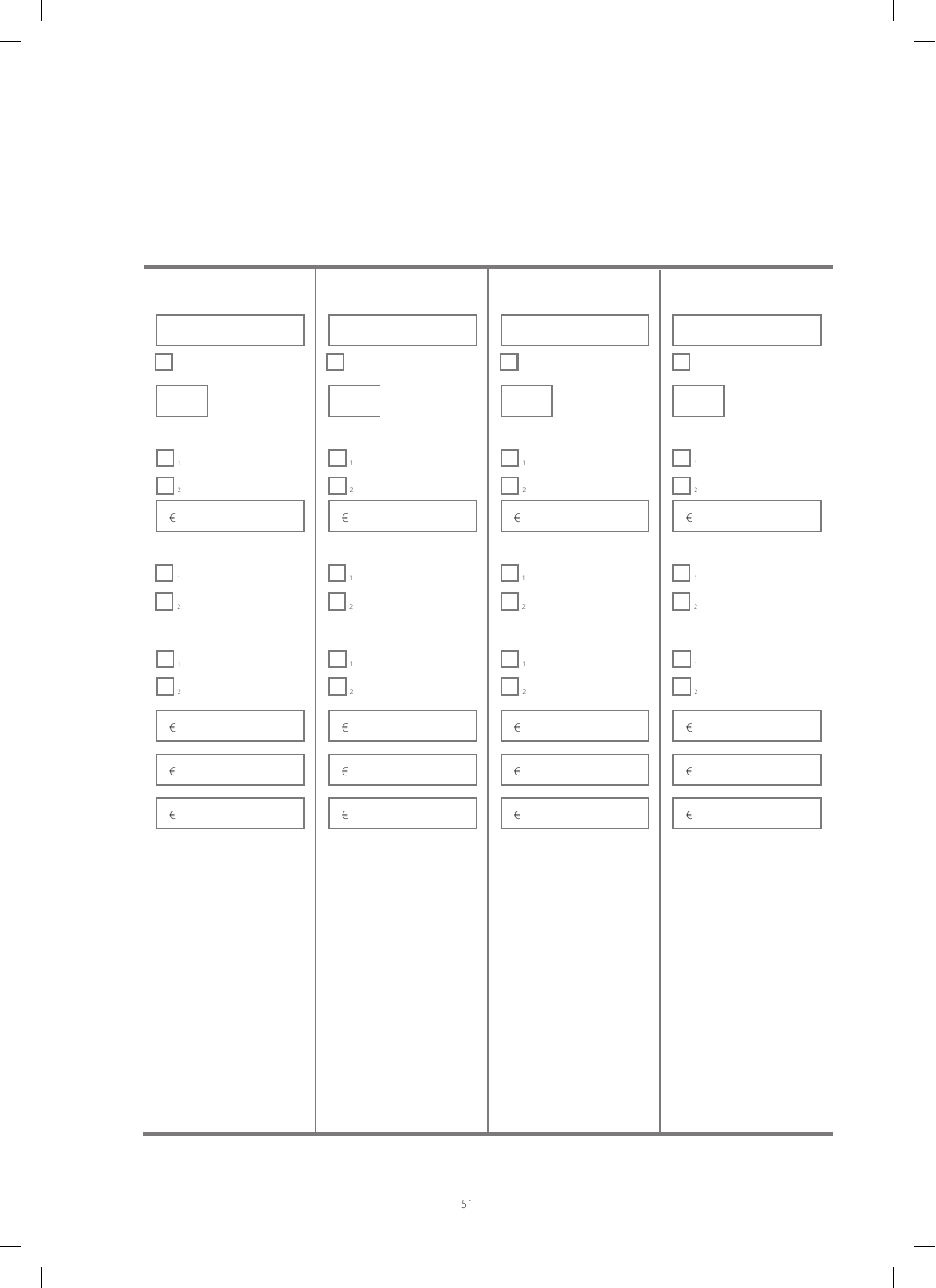| | | | |
|---|---|---|---|
| ☐ | ☐ | ☐ | ☐ |
| ☐ 1 | ☐ 1 | ☐ 1 | ☐ 1 |
| ☐ 2 | ☐ 2 | ☐ 2 | ☐ 2 |
| € | € | € | € |
| ☐ 1 | ☐ 1 | ☐ 1 | ☐ 1 |
| ☐ 2 | ☐ 2 | ☐ 2 | ☐ 2 |
| ☐ 1 | ☐ 1 | ☐ 1 | ☐ 1 |
| ☐ 2 | ☐ 2 | ☐ 2 | ☐ 2 |
| € | € | € | € |
| € | € | € | € |
| € | € | € | € |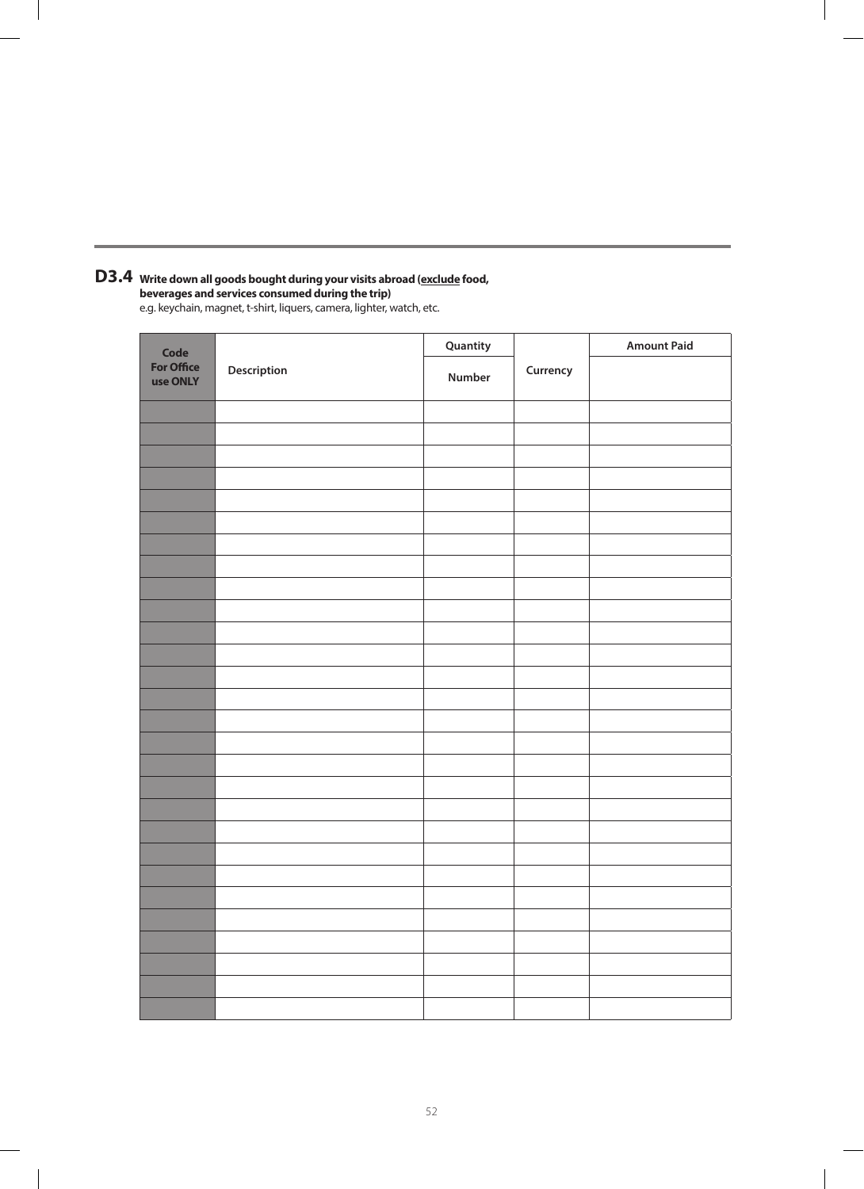**D3.4** **Write down all goods bought during your visits abroad (<u>exclude</u> food, beverages and services consumed during the trip)**
e.g. keychain, magnet, t-shirt, liquers, camera, lighter, watch, etc.

| Code For Office use ONLY | Description | Quantity | Currency | Amount Paid |
|---|---|---|---|---|
| | | Number | | |
| | | | | |
| | | | | |
| | | | | |
| | | | | |
| | | | | |
| | | | | |
| | | | | |
| | | | | |
| | | | | |
| | | | | |
| | | | | |
| | | | | |
| | | | | |
| | | | | |
| | | | | |
| | | | | |
| | | | | |
| | | | | |
| | | | | |
| | | | | |
| | | | | |
| | | | | |
| | | | | |
| | | | | |
| | | | | |
| | | | | |
| | | | | |
| | | | | |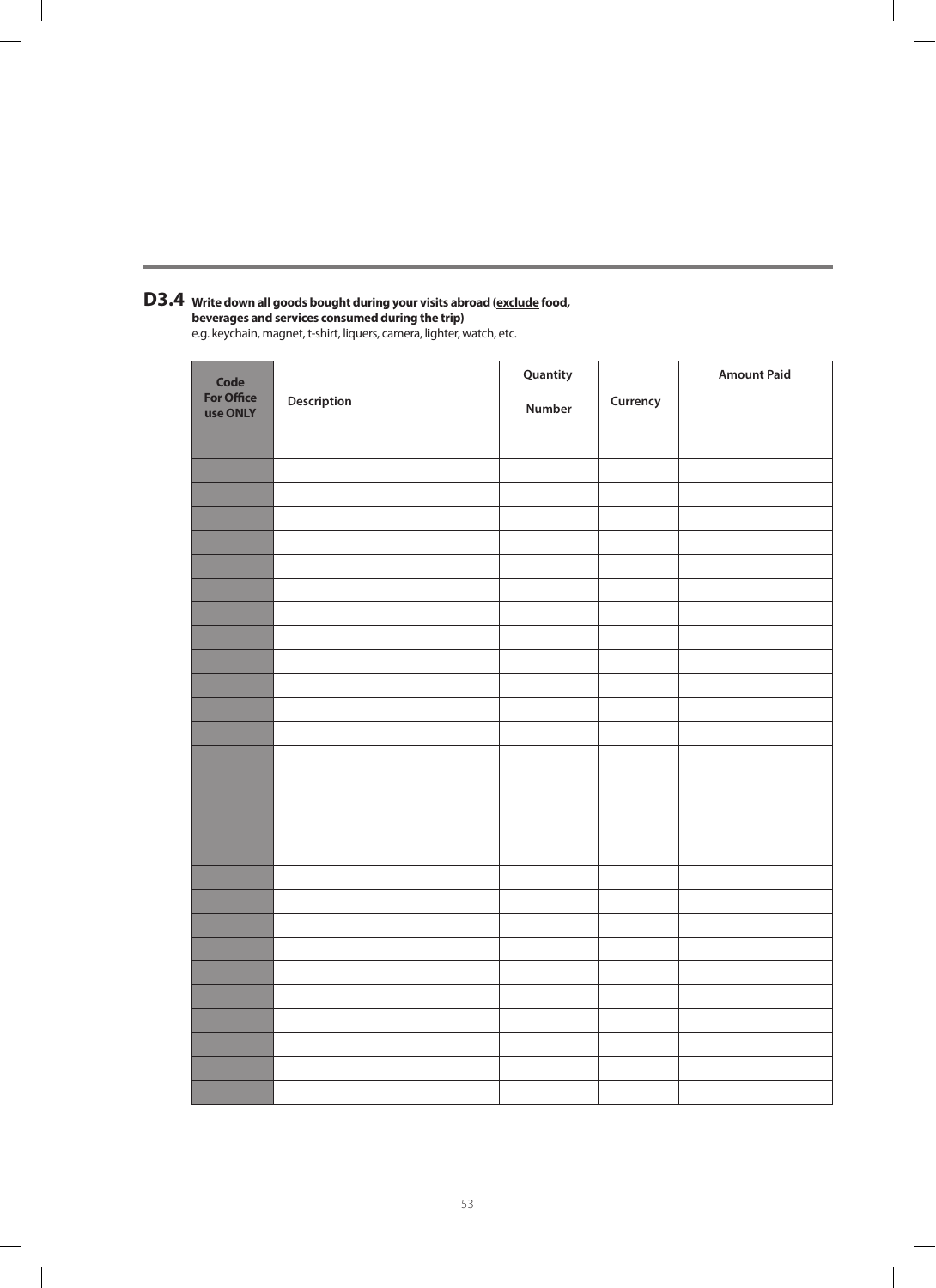## D3.4 Write down all goods bought during your visits abroad (exclude food, beverages and services consumed during the trip)

e.g. keychain, magnet, t-shirt, liquers, camera, lighter, watch, etc.

| Code For Office use ONLY | Description | Quantity | Currency | Amount Paid |
|---|---|---|---|---|
| | | Number | | |
| | | | | |
| | | | | |
| | | | | |
| | | | | |
| | | | | |
| | | | | |
| | | | | |
| | | | | |
| | | | | |
| | | | | |
| | | | | |
| | | | | |
| | | | | |
| | | | | |
| | | | | |
| | | | | |
| | | | | |
| | | | | |
| | | | | |
| | | | | |
| | | | | |
| | | | | |
| | | | | |
| | | | | |
| | | | | |
| | | | | |
| | | | | |
| | | | | |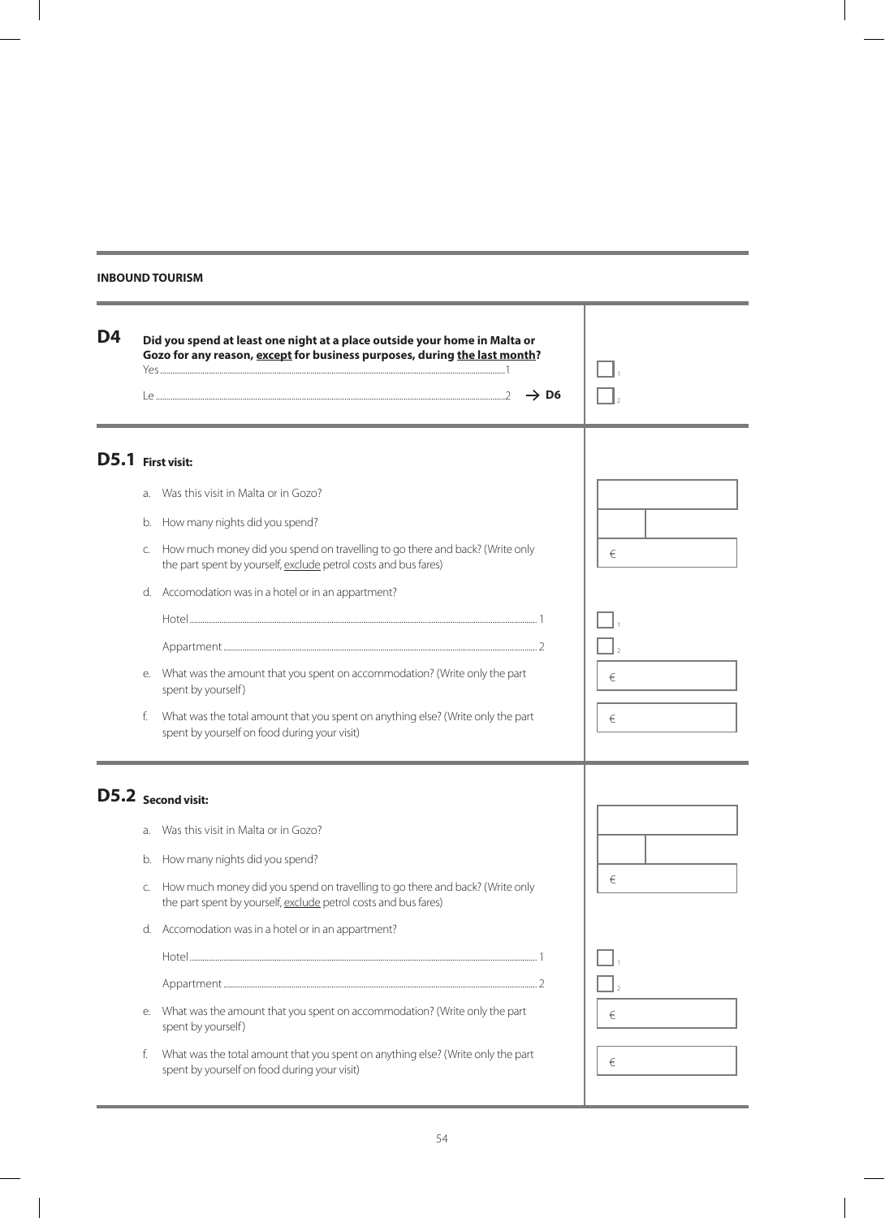**INBOUND TOURISM**

**D4** **Did you spend at least one night at a place outside your home in Malta or Gozo for any reason, except for business purposes, during the last month?**

Yes .......... 1 ☐

Le .......... 2 → **D6** ☐

## D5.1 First visit:

a. Was this visit in Malta or in Gozo?

b. How many nights did you spend?

c. How much money did you spend on travelling to go there and back? (Write only the part spent by yourself, exclude petrol costs and bus fares) €

d. Accomodation was in a hotel or in an appartment?

Hotel .......... 1 ☐

Appartment .......... 2 ☐

e. What was the amount that you spent on accommodation? (Write only the part spent by yourself) €

f. What was the total amount that you spent on anything else? (Write only the part spent by yourself on food during your visit) €

## D5.2 Second visit:

a. Was this visit in Malta or in Gozo?

b. How many nights did you spend?

c. How much money did you spend on travelling to go there and back? (Write only the part spent by yourself, exclude petrol costs and bus fares) €

d. Accomodation was in a hotel or in an appartment?

Hotel .......... 1 ☐

Appartment .......... 2 ☐

e. What was the amount that you spent on accommodation? (Write only the part spent by yourself) €

f. What was the total amount that you spent on anything else? (Write only the part spent by yourself on food during your visit) €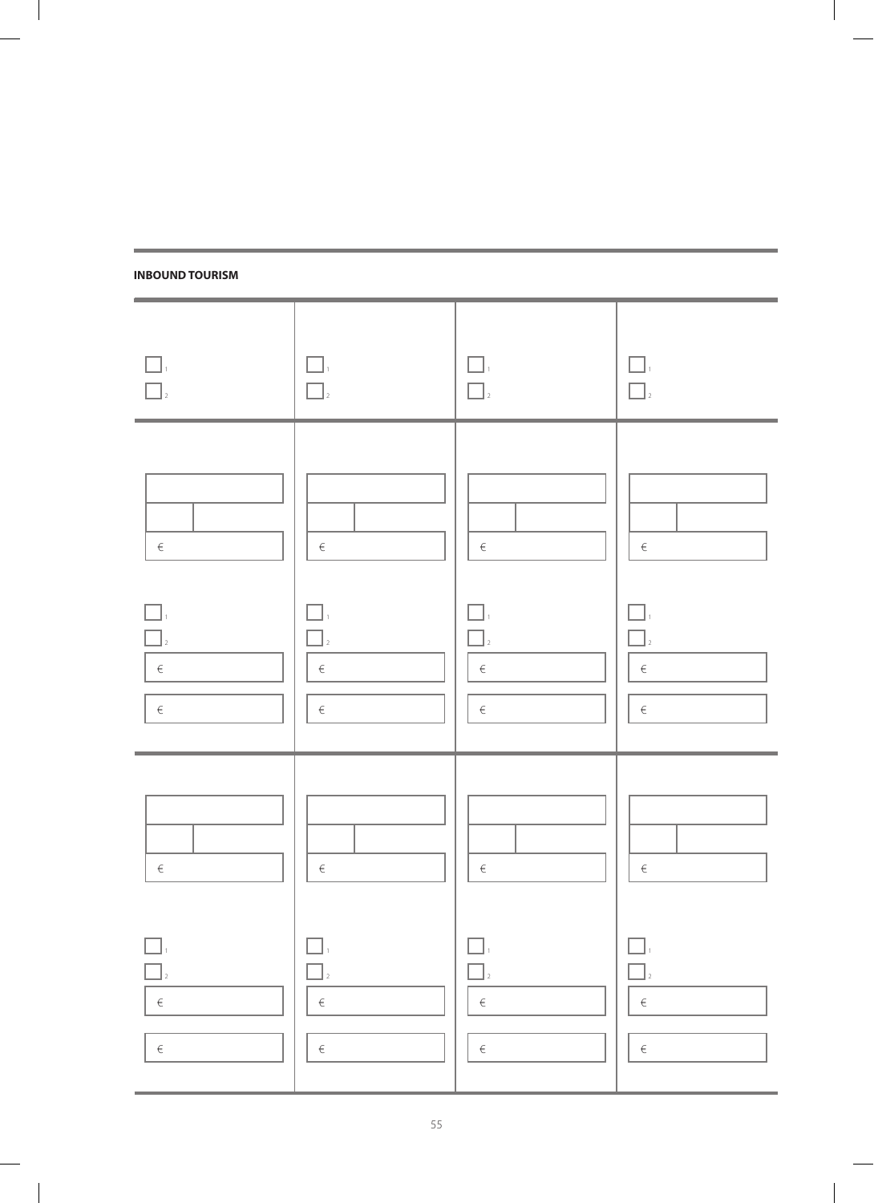**INBOUND TOURISM**

| | | | |
|---|---|---|---|
| ☐ 1<br>☐ 2 | ☐ 1<br>☐ 2 | ☐ 1<br>☐ 2 | ☐ 1<br>☐ 2 |
| €<br><br>☐ 1<br>☐ 2<br>€<br>€ | €<br><br>☐ 1<br>☐ 2<br>€<br>€ | €<br><br>☐ 1<br>☐ 2<br>€<br>€ | €<br><br>☐ 1<br>☐ 2<br>€<br>€ |
| €<br><br>☐ 1<br>☐ 2<br>€<br>€ | €<br><br>☐ 1<br>☐ 2<br>€<br>€ | €<br><br>☐ 1<br>☐ 2<br>€<br>€ | €<br><br>☐ 1<br>☐ 2<br>€<br>€ |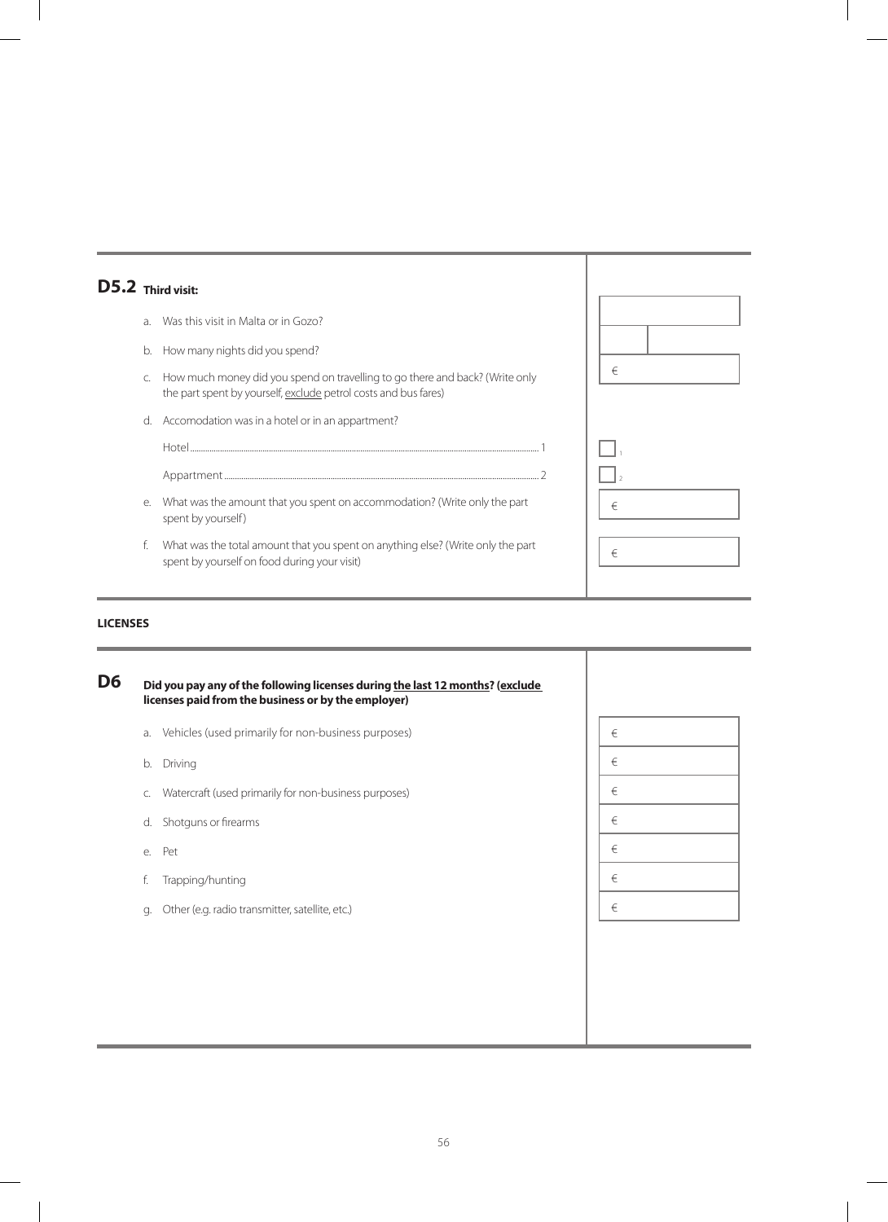## D5.2 Third visit:

a. Was this visit in Malta or in Gozo?

b. How many nights did you spend?

c. How much money did you spend on travelling to go there and back? (Write only the part spent by yourself, <u>exclude</u> petrol costs and bus fares) €

d. Accomodation was in a hotel or in an appartment?

Hotel ........................................................ 1 ☐ 1

Appartment ........................................................ 2 ☐ 2

e. What was the amount that you spent on accommodation? (Write only the part spent by yourself) €

f. What was the total amount that you spent on anything else? (Write only the part spent by yourself on food during your visit) €

**LICENSES**

## D6 Did you pay any of the following licenses during <u>the last 12 months</u>? (<u>exclude</u> licenses paid from the business or by the employer)

| | |
|---|---|
| a. Vehicles (used primarily for non-business purposes) | € |
| b. Driving | € |
| c. Watercraft (used primarily for non-business purposes) | € |
| d. Shotguns or firearms | € |
| e. Pet | € |
| f. Trapping/hunting | € |
| g. Other (e.g. radio transmitter, satellite, etc.) | € |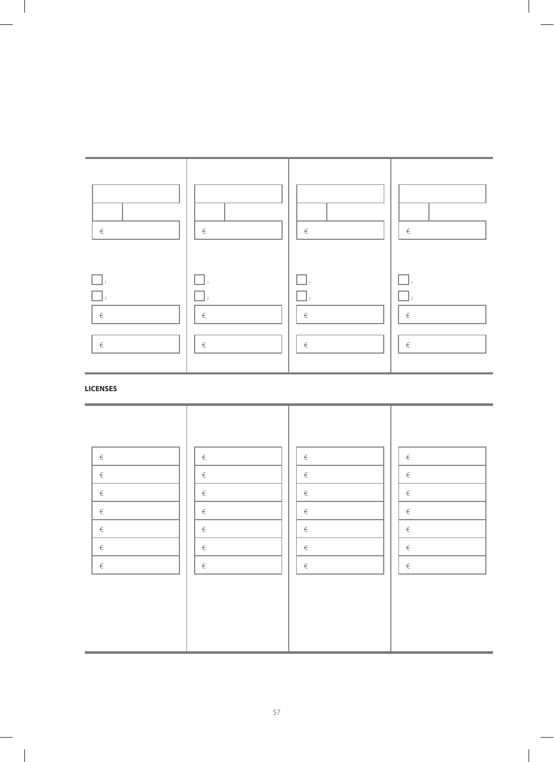| | | | |
|---|---|---|---|
| € | € | € | € |
| ☐ 1 | ☐ 1 | ☐ 1 | ☐ 1 |
| ☐ 2 | ☐ 2 | ☐ 2 | ☐ 2 |
| € | € | € | € |
| € | € | € | € |

**LICENSES**

| | | | |
|---|---|---|---|
| € | € | € | € |
| € | € | € | € |
| € | € | € | € |
| € | € | € | € |
| € | € | € | € |
| € | € | € | € |
| € | € | € | € |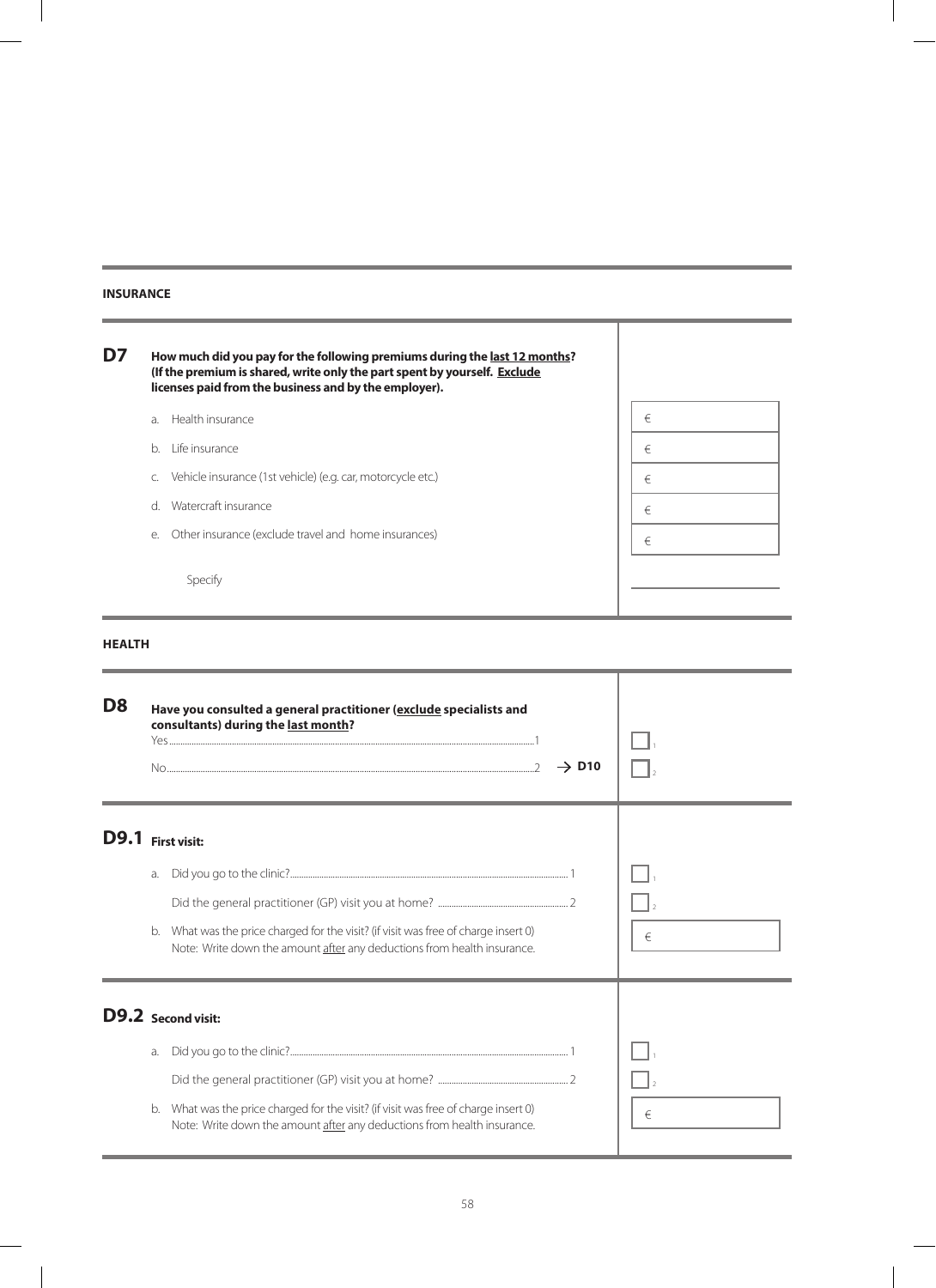## INSURANCE

**D7** **How much did you pay for the following premiums during the last 12 months? (If the premium is shared, write only the part spent by yourself. Exclude licenses paid from the business and by the employer).**

| | | |
|---|---|---|
| a. | Health insurance | € |
| b. | Life insurance | € |
| c. | Vehicle insurance (1st vehicle) (e.g. car, motorcycle etc.) | € |
| d. | Watercraft insurance | € |
| e. | Other insurance (exclude travel and home insurances) | € |
| | Specify | ________ |

## HEALTH

**D8** **Have you consulted a general practitioner (exclude specialists and consultants) during the last month?**

Yes....................1 ☐

No....................2 → **D10** ☐

**D9.1 First visit:**

a. Did you go to the clinic?....................1 ☐

Did the general practitioner (GP) visit you at home? ....................2 ☐

b. What was the price charged for the visit? (if visit was free of charge insert 0)
Note: Write down the amount after any deductions from health insurance. €

**D9.2 Second visit:**

a. Did you go to the clinic?....................1 ☐

Did the general practitioner (GP) visit you at home? ....................2 ☐

b. What was the price charged for the visit? (if visit was free of charge insert 0)
Note: Write down the amount after any deductions from health insurance. €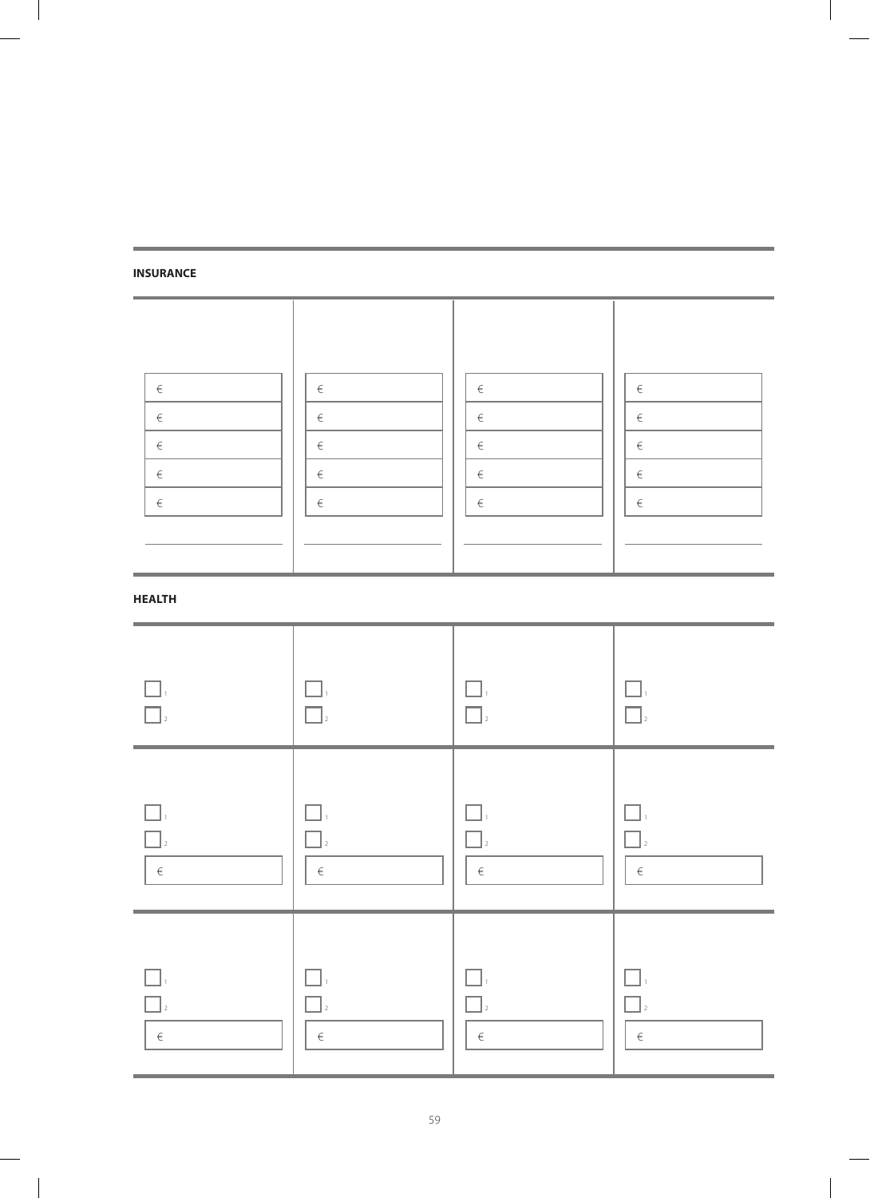## INSURANCE

| | | | |
|---|---|---|---|
| € | € | € | € |
| € | € | € | € |
| € | € | € | € |
| € | € | € | € |
| € | € | € | € |

## HEALTH

| | | | |
|---|---|---|---|
| ☐ 1<br>☐ 2 | ☐ 1<br>☐ 2 | ☐ 1<br>☐ 2 | ☐ 1<br>☐ 2 |
| ☐ 1<br>☐ 2<br>€ | ☐ 1<br>☐ 2<br>€ | ☐ 1<br>☐ 2<br>€ | ☐ 1<br>☐ 2<br>€ |
| ☐ 1<br>☐ 2<br>€ | ☐ 1<br>☐ 2<br>€ | ☐ 1<br>☐ 2<br>€ | ☐ 1<br>☐ 2<br>€ |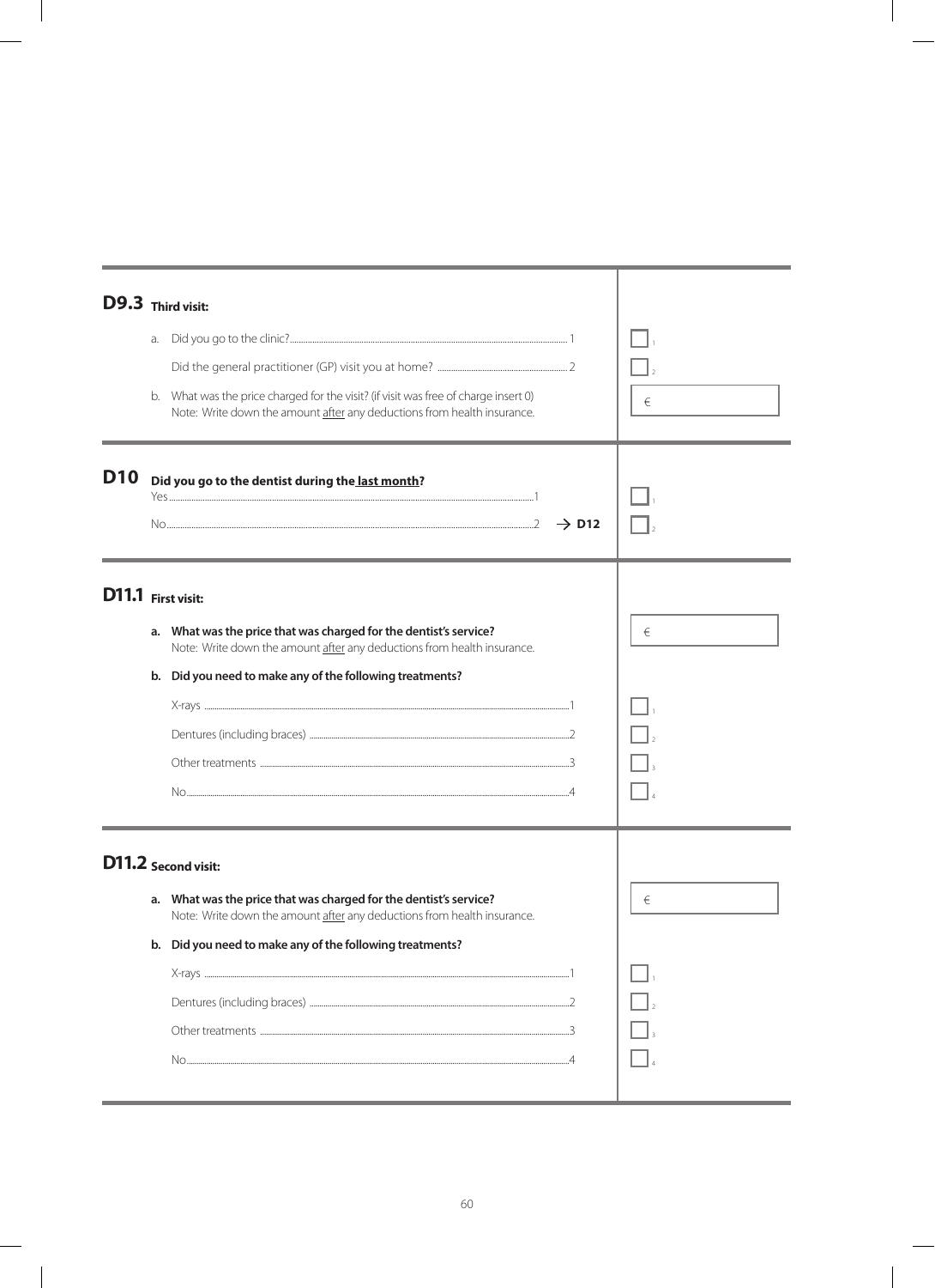## D9.3 Third visit:

a. Did you go to the clinic? ........ 1 ☐

Did the general practitioner (GP) visit you at home? ........ 2 ☐

b. What was the price charged for the visit? (if visit was free of charge insert 0)
Note: Write down the amount <u>after</u> any deductions from health insurance. €

## D10 Did you go to the dentist during the <u>last month</u>?

Yes ........ 1 ☐

No ........ 2 → **D12** ☐

## D11.1 First visit:

**a. What was the price that was charged for the dentist's service?**
Note: Write down the amount <u>after</u> any deductions from health insurance. €

**b. Did you need to make any of the following treatments?**

X-rays ........ 1 ☐

Dentures (including braces) ........ 2 ☐

Other treatments ........ 3 ☐

No ........ 4 ☐

## D11.2 Second visit:

**a. What was the price that was charged for the dentist's service?**
Note: Write down the amount <u>after</u> any deductions from health insurance. €

**b. Did you need to make any of the following treatments?**

X-rays ........ 1 ☐

Dentures (including braces) ........ 2 ☐

Other treatments ........ 3 ☐

No ........ 4 ☐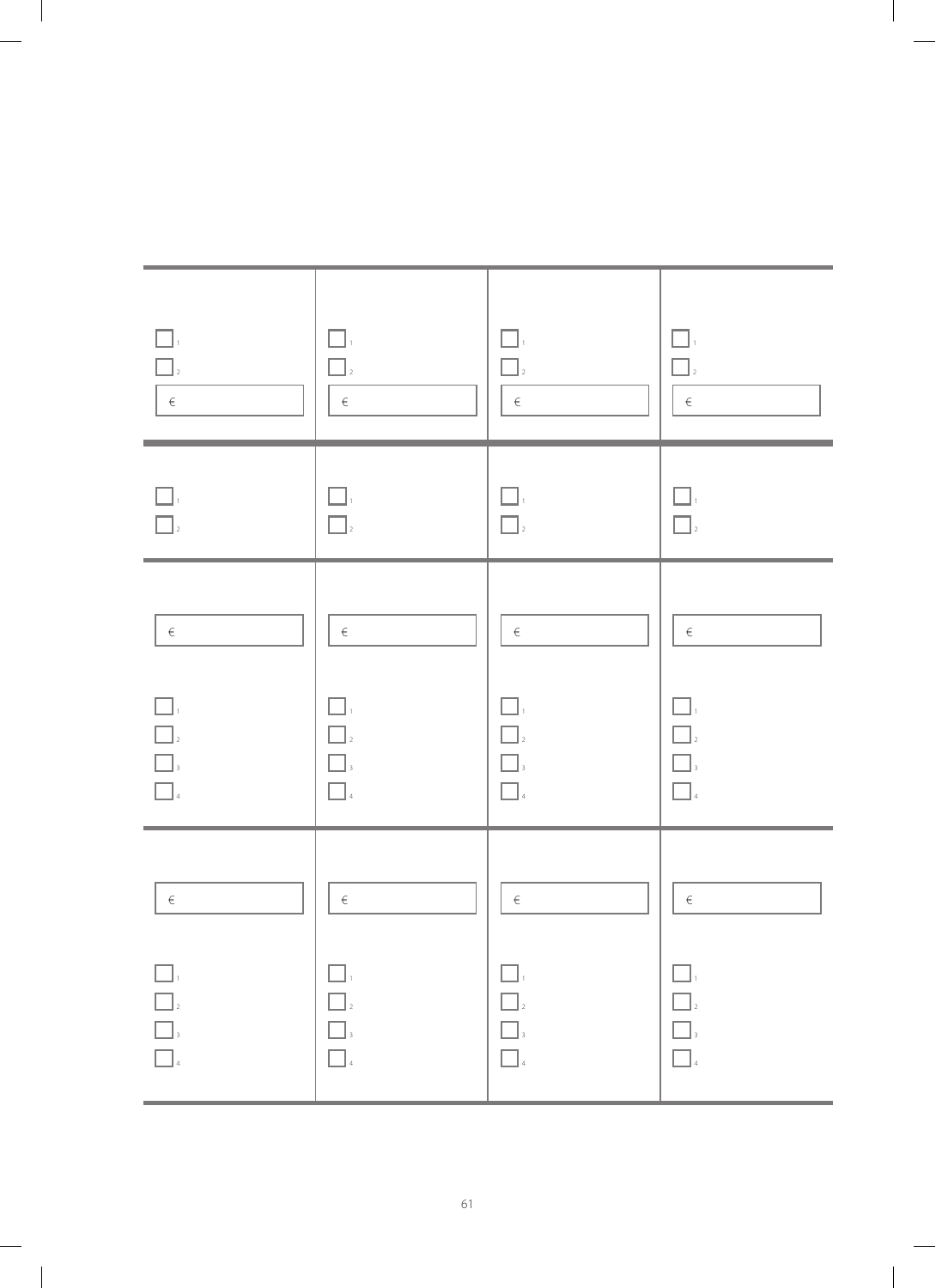| | | | |
|---|---|---|---|
| ☐ 1 | ☐ 1 | ☐ 1 | ☐ 1 |
| ☐ 2 | ☐ 2 | ☐ 2 | ☐ 2 |
| € | € | € | € |
| ☐ 1 | ☐ 1 | ☐ 1 | ☐ 1 |
| ☐ 2 | ☐ 2 | ☐ 2 | ☐ 2 |
| € | € | € | € |
| ☐ 1 | ☐ 1 | ☐ 1 | ☐ 1 |
| ☐ 2 | ☐ 2 | ☐ 2 | ☐ 2 |
| ☐ 3 | ☐ 3 | ☐ 3 | ☐ 3 |
| ☐ 4 | ☐ 4 | ☐ 4 | ☐ 4 |
| € | € | € | € |
| ☐ 1 | ☐ 1 | ☐ 1 | ☐ 1 |
| ☐ 2 | ☐ 2 | ☐ 2 | ☐ 2 |
| ☐ 3 | ☐ 3 | ☐ 3 | ☐ 3 |
| ☐ 4 | ☐ 4 | ☐ 4 | ☐ 4 |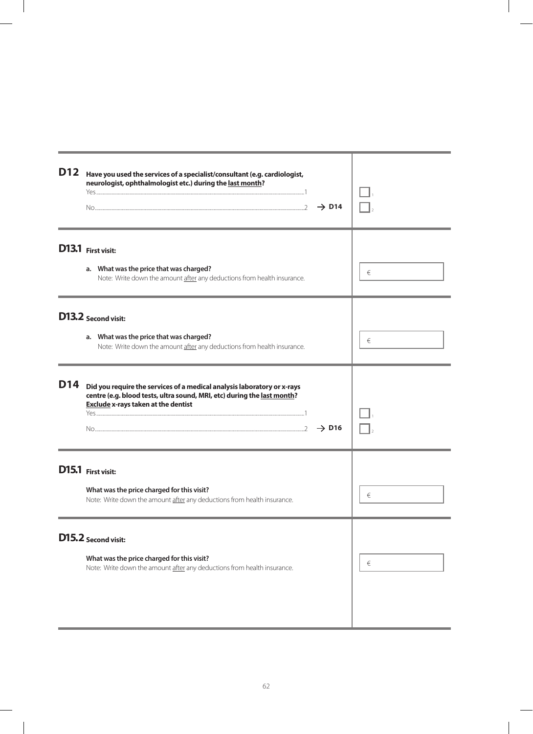**D12** **Have you used the services of a specialist/consultant (e.g. cardiologist, neurologist, ophthalmologist etc.) during the <u>last month</u>?**

Yes..........1 ☐

No..........2 → **D14** ☐

---

**D13.1** **First visit:**

a. **What was the price that was charged?**
Note: Write down the amount <u>after</u> any deductions from health insurance.

€ ______

---

**D13.2** **Second visit:**

a. **What was the price that was charged?**
Note: Write down the amount <u>after</u> any deductions from health insurance.

€ ______

---

**D14** **Did you require the services of a medical analysis laboratory or x-rays centre (e.g. blood tests, ultra sound, MRI, etc) during the <u>last month</u>?**
**<u>Exclude</u> x-rays taken at the dentist**

Yes..........1 ☐

No..........2 → **D16** ☐

---

**D15.1** **First visit:**

**What was the price charged for this visit?**
Note: Write down the amount <u>after</u> any deductions from health insurance.

€ ______

---

**D15.2** **Second visit:**

**What was the price charged for this visit?**
Note: Write down the amount <u>after</u> any deductions from health insurance.

€ ______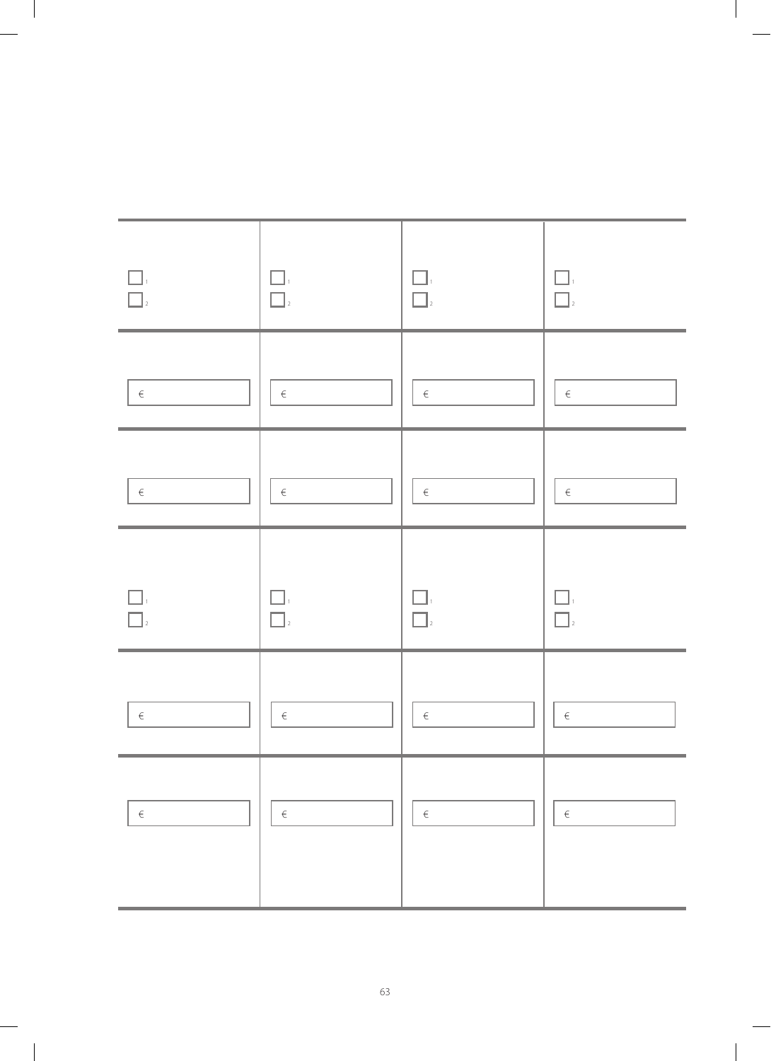| | | | |
|---|---|---|---|
| ☐ 1<br>☐ 2 | ☐ 1<br>☐ 2 | ☐ 1<br>☐ 2 | ☐ 1<br>☐ 2 |
| € | € | € | € |
| € | € | € | € |
| ☐ 1<br>☐ 2 | ☐ 1<br>☐ 2 | ☐ 1<br>☐ 2 | ☐ 1<br>☐ 2 |
| € | € | € | € |
| € | € | € | € |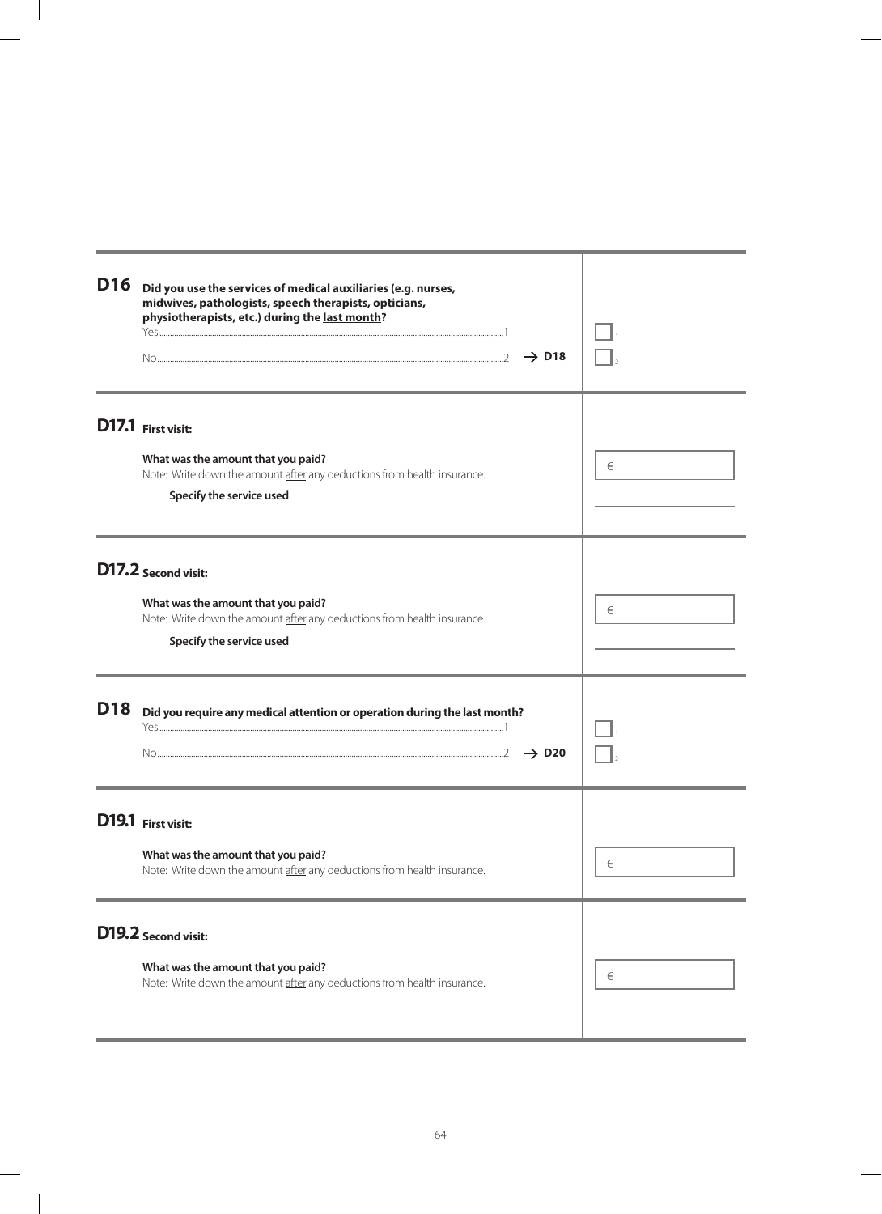**D16** **Did you use the services of medical auxiliaries (e.g. nurses, midwives, pathologists, speech therapists, opticians, physiotherapists, etc.) during the <u>last month</u>?**

Yes.......................................................1 ☐

No.......................................................2 → **D18** ☐

---

**D17.1** **First visit:**

**What was the amount that you paid?**

Note: Write down the amount <u>after</u> any deductions from health insurance.

€ ____________

**Specify the service used**

____________

---

**D17.2** **Second visit:**

**What was the amount that you paid?**

Note: Write down the amount <u>after</u> any deductions from health insurance.

€ ____________

**Specify the service used**

____________

---

**D18** **Did you require any medical attention or operation during the last month?**

Yes.......................................................1 ☐

No.......................................................2 → **D20** ☐

---

**D19.1** **First visit:**

**What was the amount that you paid?**

Note: Write down the amount <u>after</u> any deductions from health insurance.

€ ____________

---

**D19.2** **Second visit:**

**What was the amount that you paid?**

Note: Write down the amount <u>after</u> any deductions from health insurance.

€ ____________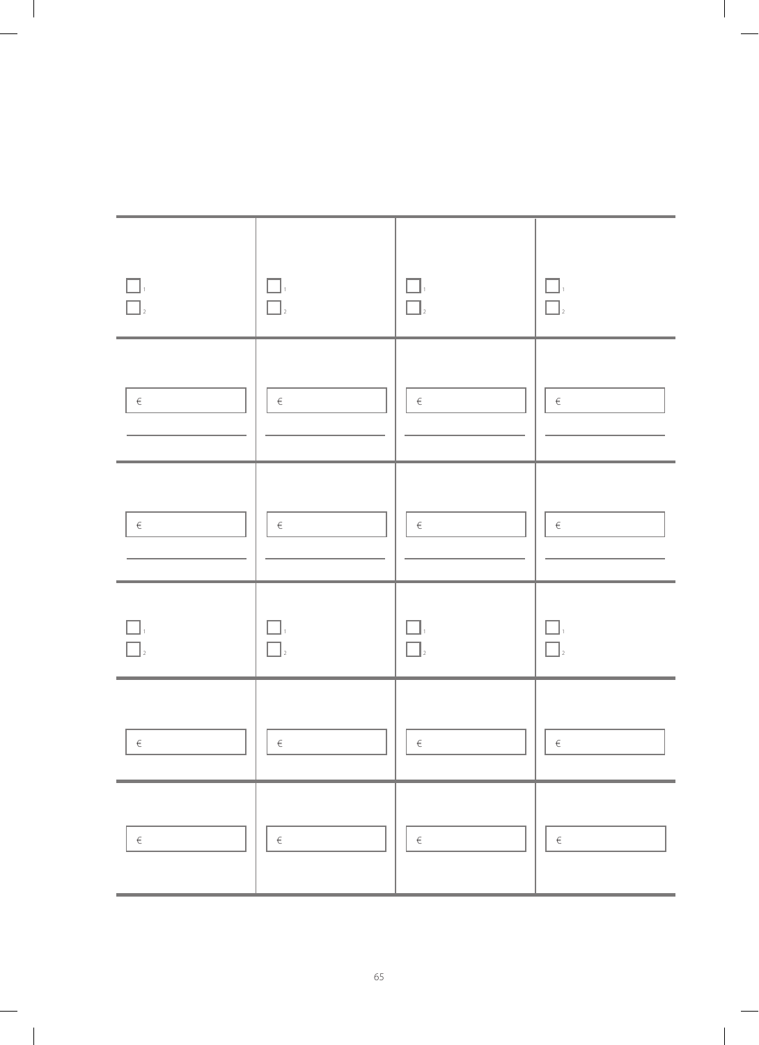| ☐ 1<br>☐ 2 | ☐ 1<br>☐ 2 | ☐ 1<br>☐ 2 | ☐ 1<br>☐ 2 |
|---|---|---|---|
| € | € | € | € |
| € | € | € | € |
| ☐ 1<br>☐ 2 | ☐ 1<br>☐ 2 | ☐ 1<br>☐ 2 | ☐ 1<br>☐ 2 |
| € | € | € | € |
| € | € | € | € |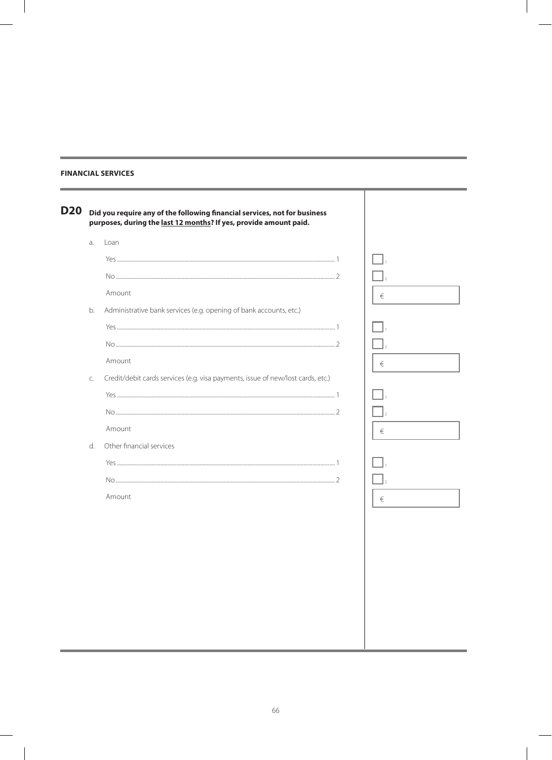## FINANCIAL SERVICES

**D20 Did you require any of the following financial services, not for business purposes, during the <u>last 12 months</u>? If yes, provide amount paid.**

a. Loan

Yes ........................................................................................................................ 1 ☐

No ......................................................................................................................... 2 ☐

Amount €

b. Administrative bank services (e.g. opening of bank accounts, etc.)

Yes ........................................................................................................................ 1 ☐

No ......................................................................................................................... 2 ☐

Amount €

c. Credit/debit cards services (e.g. visa payments, issue of new/lost cards, etc.)

Yes ........................................................................................................................ 1 ☐

No ......................................................................................................................... 2 ☐

Amount €

d. Other financial services

Yes ........................................................................................................................ 1 ☐

No ......................................................................................................................... 2 ☐

Amount €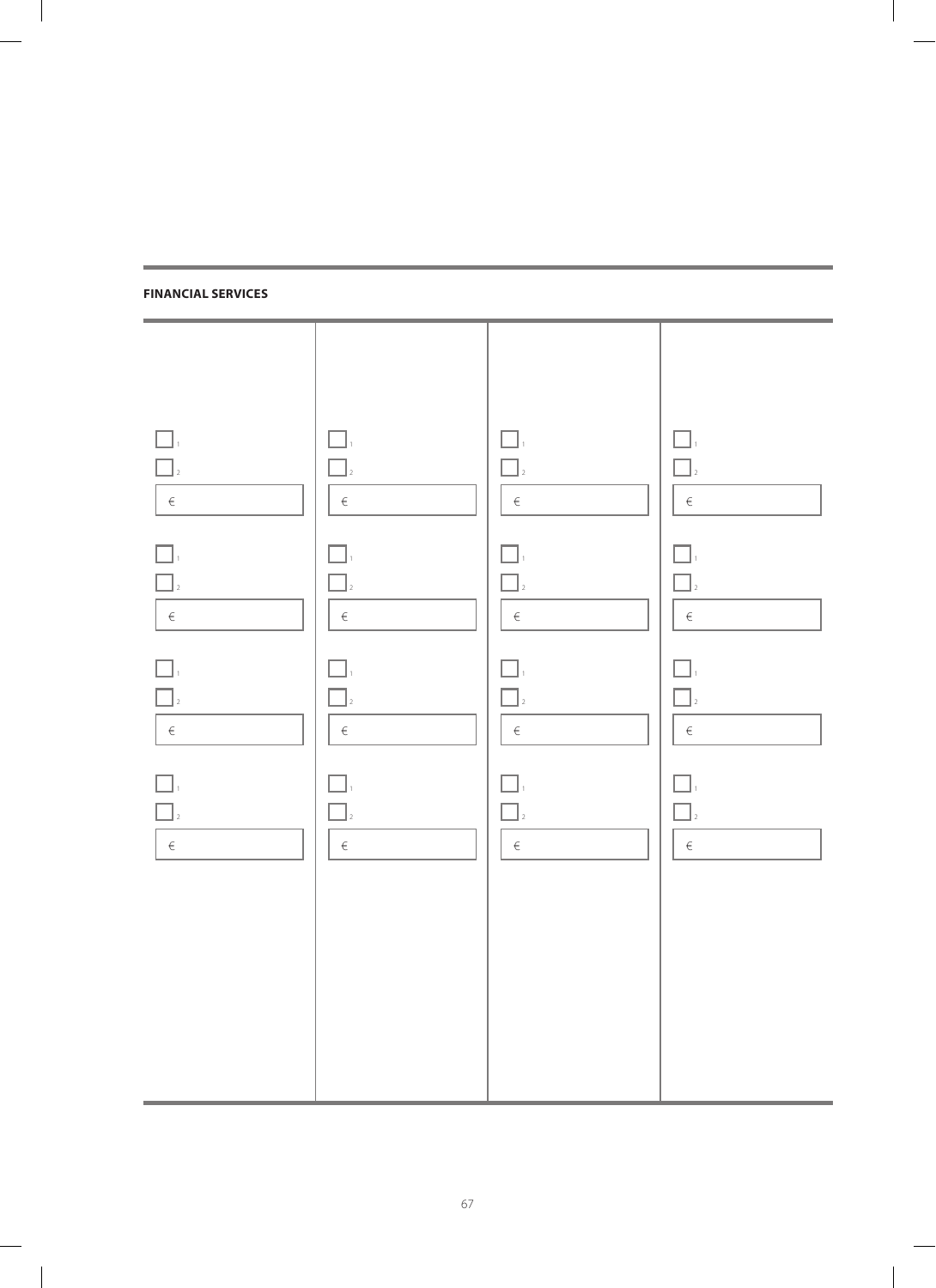**FINANCIAL SERVICES**

| | | | |
|---|---|---|---|
| ☐ 1 | ☐ 1 | ☐ 1 | ☐ 1 |
| ☐ 2 | ☐ 2 | ☐ 2 | ☐ 2 |
| € | € | € | € |
| ☐ 1 | ☐ 1 | ☐ 1 | ☐ 1 |
| ☐ 2 | ☐ 2 | ☐ 2 | ☐ 2 |
| € | € | € | € |
| ☐ 1 | ☐ 1 | ☐ 1 | ☐ 1 |
| ☐ 2 | ☐ 2 | ☐ 2 | ☐ 2 |
| € | € | € | € |
| ☐ 1 | ☐ 1 | ☐ 1 | ☐ 1 |
| ☐ 2 | ☐ 2 | ☐ 2 | ☐ 2 |
| € | € | € | € |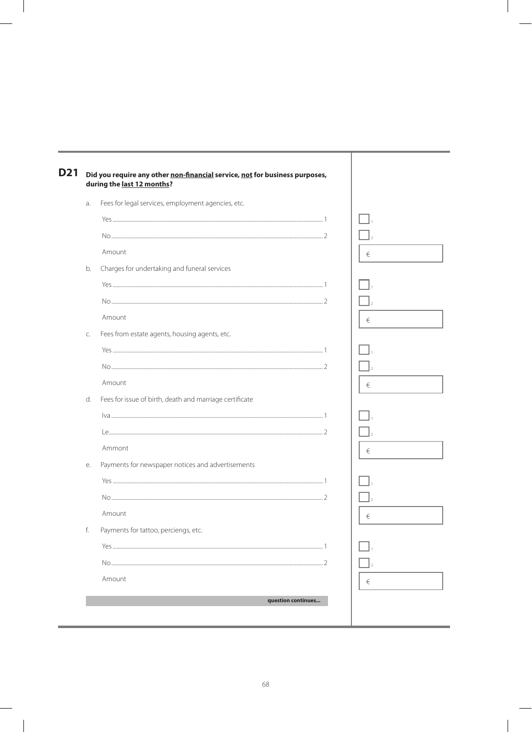## D21 Did you require any other <u>non-financial</u> service, <u>not</u> for business purposes, during the <u>last 12 months</u>?

a. Fees for legal services, employment agencies, etc.

| | | |
|---|---|---|
| Yes | 1 | ☐ 1 |
| No | 2 | ☐ 2 |
| Amount | | € |

b. Charges for undertaking and funeral services

| | | |
|---|---|---|
| Yes | 1 | ☐ 1 |
| No | 2 | ☐ 2 |
| Amount | | € |

c. Fees from estate agents, housing agents, etc.

| | | |
|---|---|---|
| Yes | 1 | ☐ 1 |
| No | 2 | ☐ 2 |
| Amount | | € |

d. Fees for issue of birth, death and marriage certificate

| | | |
|---|---|---|
| Iva | 1 | ☐ 1 |
| Le | 2 | ☐ 2 |
| Ammont | | € |

e. Payments for newspaper notices and advertisements

| | | |
|---|---|---|
| Yes | 1 | ☐ 1 |
| No | 2 | ☐ 2 |
| Amount | | € |

f. Payments for tattoo, perciengs, etc.

| | | |
|---|---|---|
| Yes | 1 | ☐ 1 |
| No | 2 | ☐ 2 |
| Amount | | € |

**question continues...**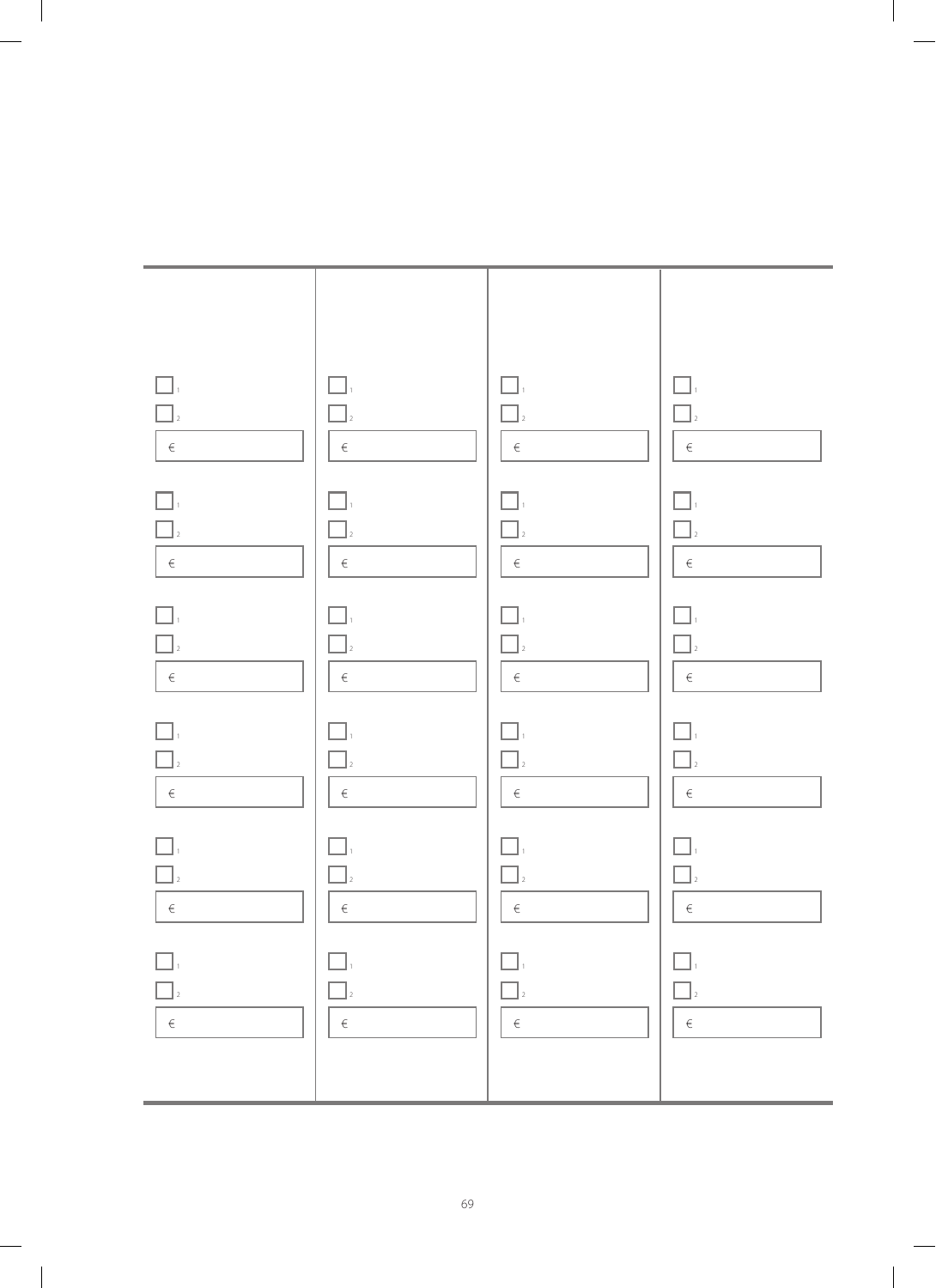| | | | |
|---|---|---|---|
| ☐ 1 ☐ 2 € | ☐ 1 ☐ 2 € | ☐ 1 ☐ 2 € | ☐ 1 ☐ 2 € |
| ☐ 1 ☐ 2 € | ☐ 1 ☐ 2 € | ☐ 1 ☐ 2 € | ☐ 1 ☐ 2 € |
| ☐ 1 ☐ 2 € | ☐ 1 ☐ 2 € | ☐ 1 ☐ 2 € | ☐ 1 ☐ 2 € |
| ☐ 1 ☐ 2 € | ☐ 1 ☐ 2 € | ☐ 1 ☐ 2 € | ☐ 1 ☐ 2 € |
| ☐ 1 ☐ 2 € | ☐ 1 ☐ 2 € | ☐ 1 ☐ 2 € | ☐ 1 ☐ 2 € |
| ☐ 1 ☐ 2 € | ☐ 1 ☐ 2 € | ☐ 1 ☐ 2 € | ☐ 1 ☐ 2 € |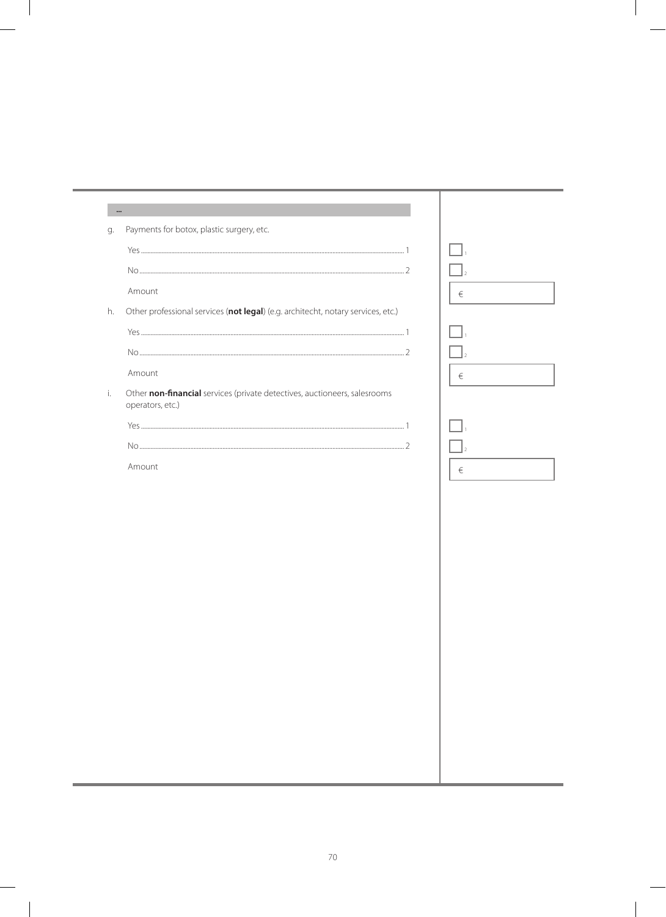...

g. Payments for botox, plastic surgery, etc.

Yes ........................................................................................................................................................ 1 ☐ 1

No ........................................................................................................................................................ 2 ☐ 2

Amount €

h. Other professional services (**not legal**) (e.g. architecht, notary services, etc.)

Yes ........................................................................................................................................................ 1 ☐ 1

No ........................................................................................................................................................ 2 ☐ 2

Amount €

i. Other **non-financial** services (private detectives, auctioneers, salesrooms operators, etc.)

Yes ........................................................................................................................................................ 1 ☐ 1

No ........................................................................................................................................................ 2 ☐ 2

Amount €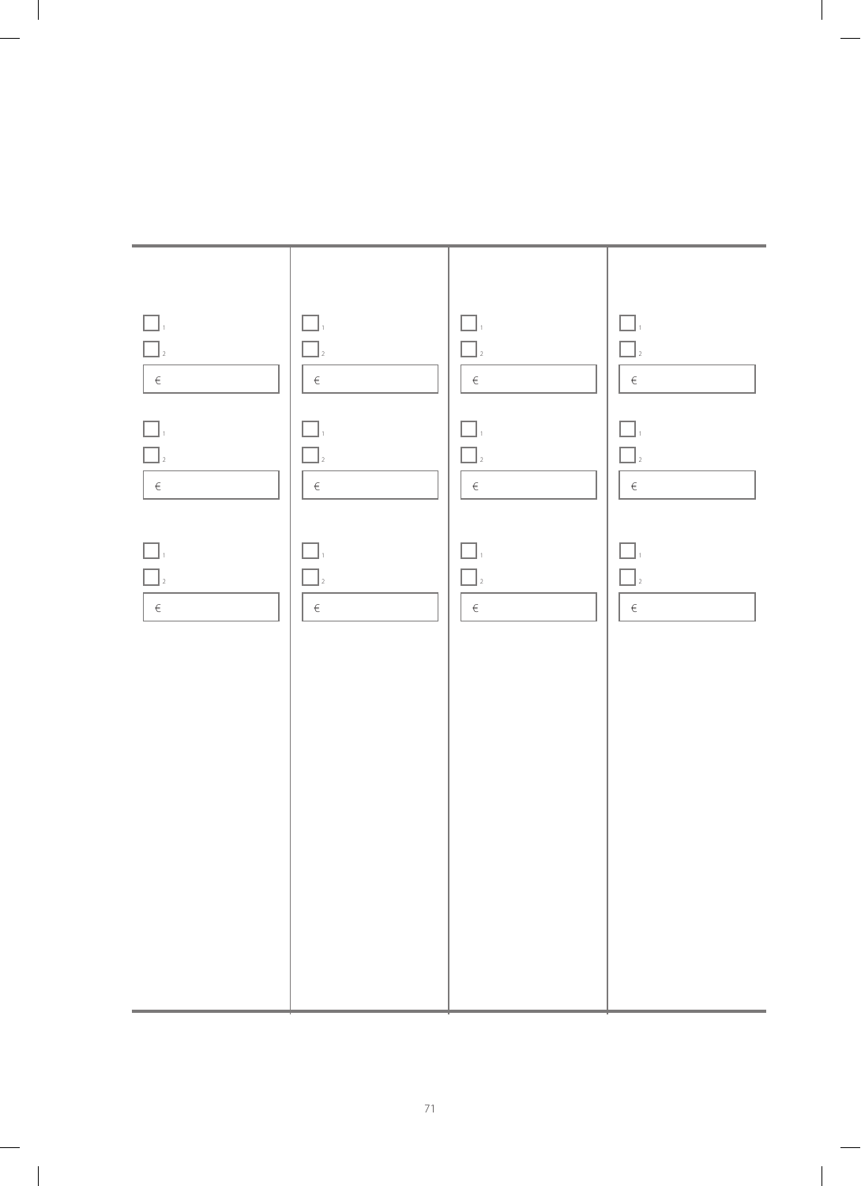| | | | |
|---|---|---|---|
| ☐ 1 | ☐ 1 | ☐ 1 | ☐ 1 |
| ☐ 2 | ☐ 2 | ☐ 2 | ☐ 2 |
| € | € | € | € |
| ☐ 1 | ☐ 1 | ☐ 1 | ☐ 1 |
| ☐ 2 | ☐ 2 | ☐ 2 | ☐ 2 |
| € | € | € | € |
| ☐ 1 | ☐ 1 | ☐ 1 | ☐ 1 |
| ☐ 2 | ☐ 2 | ☐ 2 | ☐ 2 |
| € | € | € | € |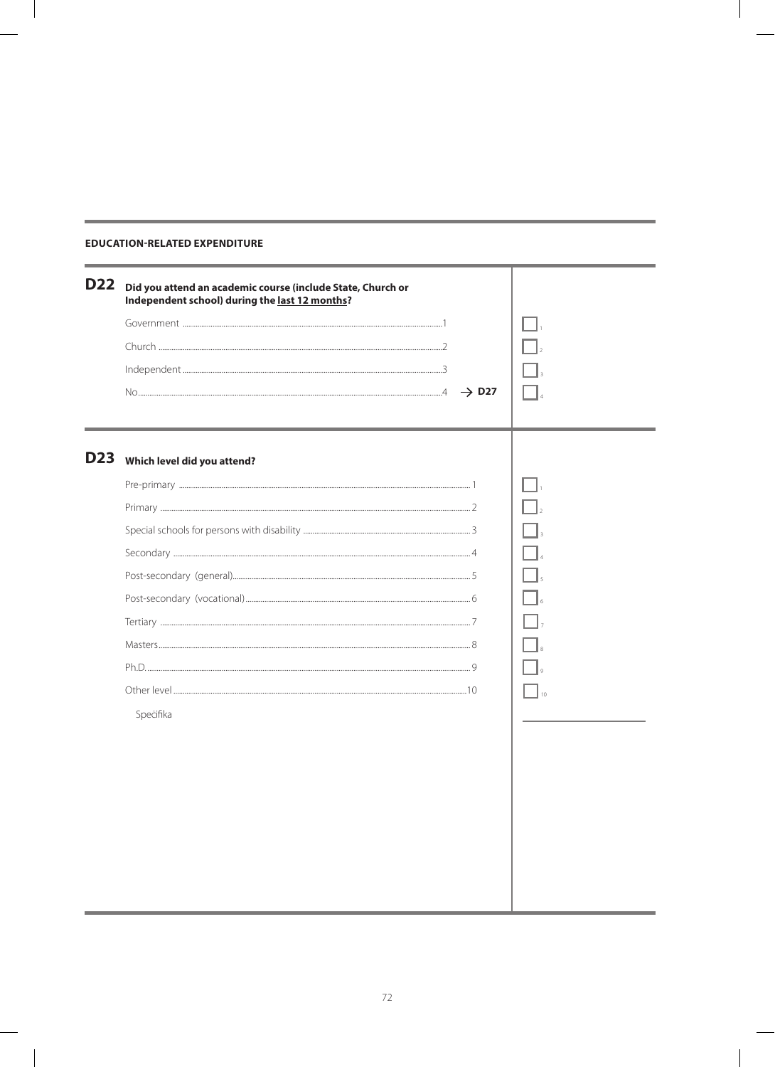**EDUCATION-RELATED EXPENDITURE**

**D22** **Did you attend an academic course (include State, Church or Independent school) during the last 12 months?**

| | | |
|---|---|---|
| Government | 1 | ☐ 1 |
| Church | 2 | ☐ 2 |
| Independent | 3 | ☐ 3 |
| No | 4 → **D27** | ☐ 4 |

**D23** **Which level did you attend?**

| | | |
|---|---|---|
| Pre-primary | 1 | ☐ 1 |
| Primary | 2 | ☐ 2 |
| Special schools for persons with disability | 3 | ☐ 3 |
| Secondary | 4 | ☐ 4 |
| Post-secondary (general) | 5 | ☐ 5 |
| Post-secondary (vocational) | 6 | ☐ 6 |
| Tertiary | 7 | ☐ 7 |
| Masters | 8 | ☐ 8 |
| Ph.D. | 9 | ☐ 9 |
| Other level | 10 | ☐ 10 |

Speċifika ____________________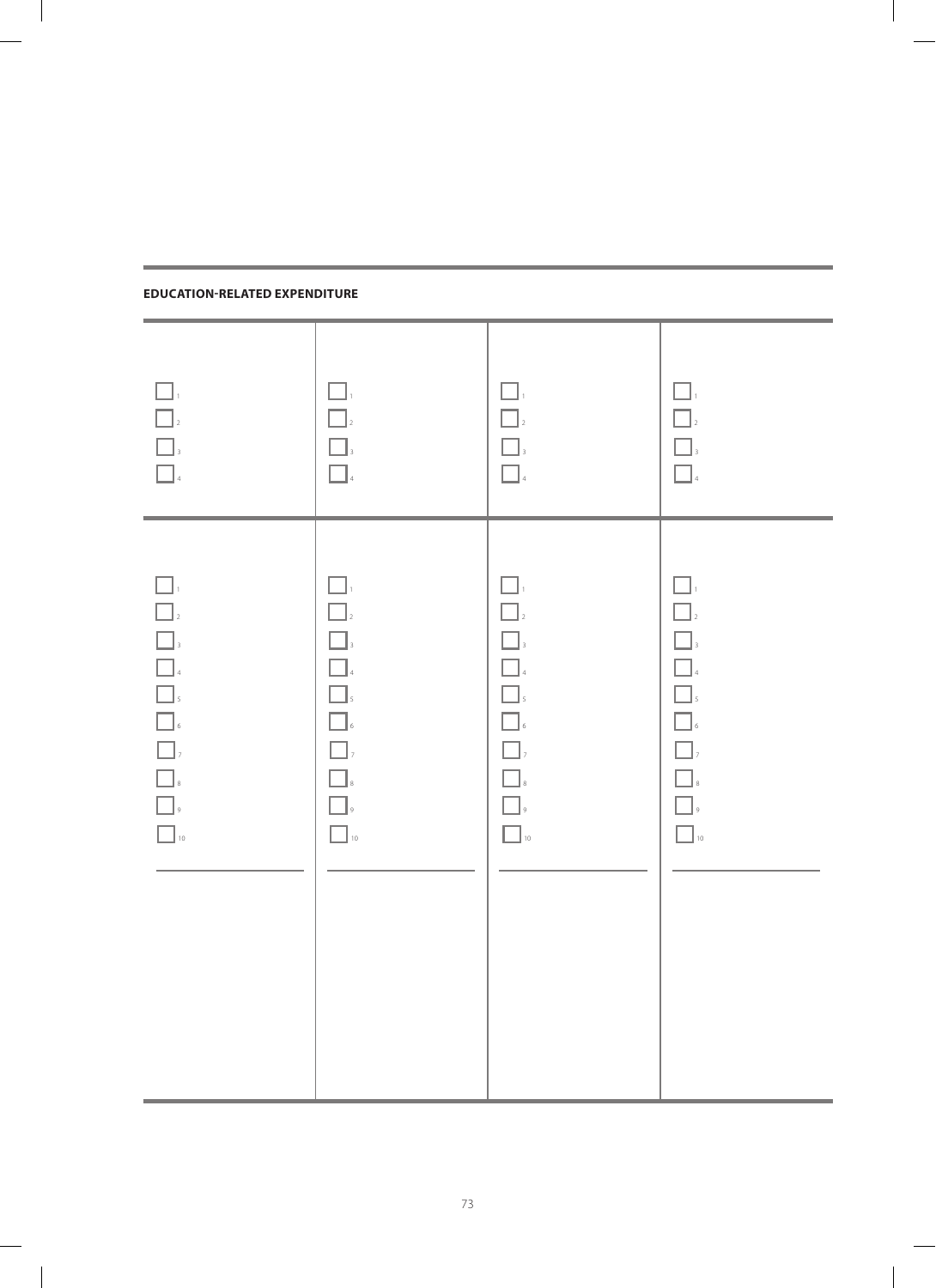**EDUCATION-RELATED EXPENDITURE**

| | | | |
|---|---|---|---|
| ☐ 1<br>☐ 2<br>☐ 3<br>☐ 4 | ☐ 1<br>☐ 2<br>☐ 3<br>☐ 4 | ☐ 1<br>☐ 2<br>☐ 3<br>☐ 4 | ☐ 1<br>☐ 2<br>☐ 3<br>☐ 4 |
| ☐ 1<br>☐ 2<br>☐ 3<br>☐ 4<br>☐ 5<br>☐ 6<br>☐ 7<br>☐ 8<br>☐ 9<br>☐ 10<br>\_\_\_\_\_\_\_\_\_\_\_\_ | ☐ 1<br>☐ 2<br>☐ 3<br>☐ 4<br>☐ 5<br>☐ 6<br>☐ 7<br>☐ 8<br>☐ 9<br>☐ 10<br>\_\_\_\_\_\_\_\_\_\_\_\_ | ☐ 1<br>☐ 2<br>☐ 3<br>☐ 4<br>☐ 5<br>☐ 6<br>☐ 7<br>☐ 8<br>☐ 9<br>☐ 10<br>\_\_\_\_\_\_\_\_\_\_\_\_ | ☐ 1<br>☐ 2<br>☐ 3<br>☐ 4<br>☐ 5<br>☐ 6<br>☐ 7<br>☐ 8<br>☐ 9<br>☐ 10<br>\_\_\_\_\_\_\_\_\_\_\_\_ |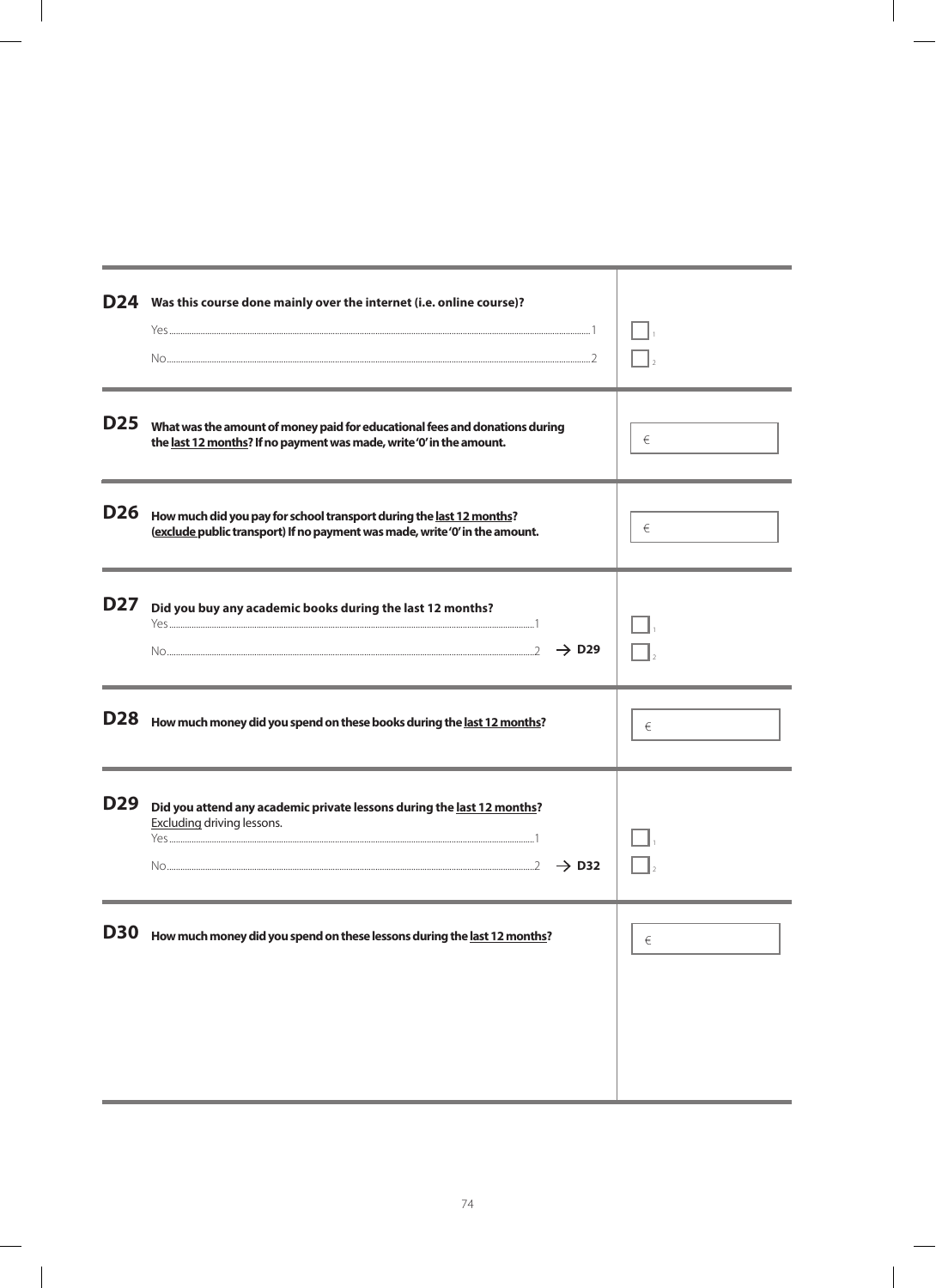**D24** **Was this course done mainly over the internet (i.e. online course)?**

Yes ........ 1 ☐

No ........ 2 ☐

---

**D25** **What was the amount of money paid for educational fees and donations during the <u>last 12 months</u>? If no payment was made, write '0' in the amount.**

€ ______

---

**D26** **How much did you pay for school transport during the <u>last 12 months</u>? (<u>exclude</u> public transport) If no payment was made, write '0' in the amount.**

€ ______

---

**D27** **Did you buy any academic books during the last 12 months?**

Yes ........ 1 ☐

No ........ 2 → **D29** ☐

---

**D28** **How much money did you spend on these books during the <u>last 12 months</u>?**

€ ______

---

**D29** **Did you attend any academic private lessons during the <u>last 12 months</u>?**
<u>Excluding</u> driving lessons.

Yes ........ 1 ☐

No ........ 2 → **D32** ☐

---

**D30** **How much money did you spend on these lessons during the <u>last 12 months</u>?**

€ ______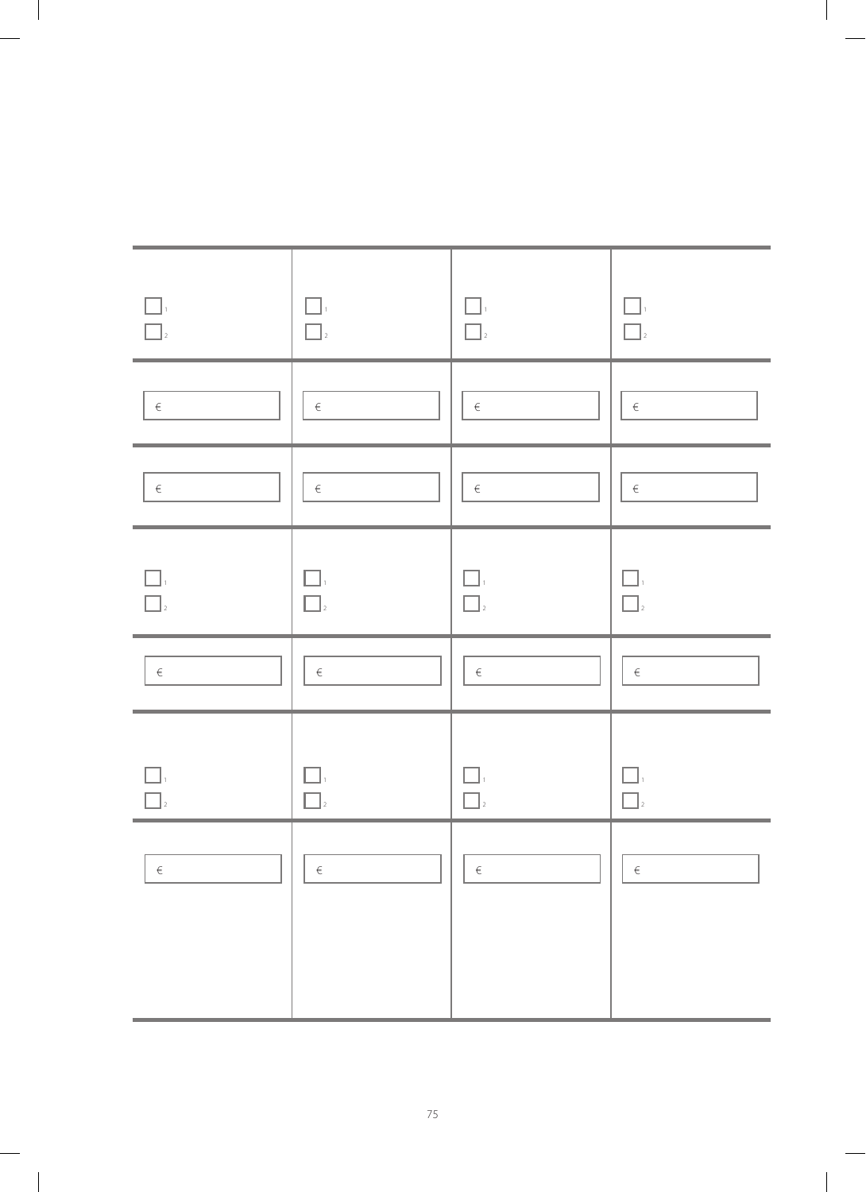| | | | |
|---|---|---|---|
| ☐ 1<br>☐ 2 | ☐ 1<br>☐ 2 | ☐ 1<br>☐ 2 | ☐ 1<br>☐ 2 |
| € | € | € | € |
| € | € | € | € |
| ☐ 1<br>☐ 2 | ☐ 1<br>☐ 2 | ☐ 1<br>☐ 2 | ☐ 1<br>☐ 2 |
| € | € | € | € |
| ☐ 1<br>☐ 2 | ☐ 1<br>☐ 2 | ☐ 1<br>☐ 2 | ☐ 1<br>☐ 2 |
| € | € | € | € |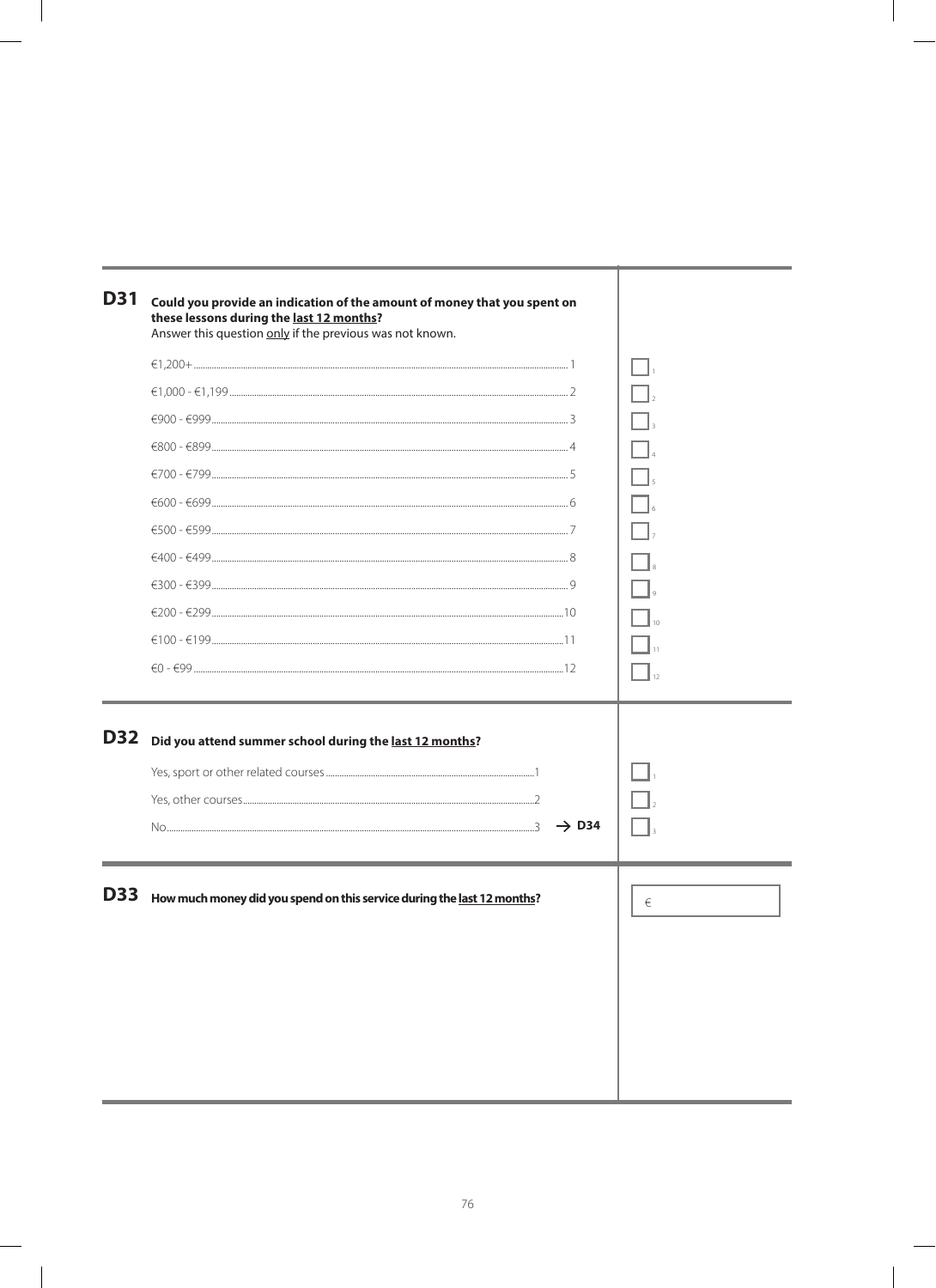## D31 Could you provide an indication of the amount of money that you spent on these lessons during the last 12 months?

Answer this question only if the previous was not known.

| Option | Code | |
|---|---|---|
| €1,200+ | 1 | ☐ 1 |
| €1,000 - €1,199 | 2 | ☐ 2 |
| €900 - €999 | 3 | ☐ 3 |
| €800 - €899 | 4 | ☐ 4 |
| €700 - €799 | 5 | ☐ 5 |
| €600 - €699 | 6 | ☐ 6 |
| €500 - €599 | 7 | ☐ 7 |
| €400 - €499 | 8 | ☐ 8 |
| €300 - €399 | 9 | ☐ 9 |
| €200 - €299 | 10 | ☐ 10 |
| €100 - €199 | 11 | ☐ 11 |
| €0 - €99 | 12 | ☐ 12 |

## D32 Did you attend summer school during the last 12 months?

| Option | Code | | |
|---|---|---|---|
| Yes, sport or other related courses | 1 | | ☐ 1 |
| Yes, other courses | 2 | | ☐ 2 |
| No | 3 | → **D34** | ☐ 3 |

## D33 How much money did you spend on this service during the last 12 months?

€ ______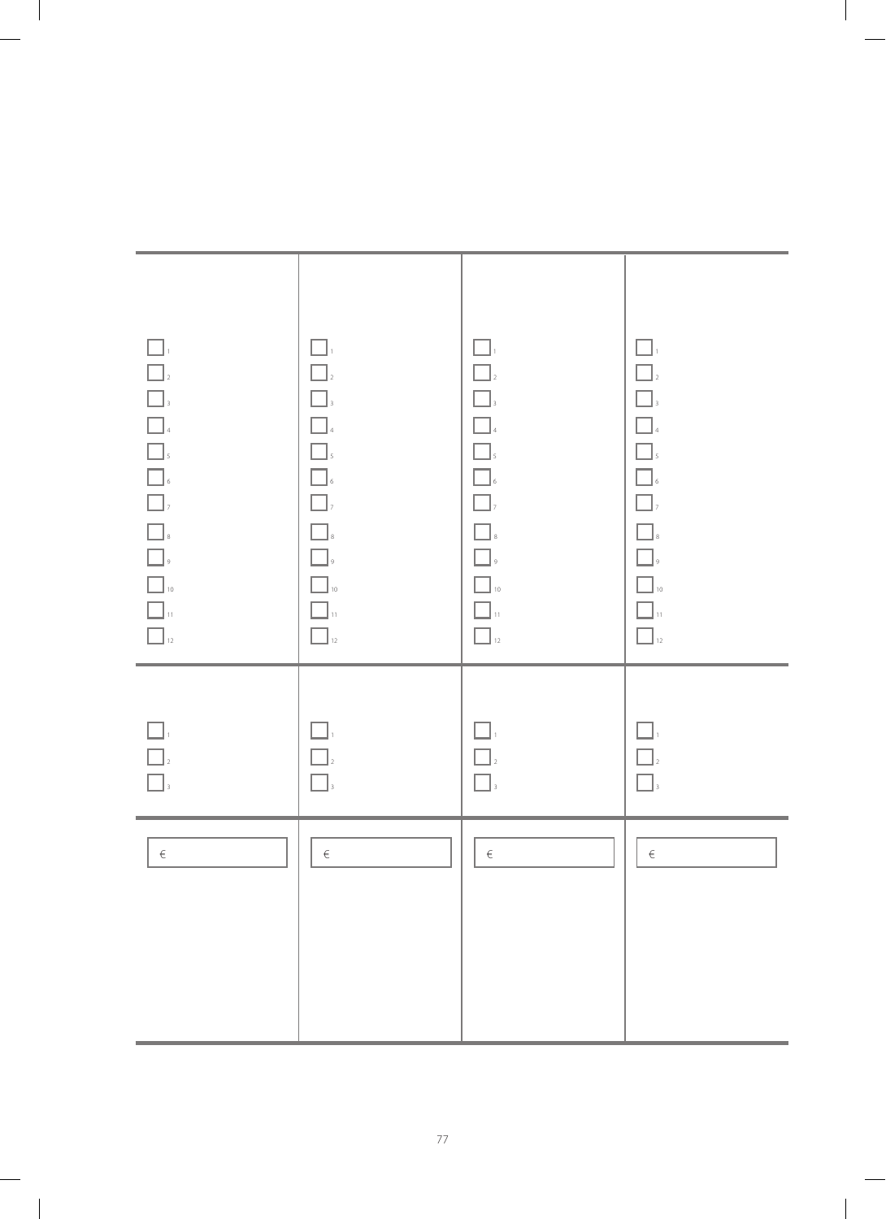| | | | |
|---|---|---|---|
| ☐ 1<br>☐ 2<br>☐ 3<br>☐ 4<br>☐ 5<br>☐ 6<br>☐ 7<br>☐ 8<br>☐ 9<br>☐ 10<br>☐ 11<br>☐ 12 | ☐ 1<br>☐ 2<br>☐ 3<br>☐ 4<br>☐ 5<br>☐ 6<br>☐ 7<br>☐ 8<br>☐ 9<br>☐ 10<br>☐ 11<br>☐ 12 | ☐ 1<br>☐ 2<br>☐ 3<br>☐ 4<br>☐ 5<br>☐ 6<br>☐ 7<br>☐ 8<br>☐ 9<br>☐ 10<br>☐ 11<br>☐ 12 | ☐ 1<br>☐ 2<br>☐ 3<br>☐ 4<br>☐ 5<br>☐ 6<br>☐ 7<br>☐ 8<br>☐ 9<br>☐ 10<br>☐ 11<br>☐ 12 |
| ☐ 1<br>☐ 2<br>☐ 3 | ☐ 1<br>☐ 2<br>☐ 3 | ☐ 1<br>☐ 2<br>☐ 3 | ☐ 1<br>☐ 2<br>☐ 3 |
| € | € | € | € |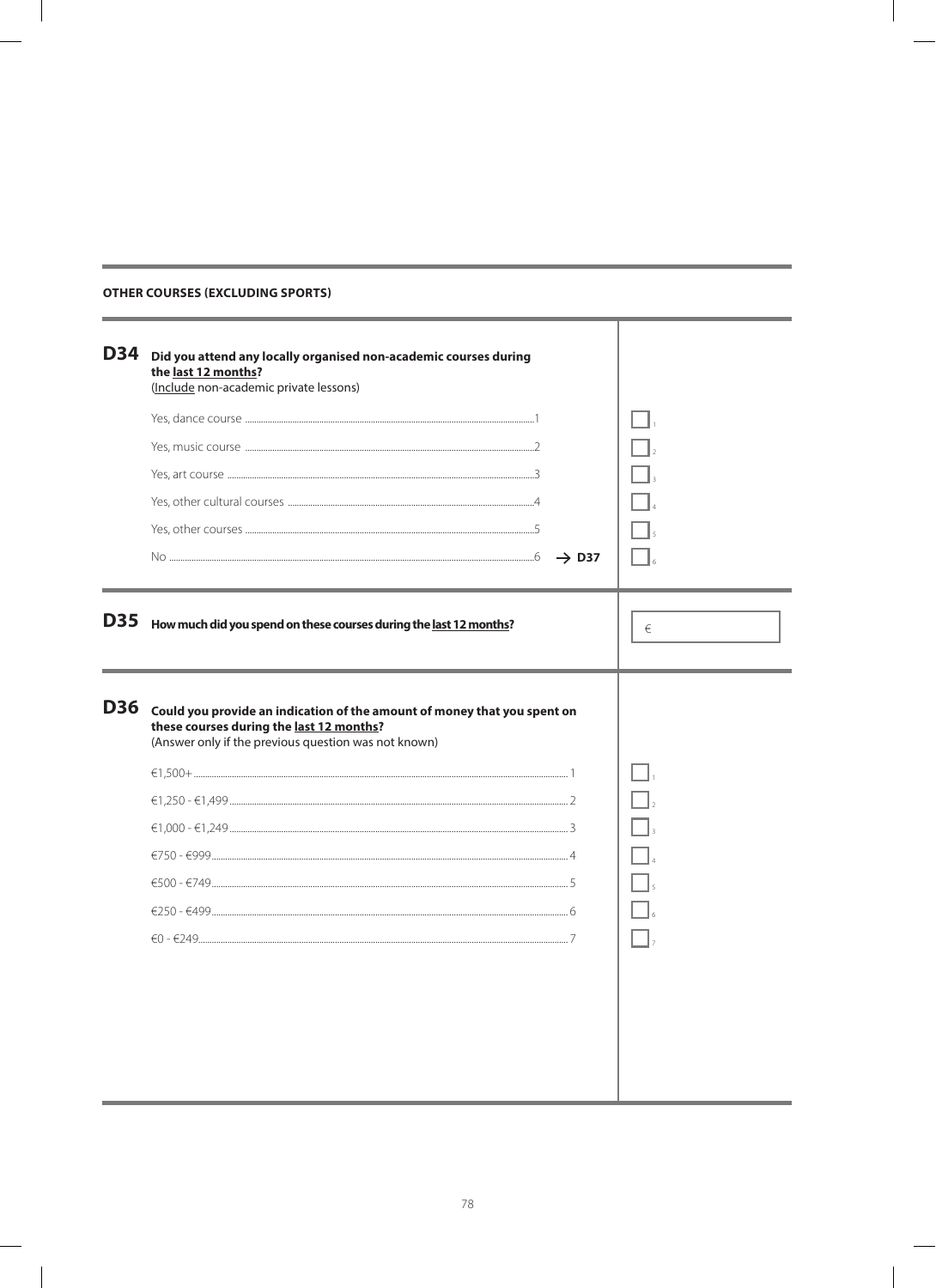**OTHER COURSES (EXCLUDING SPORTS)**

**D34** **Did you attend any locally organised non-academic courses during the last 12 months?**
(Include non-academic private lessons)

| | | |
|---|---|---|
| Yes, dance course | 1 | ☐ |
| Yes, music course | 2 | ☐ |
| Yes, art course | 3 | ☐ |
| Yes, other cultural courses | 4 | ☐ |
| Yes, other courses | 5 | ☐ |
| No | 6 → **D37** | ☐ |

**D35** **How much did you spend on these courses during the last 12 months?**

€ ________

**D36** **Could you provide an indication of the amount of money that you spent on these courses during the last 12 months?**
(Answer only if the previous question was not known)

| | | |
|---|---|---|
| €1,500+ | 1 | ☐ |
| €1,250 - €1,499 | 2 | ☐ |
| €1,000 - €1,249 | 3 | ☐ |
| €750 - €999 | 4 | ☐ |
| €500 - €749 | 5 | ☐ |
| €250 - €499 | 6 | ☐ |
| €0 - €249 | 7 | ☐ |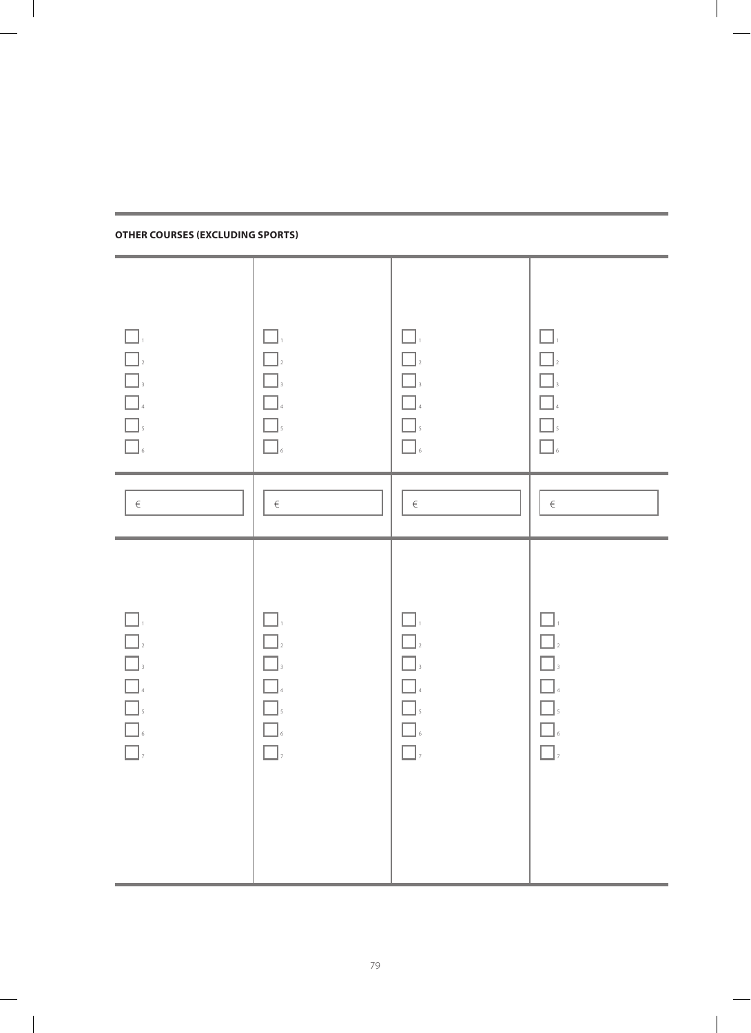**OTHER COURSES (EXCLUDING SPORTS)**

| | | | |
|---|---|---|---|
| ☐ 1<br>☐ 2<br>☐ 3<br>☐ 4<br>☐ 5<br>☐ 6 | ☐ 1<br>☐ 2<br>☐ 3<br>☐ 4<br>☐ 5<br>☐ 6 | ☐ 1<br>☐ 2<br>☐ 3<br>☐ 4<br>☐ 5<br>☐ 6 | ☐ 1<br>☐ 2<br>☐ 3<br>☐ 4<br>☐ 5<br>☐ 6 |
| € | € | € | € |
| ☐ 1<br>☐ 2<br>☐ 3<br>☐ 4<br>☐ 5<br>☐ 6<br>☐ 7 | ☐ 1<br>☐ 2<br>☐ 3<br>☐ 4<br>☐ 5<br>☐ 6<br>☐ 7 | ☐ 1<br>☐ 2<br>☐ 3<br>☐ 4<br>☐ 5<br>☐ 6<br>☐ 7 | ☐ 1<br>☐ 2<br>☐ 3<br>☐ 4<br>☐ 5<br>☐ 6<br>☐ 7 |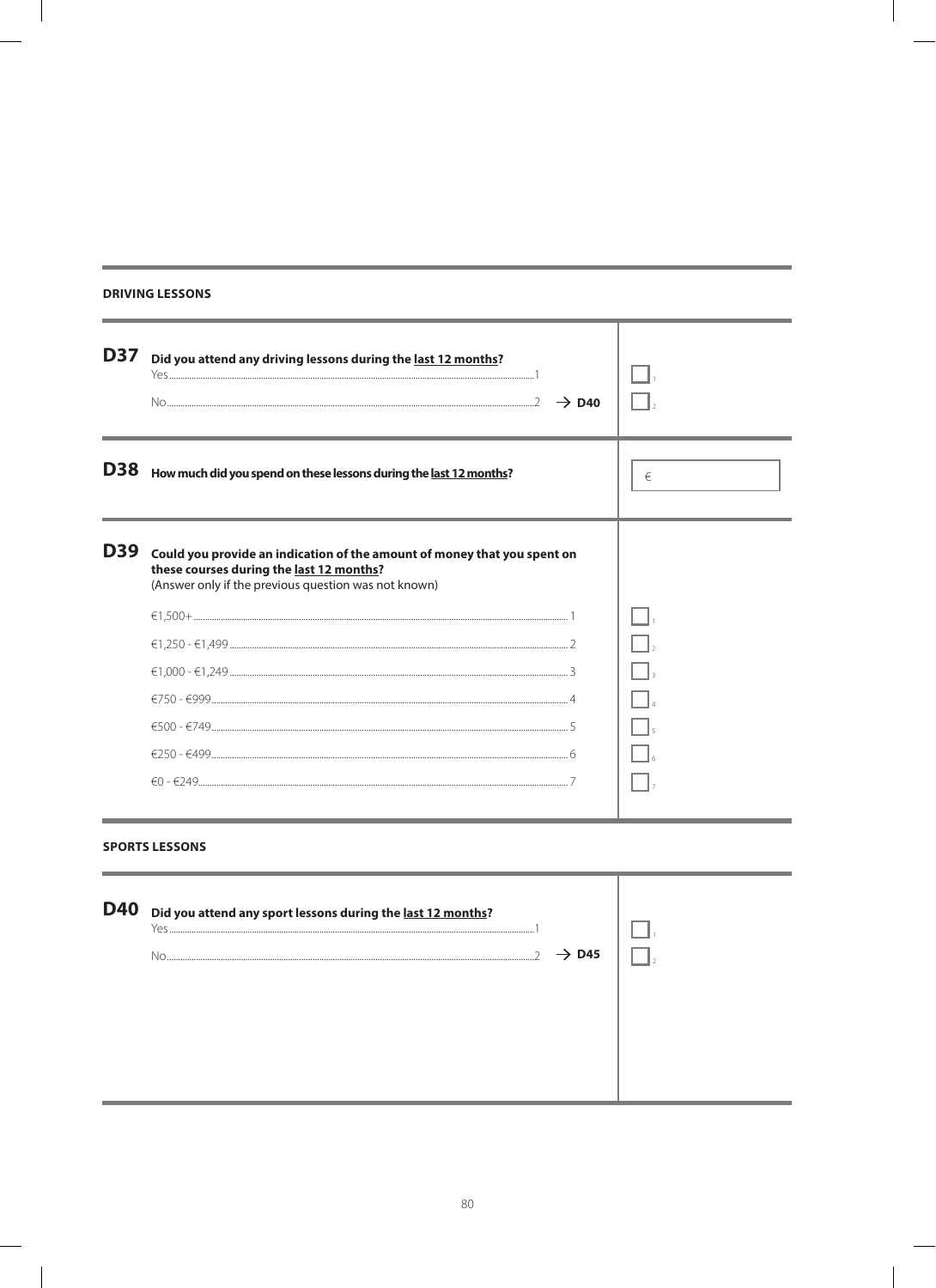## DRIVING LESSONS

**D37** **Did you attend any driving lessons during the <u>last 12 months</u>?**

| | | |
|---|---|---|
| Yes | 1 | ☐ 1 |
| No | 2 → **D40** | ☐ 2 |

**D38** **How much did you spend on these lessons during the <u>last 12 months</u>?**

€ ______

**D39** **Could you provide an indication of the amount of money that you spent on these courses during the <u>last 12 months</u>?**
(Answer only if the previous question was not known)

| | | |
|---|---|---|
| €1,500+ | 1 | ☐ 1 |
| €1,250 - €1,499 | 2 | ☐ 2 |
| €1,000 - €1,249 | 3 | ☐ 3 |
| €750 - €999 | 4 | ☐ 4 |
| €500 - €749 | 5 | ☐ 5 |
| €250 - €499 | 6 | ☐ 6 |
| €0 - €249 | 7 | ☐ 7 |

## SPORTS LESSONS

**D40** **Did you attend any sport lessons during the <u>last 12 months</u>?**

| | | |
|---|---|---|
| Yes | 1 | ☐ 1 |
| No | 2 → **D45** | ☐ 2 |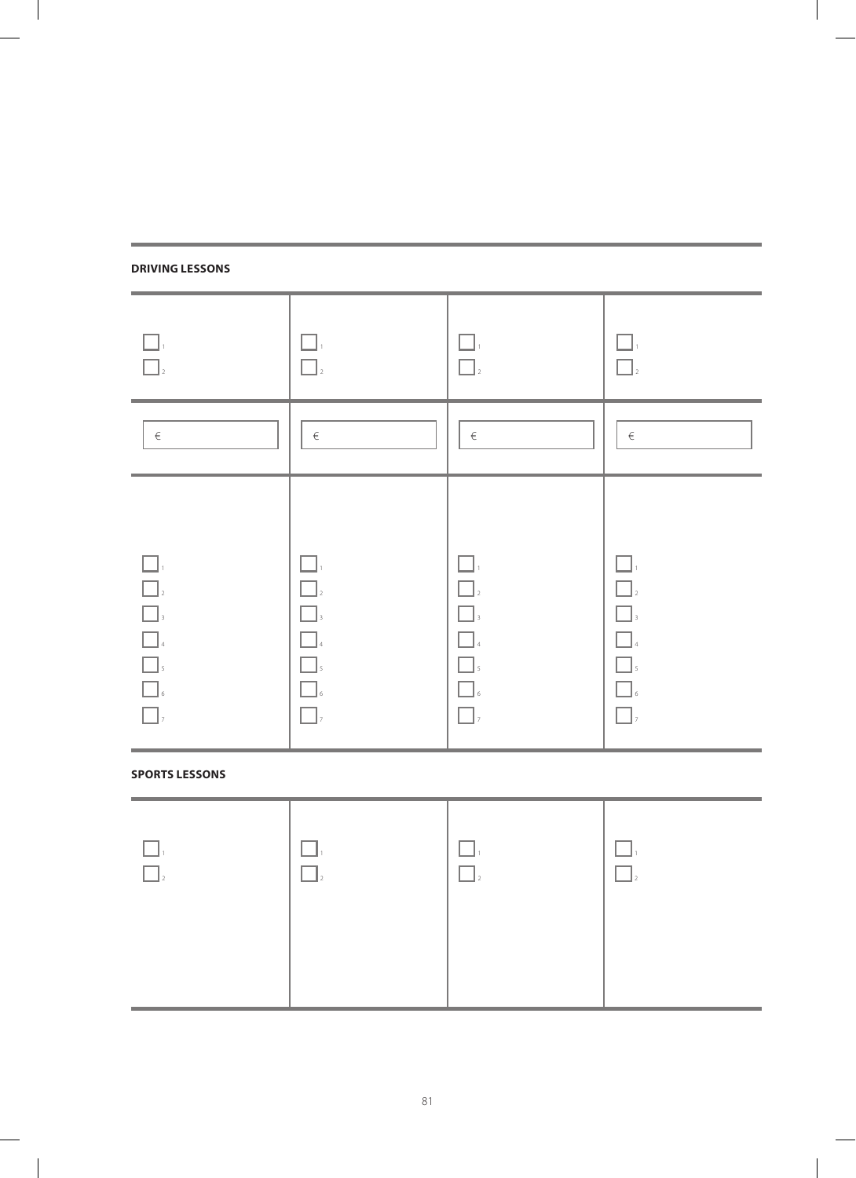**DRIVING LESSONS**

| | | | |
|---|---|---|---|
| ☐ 1<br>☐ 2 | ☐ 1<br>☐ 2 | ☐ 1<br>☐ 2 | ☐ 1<br>☐ 2 |
| € | € | € | € |
| ☐ 1<br>☐ 2<br>☐ 3<br>☐ 4<br>☐ 5<br>☐ 6<br>☐ 7 | ☐ 1<br>☐ 2<br>☐ 3<br>☐ 4<br>☐ 5<br>☐ 6<br>☐ 7 | ☐ 1<br>☐ 2<br>☐ 3<br>☐ 4<br>☐ 5<br>☐ 6<br>☐ 7 | ☐ 1<br>☐ 2<br>☐ 3<br>☐ 4<br>☐ 5<br>☐ 6<br>☐ 7 |

**SPORTS LESSONS**

| | | | |
|---|---|---|---|
| ☐ 1<br>☐ 2 | ☐ 1<br>☐ 2 | ☐ 1<br>☐ 2 | ☐ 1<br>☐ 2 |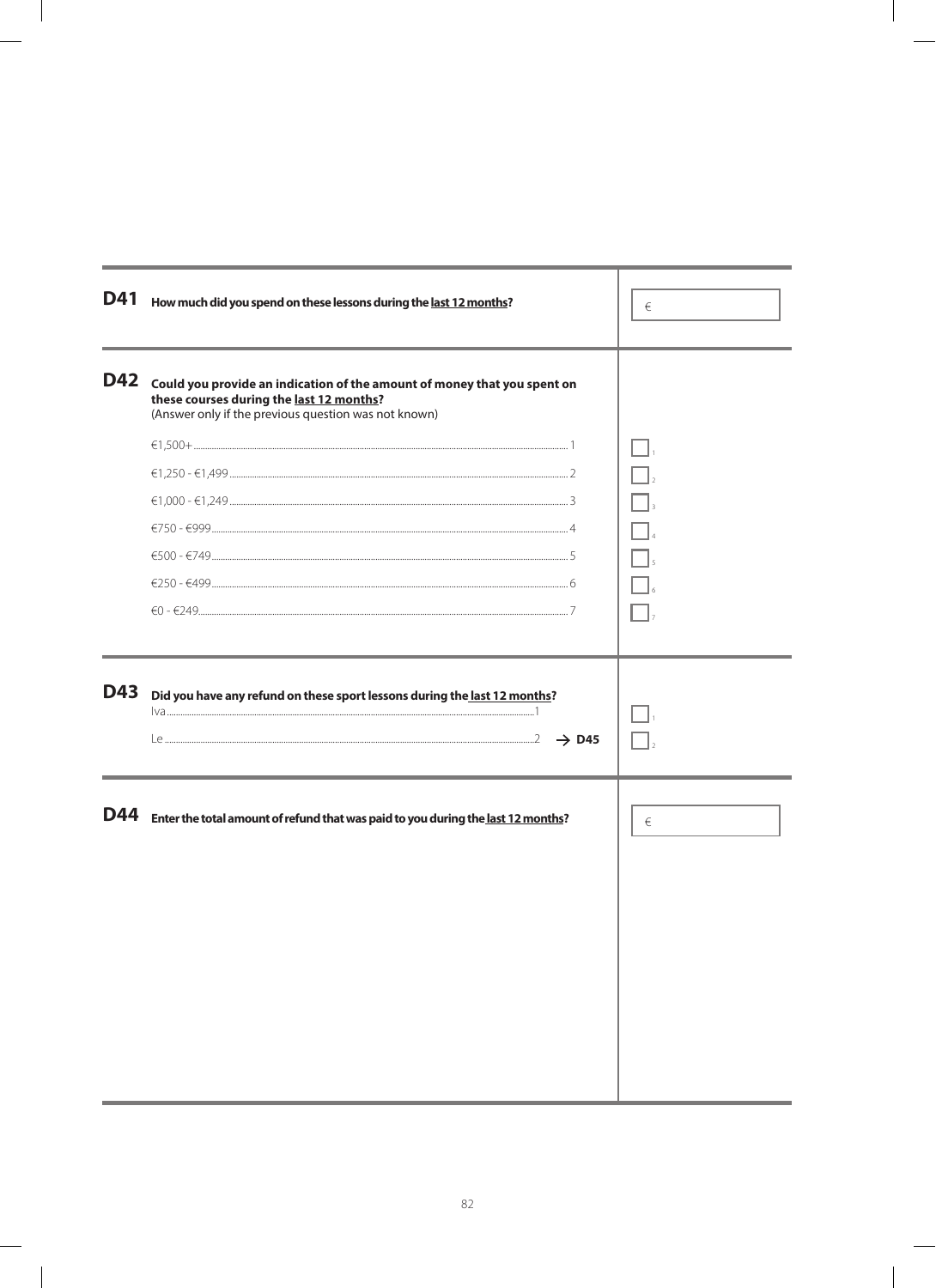**D41** **How much did you spend on these lessons during the last 12 months?**

€ ____________

**D42** **Could you provide an indication of the amount of money that you spent on these courses during the last 12 months?**
(Answer only if the previous question was not known)

| Option | Code | |
|---|---|---|
| €1,500+ | 1 | ☐ 1 |
| €1,250 - €1,499 | 2 | ☐ 2 |
| €1,000 - €1,249 | 3 | ☐ 3 |
| €750 - €999 | 4 | ☐ 4 |
| €500 - €749 | 5 | ☐ 5 |
| €250 - €499 | 6 | ☐ 6 |
| €0 - €249 | 7 | ☐ 7 |

**D43** **Did you have any refund on these sport lessons during the last 12 months?**

| Option | Code | | |
|---|---|---|---|
| Iva | 1 | | ☐ 1 |
| Le | 2 | → **D45** | ☐ 2 |

**D44** **Enter the total amount of refund that was paid to you during the last 12 months?**

€ ____________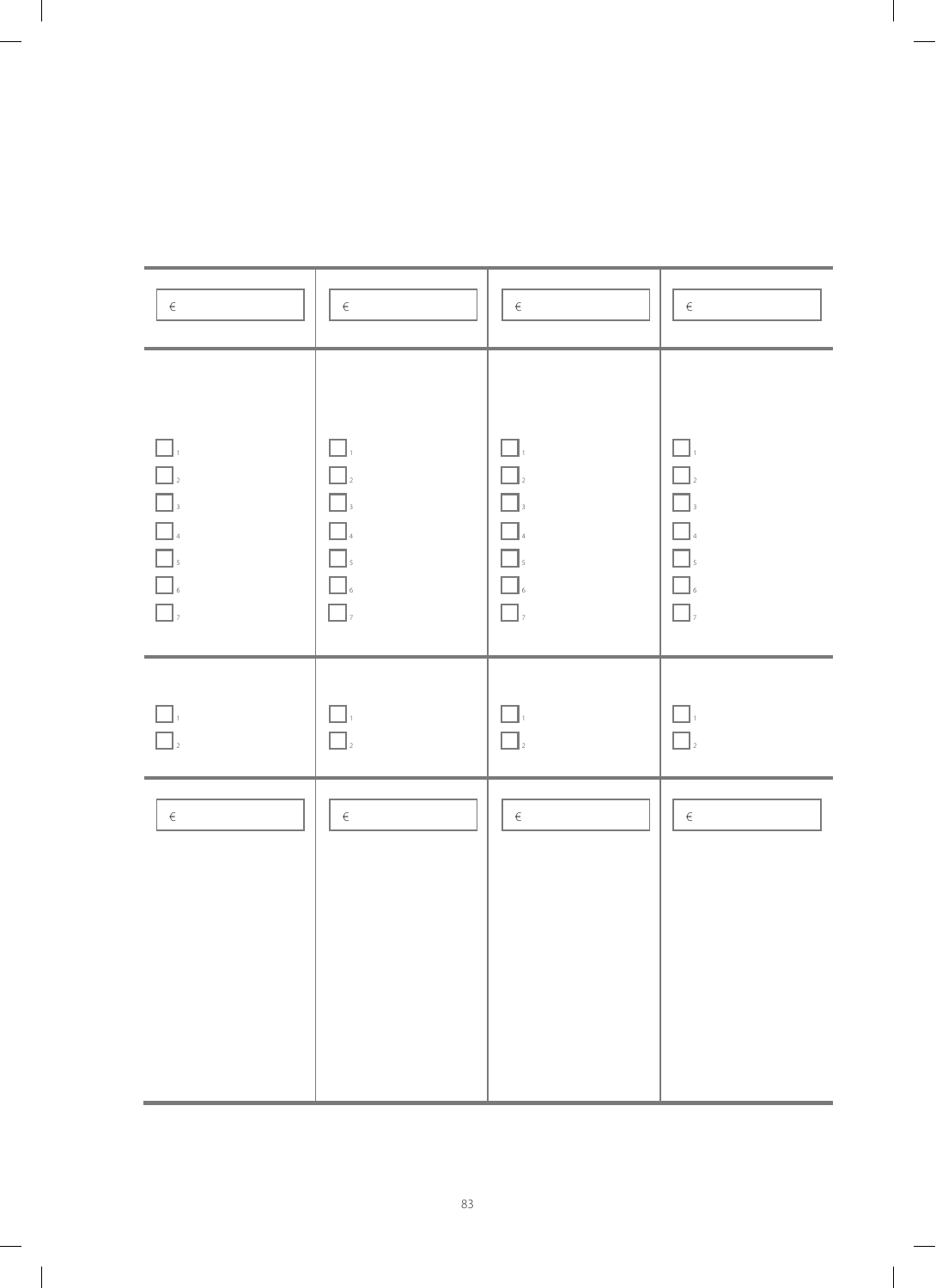| | | | |
|---|---|---|---|
| € | € | € | € |
| ☐ 1<br>☐ 2<br>☐ 3<br>☐ 4<br>☐ 5<br>☐ 6<br>☐ 7 | ☐ 1<br>☐ 2<br>☐ 3<br>☐ 4<br>☐ 5<br>☐ 6<br>☐ 7 | ☐ 1<br>☐ 2<br>☐ 3<br>☐ 4<br>☐ 5<br>☐ 6<br>☐ 7 | ☐ 1<br>☐ 2<br>☐ 3<br>☐ 4<br>☐ 5<br>☐ 6<br>☐ 7 |
| ☐ 1<br>☐ 2 | ☐ 1<br>☐ 2 | ☐ 1<br>☐ 2 | ☐ 1<br>☐ 2 |
| € | € | € | € |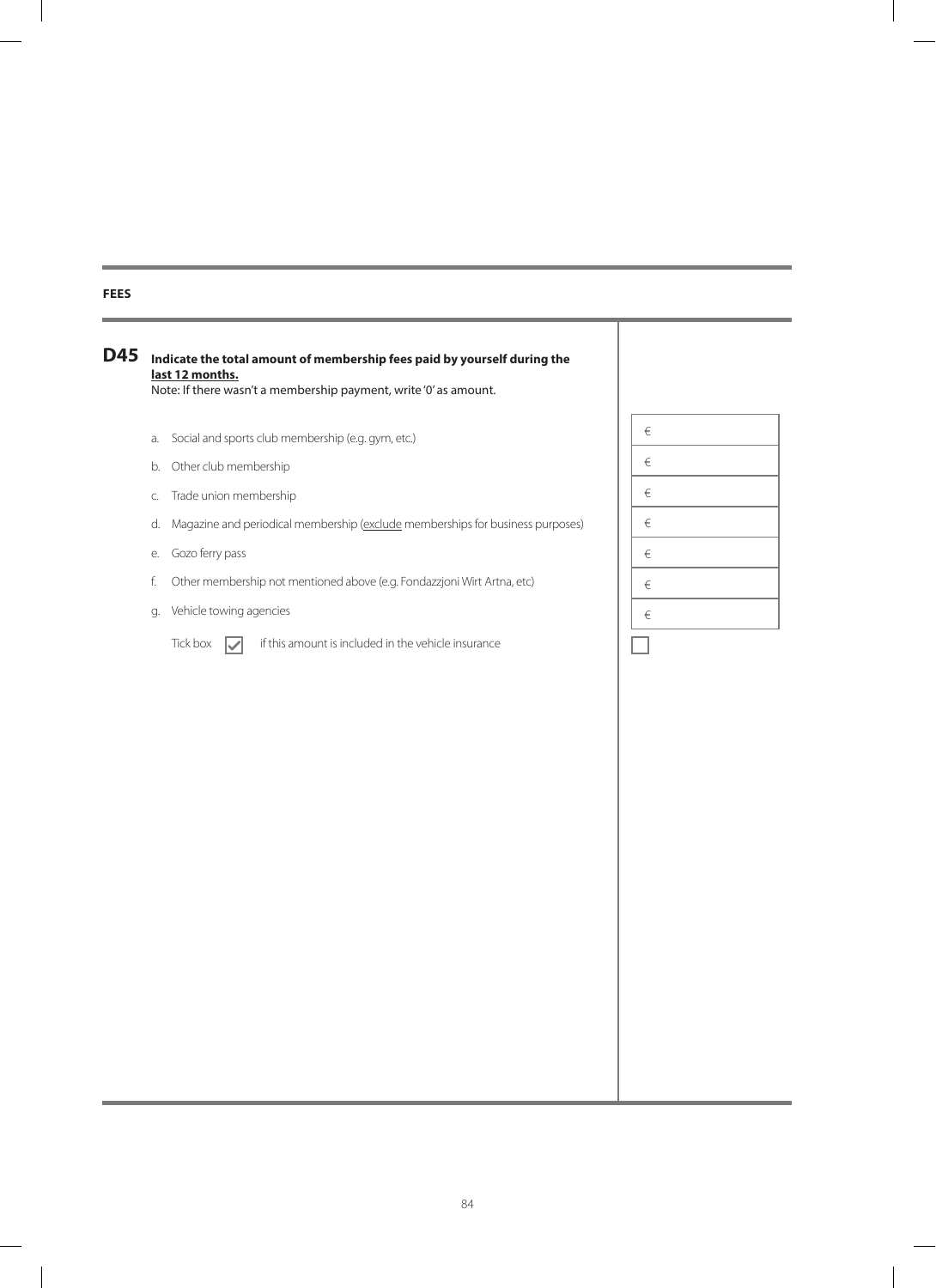## FEES

**D45 Indicate the total amount of membership fees paid by yourself during the <u>last 12 months.</u>**

Note: If there wasn't a membership payment, write '0' as amount.

| | | |
|---|---|---|
| a. | Social and sports club membership (e.g. gym, etc.) | € |
| b. | Other club membership | € |
| c. | Trade union membership | € |
| d. | Magazine and periodical membership (<u>exclude</u> memberships for business purposes) | € |
| e. | Gozo ferry pass | € |
| f. | Other membership not mentioned above (e.g. Fondazzjoni Wirt Artna, etc) | € |
| g. | Vehicle towing agencies | € |
| | Tick box ☑ if this amount is included in the vehicle insurance | ☐ |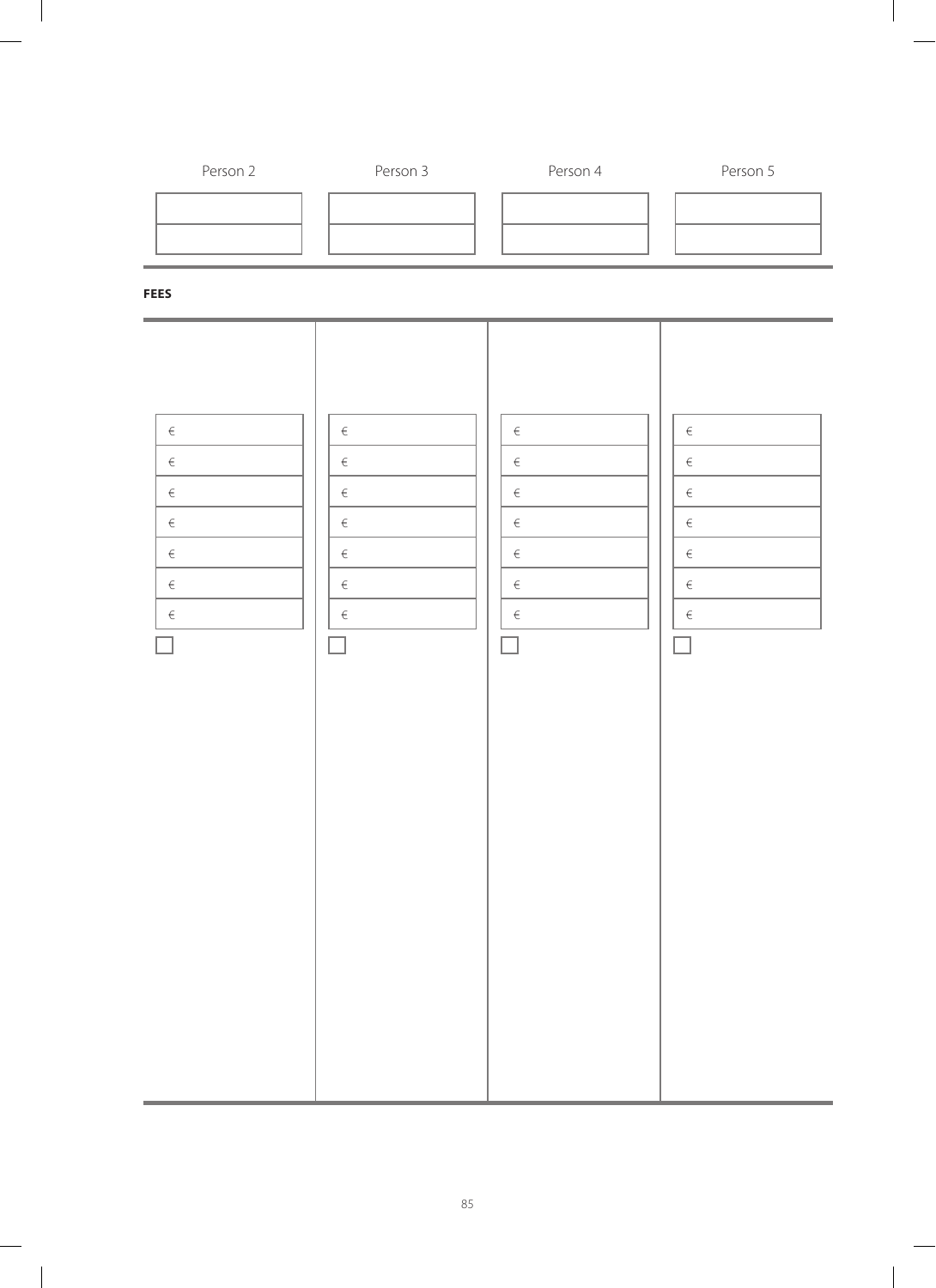| Person 2 | Person 3 | Person 4 | Person 5 |
|---|---|---|---|
| | | | |
| | | | |

**FEES**

| | | | |
|---|---|---|---|
| € | € | € | € |
| € | € | € | € |
| € | € | € | € |
| € | € | € | € |
| € | € | € | € |
| € | € | € | € |
| € | € | € | € |
| ☐ | ☐ | ☐ | ☐ |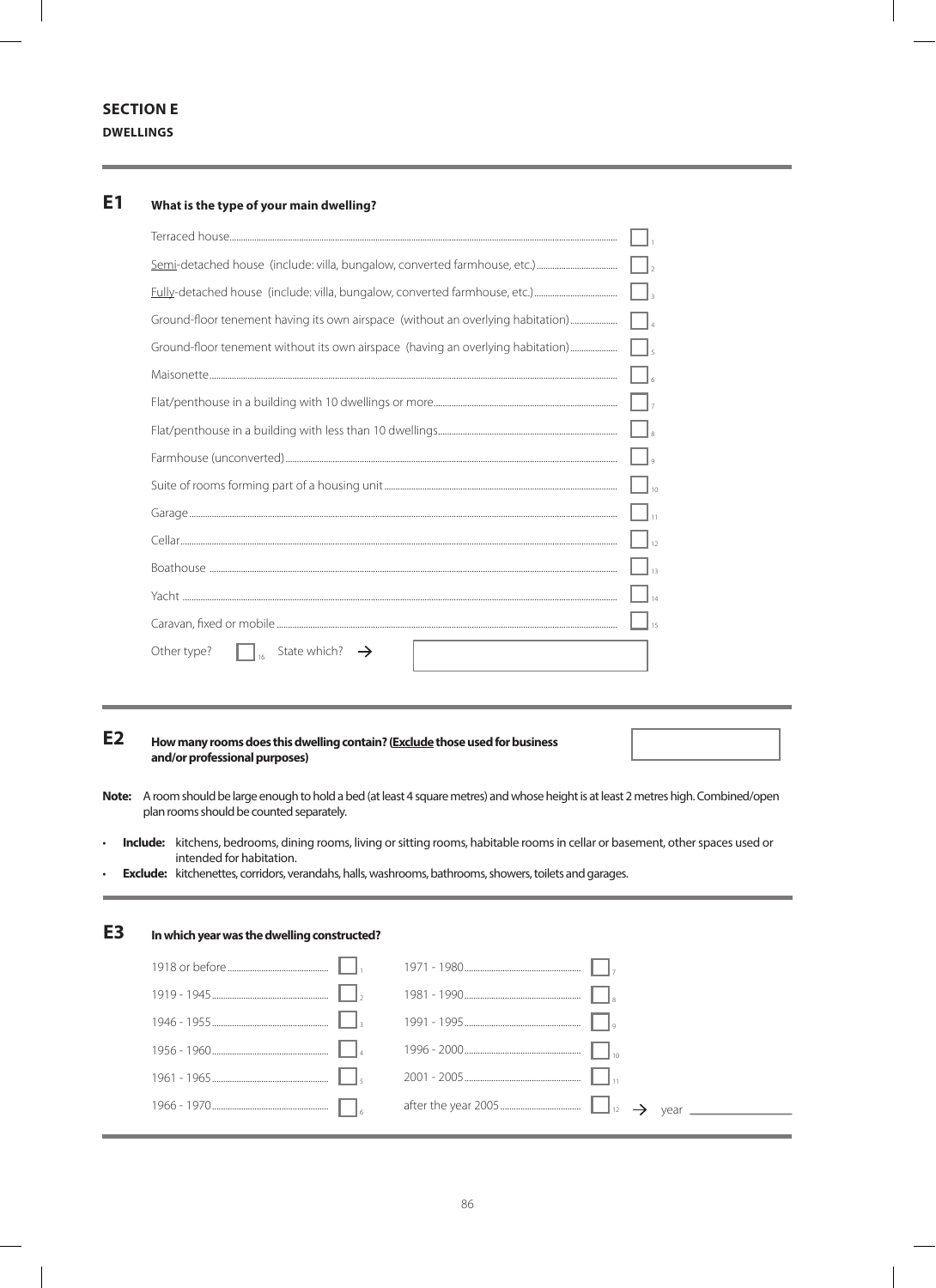## SECTION E

**DWELLINGS**

### E1 What is the type of your main dwelling?

| | |
|---|---|
| Terraced house | ☐ 1 |
| <u>Semi</u>-detached house (include: villa, bungalow, converted farmhouse, etc.) | ☐ 2 |
| <u>Fully</u>-detached house (include: villa, bungalow, converted farmhouse, etc.) | ☐ 3 |
| Ground-floor tenement having its own airspace (without an overlying habitation) | ☐ 4 |
| Ground-floor tenement without its own airspace (having an overlying habitation) | ☐ 5 |
| Maisonette | ☐ 6 |
| Flat/penthouse in a building with 10 dwellings or more | ☐ 7 |
| Flat/penthouse in a building with less than 10 dwellings | ☐ 8 |
| Farmhouse (unconverted) | ☐ 9 |
| Suite of rooms forming part of a housing unit | ☐ 10 |
| Garage | ☐ 11 |
| Cellar | ☐ 12 |
| Boathouse | ☐ 13 |
| Yacht | ☐ 14 |
| Caravan, fixed or mobile | ☐ 15 |

Other type? ☐ 16 State which? → ____________

### E2 How many rooms does this dwelling contain? (<u>Exclude</u> those used for business and/or professional purposes)

____________

**Note:** A room should be large enough to hold a bed (at least 4 square metres) and whose height is at least 2 metres high. Combined/open plan rooms should be counted separately.

- **Include:** kitchens, bedrooms, dining rooms, living or sitting rooms, habitable rooms in cellar or basement, other spaces used or intended for habitation.
- **Exclude:** kitchenettes, corridors, verandahs, halls, washrooms, bathrooms, showers, toilets and garages.

### E3 In which year was the dwelling constructed?

| | | | |
|---|---|---|---|
| 1918 or before | ☐ 1 | 1971 - 1980 | ☐ 7 |
| 1919 - 1945 | ☐ 2 | 1981 - 1990 | ☐ 8 |
| 1946 - 1955 | ☐ 3 | 1991 - 1995 | ☐ 9 |
| 1956 - 1960 | ☐ 4 | 1996 - 2000 | ☐ 10 |
| 1961 - 1965 | ☐ 5 | 2001 - 2005 | ☐ 11 |
| 1966 - 1970 | ☐ 6 | after the year 2005 | ☐ 12 → year ____________ |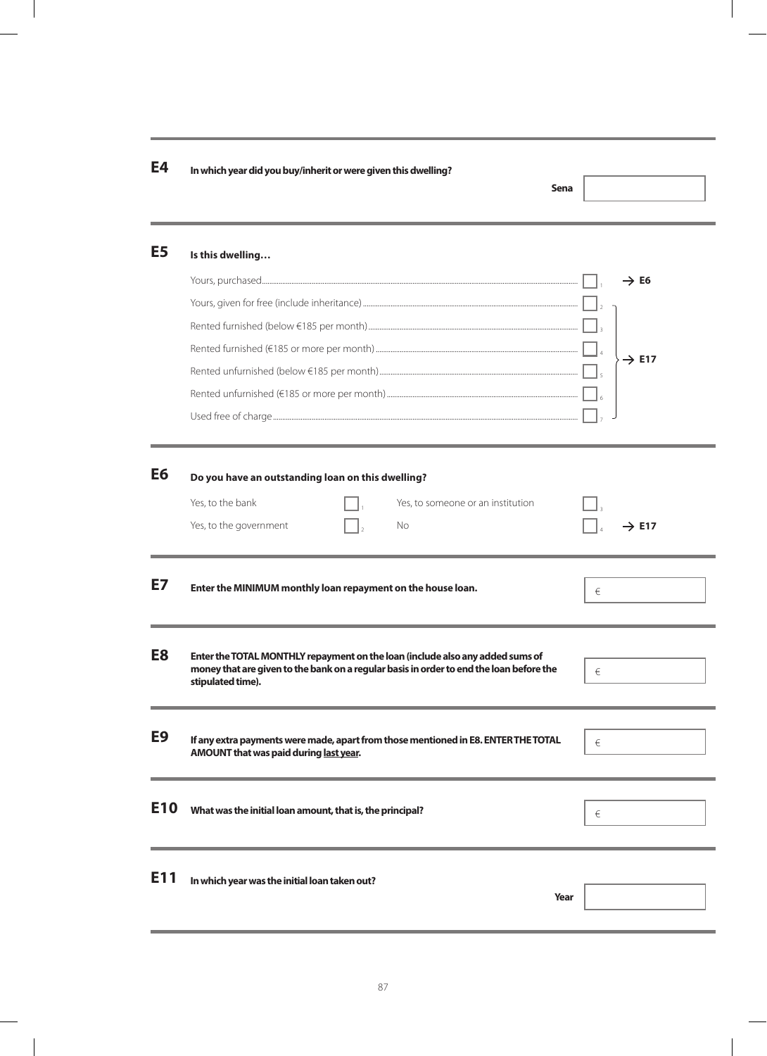**E4** **In which year did you buy/inherit or were given this dwelling?**

**Sena** ____________

---

**E5** **Is this dwelling…**

| Option | Code | Go to |
|---|---|---|
| Yours, purchased | 1 | → E6 |
| Yours, given for free (include inheritance) | 2 | → E17 |
| Rented furnished (below €185 per month) | 3 | → E17 |
| Rented furnished (€185 or more per month) | 4 | → E17 |
| Rented unfurnished (below €185 per month) | 5 | → E17 |
| Rented unfurnished (€185 or more per month) | 6 | → E17 |
| Used free of charge | 7 | → E17 |

---

**E6** **Do you have an outstanding loan on this dwelling?**

| Option | Code | Option | Code | Go to |
|---|---|---|---|---|
| Yes, to the bank | 1 | Yes, to someone or an institution | 3 | |
| Yes, to the government | 2 | No | 4 | → E17 |

---

**E7** **Enter the MINIMUM monthly loan repayment on the house loan.**

€ ____________

---

**E8** **Enter the TOTAL MONTHLY repayment on the loan (include also any added sums of money that are given to the bank on a regular basis in order to end the loan before the stipulated time).**

€ ____________

---

**E9** **If any extra payments were made, apart from those mentioned in E8. ENTER THE TOTAL AMOUNT that was paid during <u>last year</u>.**

€ ____________

---

**E10** **What was the initial loan amount, that is, the principal?**

€ ____________

---

**E11** **In which year was the initial loan taken out?**

**Year** ____________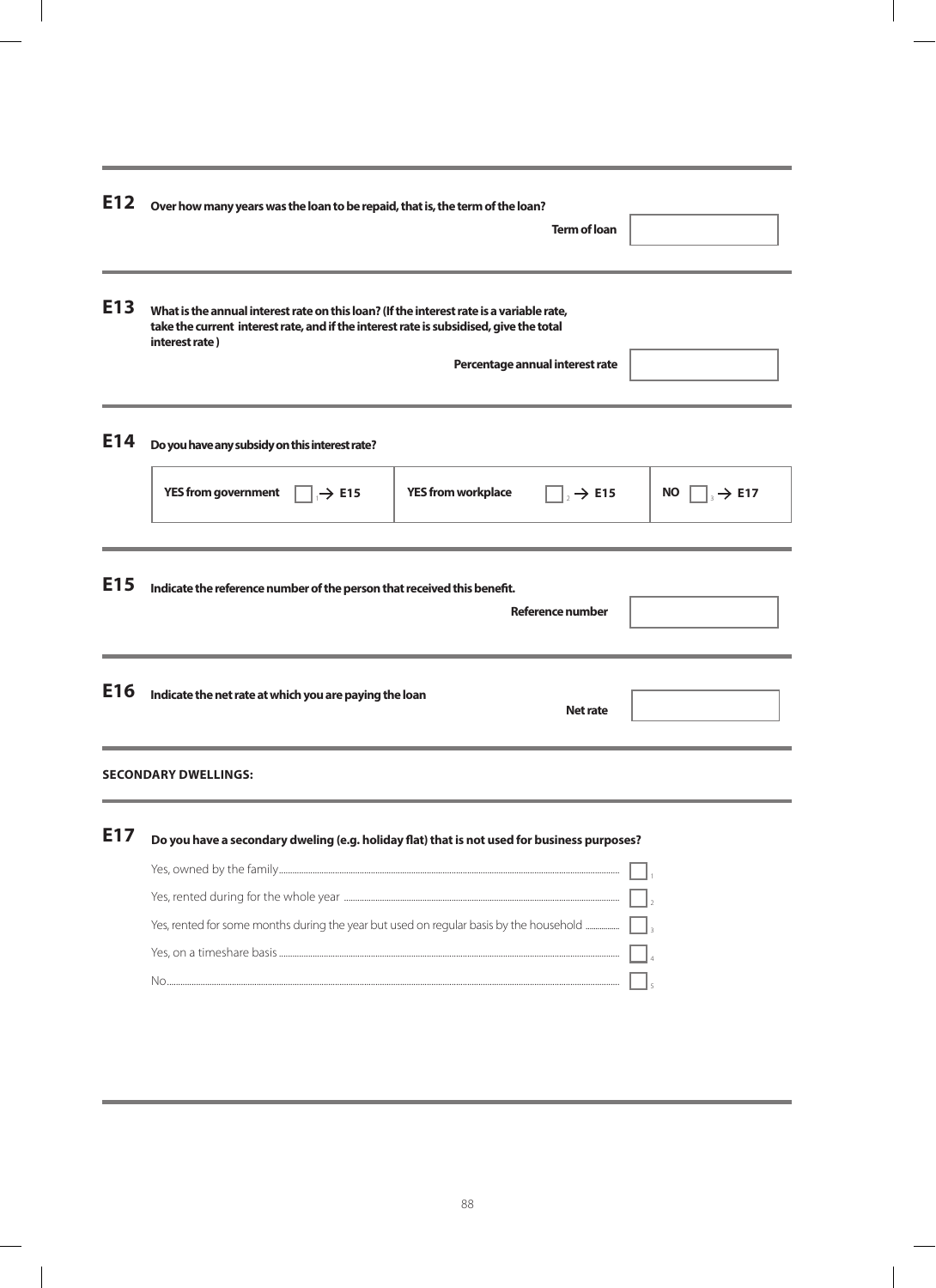**E12** **Over how many years was the loan to be repaid, that is, the term of the loan?**

**Term of loan** ☐

---

**E13** **What is the annual interest rate on this loan? (If the interest rate is a variable rate, take the current interest rate, and if the interest rate is subsidised, give the total interest rate )**

**Percentage annual interest rate** ☐

---

**E14** **Do you have any subsidy on this interest rate?**

| **YES from government** ☐ 1 → **E15** | **YES from workplace** ☐ 2 → **E15** | **NO** ☐ 3 → **E17** |
|---|---|---|

---

**E15** **Indicate the reference number of the person that received this benefit.**

**Reference number** ☐

---

**E16** **Indicate the net rate at which you are paying the loan**

**Net rate** ☐

---

**SECONDARY DWELLINGS:**

---

**E17** **Do you have a secondary dweling (e.g. holiday flat) that is not used for business purposes?**

| | |
|---|---|
| Yes, owned by the family | ☐ 1 |
| Yes, rented during for the whole year | ☐ 2 |
| Yes, rented for some months during the year but used on regular basis by the household | ☐ 3 |
| Yes, on a timeshare basis | ☐ 4 |
| No | ☐ 5 |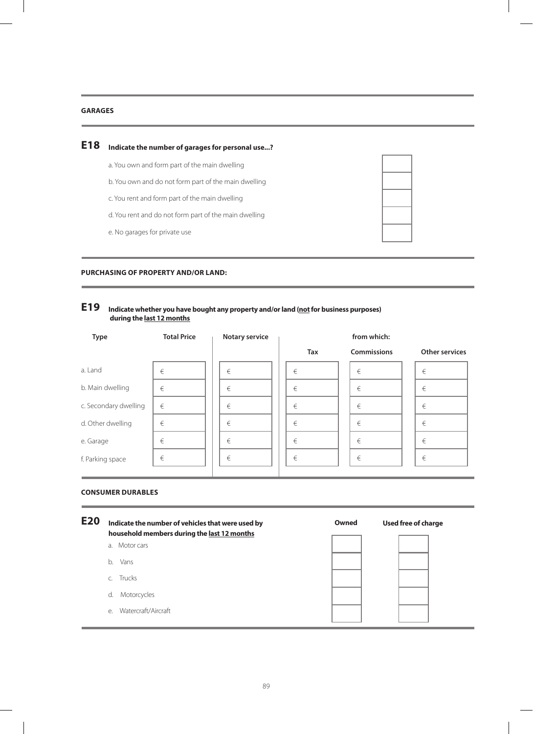**GARAGES**

**E18 Indicate the number of garages for personal use...?**

| | |
|---|---|
| a. You own and form part of the main dwelling | |
| b. You own and do not form part of the main dwelling | |
| c. You rent and form part of the main dwelling | |
| d. You rent and do not form part of the main dwelling | |
| e. No garages for private use | |

**PURCHASING OF PROPERTY AND/OR LAND:**

**E19 Indicate whether you have bought any property and/or land (<u>not</u> for business purposes) during the <u>last 12 months</u>**

| Type | Total Price | Notary service | from which: Tax | Commissions | Other services |
|---|---|---|---|---|---|
| a. Land | € | € | € | € | € |
| b. Main dwelling | € | € | € | € | € |
| c. Secondary dwelling | € | € | € | € | € |
| d. Other dwelling | € | € | € | € | € |
| e. Garage | € | € | € | € | € |
| f. Parking space | € | € | € | € | € |

**CONSUMER DURABLES**

**E20 Indicate the number of vehicles that were used by household members during the <u>last 12 months</u>**

| | Owned | Used free of charge |
|---|---|---|
| a. Motor cars | | |
| b. Vans | | |
| c. Trucks | | |
| d. Motorcycles | | |
| e. Watercraft/Aircraft | | |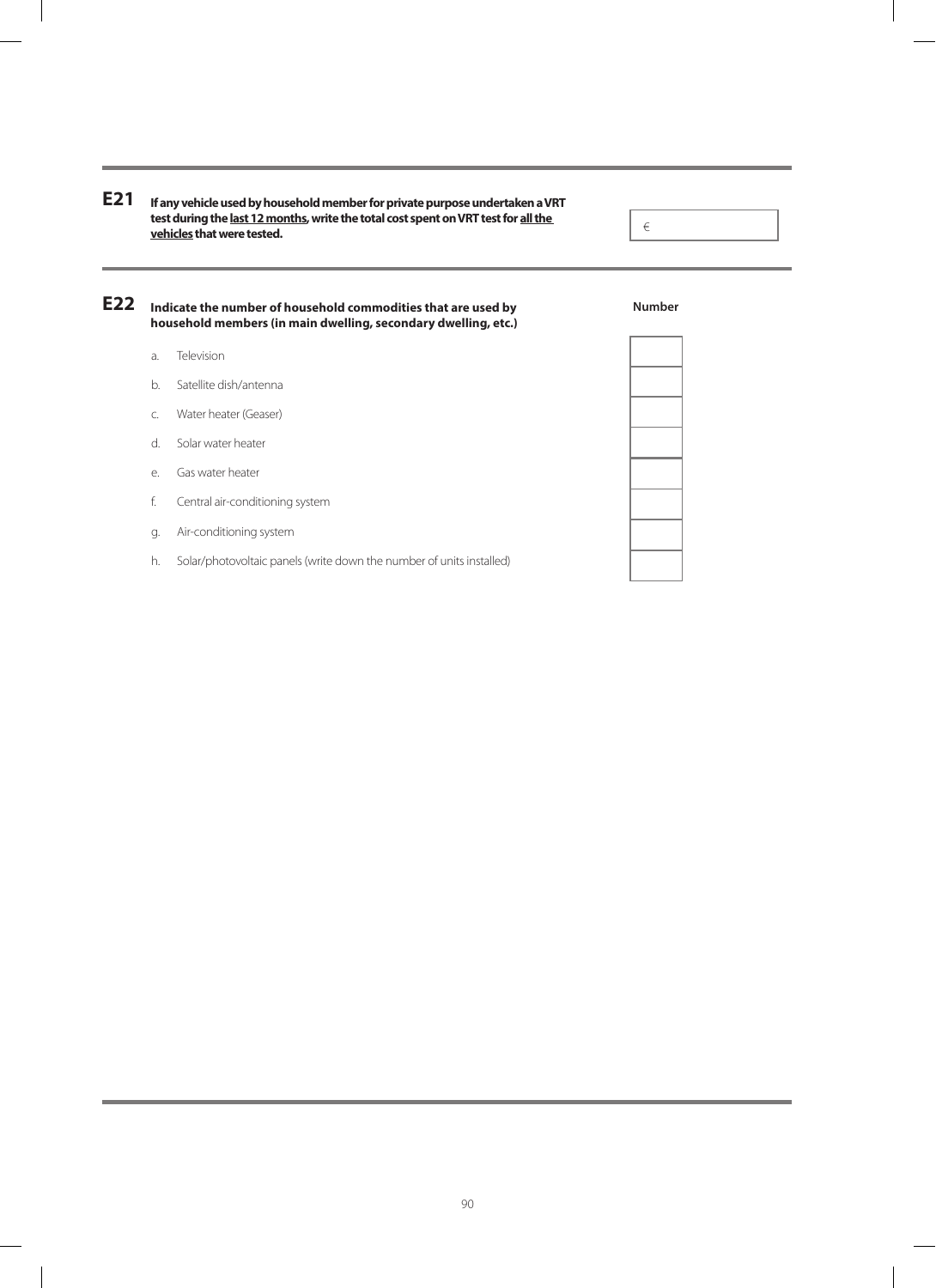**E21** **If any vehicle used by household member for private purpose undertaken a VRT test during the <u>last 12 months</u>, write the total cost spent on VRT test for <u>all the vehicles</u> that were tested.**

€ ______

**E22** **Indicate the number of household commodities that are used by household members (in main dwelling, secondary dwelling, etc.)**

| | | Number |
|---|---|---|
| a. | Television | |
| b. | Satellite dish/antenna | |
| c. | Water heater (Geaser) | |
| d. | Solar water heater | |
| e. | Gas water heater | |
| f. | Central air-conditioning system | |
| g. | Air-conditioning system | |
| h. | Solar/photovoltaic panels (write down the number of units installed) | |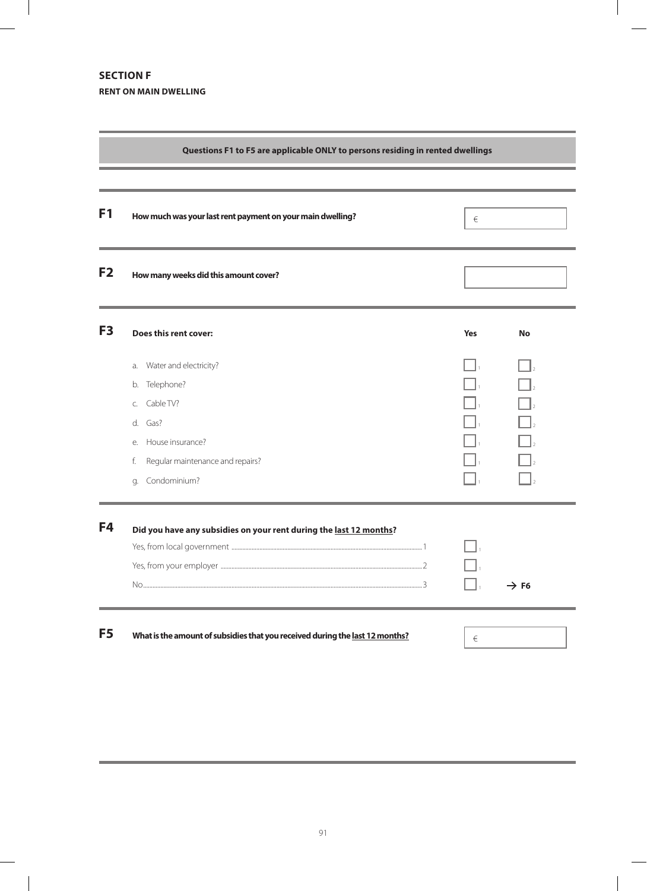## SECTION F

### RENT ON MAIN DWELLING

**Questions F1 to F5 are applicable ONLY to persons residing in rented dwellings**

**F1** **How much was your last rent payment on your main dwelling?** €

**F2** **How many weeks did this amount cover?**

**F3** **Does this rent cover:**

| | Yes | No |
|---|---|---|
| a. Water and electricity? | 1 | 2 |
| b. Telephone? | 1 | 2 |
| c. Cable TV? | 1 | 2 |
| d. Gas? | 1 | 2 |
| e. House insurance? | 1 | 2 |
| f. Regular maintenance and repairs? | 1 | 2 |
| g. Condominium? | 1 | 2 |

**F4** **Did you have any subsidies on your rent during the last 12 months?**

| | | |
|---|---|---|
| Yes, from local government ........ 1 | 1 | |
| Yes, from your employer ........ 2 | 1 | |
| No........ 3 | 1 | → F6 |

**F5** **What is the amount of subsidies that you received during the last 12 months?** €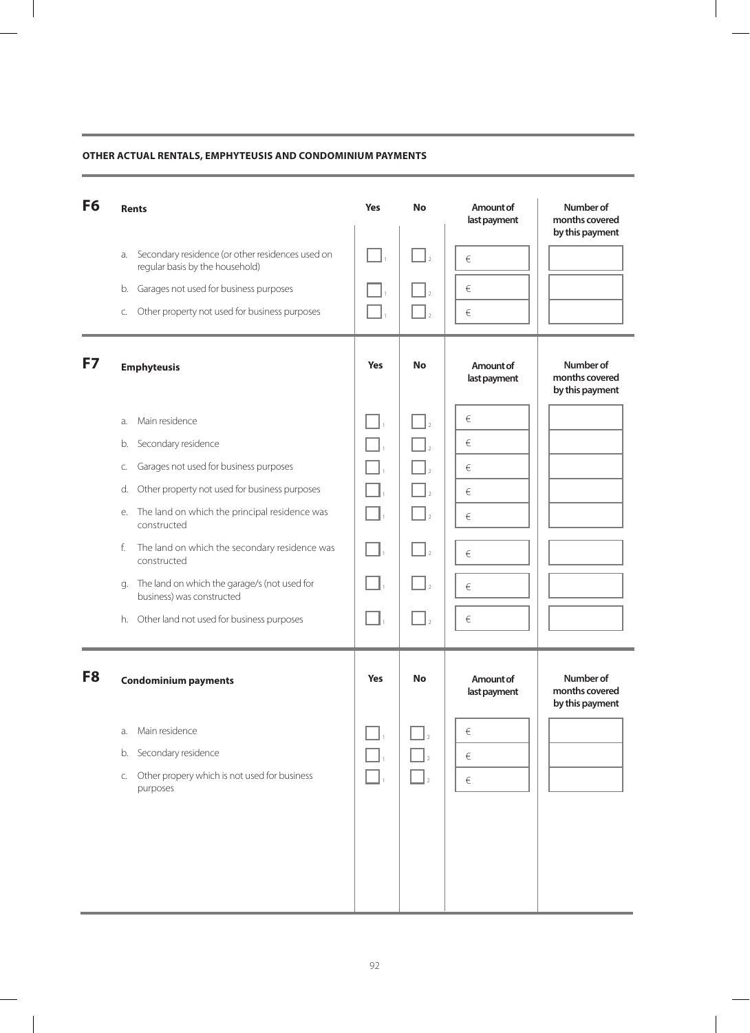**OTHER ACTUAL RENTALS, EMPHYTEUSIS AND CONDOMINIUM PAYMENTS**

| **F6** | **Rents** | **Yes** | **No** | **Amount of last payment** | **Number of months covered by this payment** |
|---|---|---|---|---|---|
| | a. Secondary residence (or other residences used on regular basis by the household) | ☐ 1 | ☐ 2 | € | |
| | b. Garages not used for business purposes | ☐ 1 | ☐ 2 | € | |
| | c. Other property not used for business purposes | ☐ 1 | ☐ 2 | € | |

| **F7** | **Emphyteusis** | **Yes** | **No** | **Amount of last payment** | **Number of months covered by this payment** |
|---|---|---|---|---|---|
| | a. Main residence | ☐ 1 | ☐ 2 | € | |
| | b. Secondary residence | ☐ 1 | ☐ 2 | € | |
| | c. Garages not used for business purposes | ☐ 1 | ☐ 2 | € | |
| | d. Other property not used for business purposes | ☐ 1 | ☐ 2 | € | |
| | e. The land on which the principal residence was constructed | ☐ 1 | ☐ 2 | € | |
| | f. The land on which the secondary residence was constructed | ☐ 1 | ☐ 2 | € | |
| | g. The land on which the garage/s (not used for business) was constructed | ☐ 1 | ☐ 2 | € | |
| | h. Other land not used for business purposes | ☐ 1 | ☐ 2 | € | |

| **F8** | **Condominium payments** | **Yes** | **No** | **Amount of last payment** | **Number of months covered by this payment** |
|---|---|---|---|---|---|
| | a. Main residence | ☐ 1 | ☐ 2 | € | |
| | b. Secondary residence | ☐ 1 | ☐ 2 | € | |
| | c. Other propery which is not used for business purposes | ☐ 1 | ☐ 2 | € | |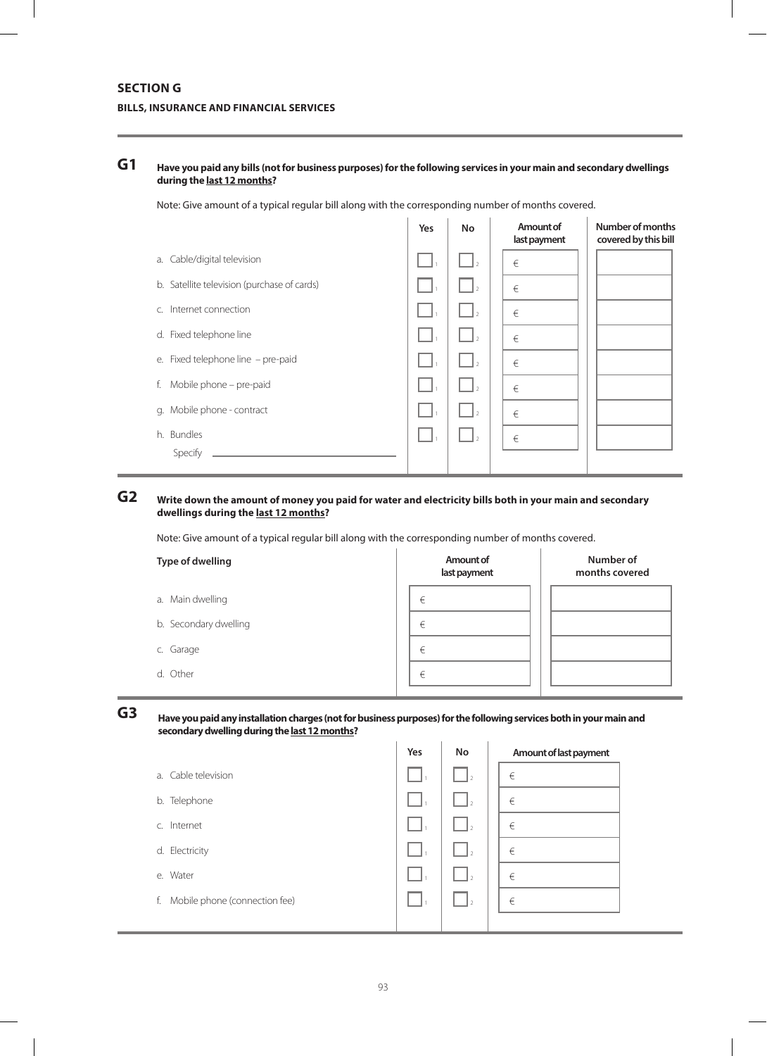## SECTION G

### BILLS, INSURANCE AND FINANCIAL SERVICES

**G1** **Have you paid any bills (not for business purposes) for the following services in your main and secondary dwellings during the <u>last 12 months</u>?**

Note: Give amount of a typical regular bill along with the corresponding number of months covered.

| | Yes | No | Amount of last payment | Number of months covered by this bill |
|---|---|---|---|---|
| a. Cable/digital television | ☐ 1 | ☐ 2 | € | |
| b. Satellite television (purchase of cards) | ☐ 1 | ☐ 2 | € | |
| c. Internet connection | ☐ 1 | ☐ 2 | € | |
| d. Fixed telephone line | ☐ 1 | ☐ 2 | € | |
| e. Fixed telephone line – pre-paid | ☐ 1 | ☐ 2 | € | |
| f. Mobile phone – pre-paid | ☐ 1 | ☐ 2 | € | |
| g. Mobile phone - contract | ☐ 1 | ☐ 2 | € | |
| h. Bundles<br>Specify ______________________ | ☐ 1 | ☐ 2 | € | |

**G2** **Write down the amount of money you paid for water and electricity bills both in your main and secondary dwellings during the <u>last 12 months</u>?**

Note: Give amount of a typical regular bill along with the corresponding number of months covered.

| Type of dwelling | Amount of last payment | Number of months covered |
|---|---|---|
| a. Main dwelling | € | |
| b. Secondary dwelling | € | |
| c. Garage | € | |
| d. Other | € | |

**G3** **Have you paid any installation charges (not for business purposes) for the following services both in your main and secondary dwelling during the <u>last 12 months</u>?**

| | Yes | No | Amount of last payment |
|---|---|---|---|
| a. Cable television | ☐ 1 | ☐ 2 | € |
| b. Telephone | ☐ 1 | ☐ 2 | € |
| c. Internet | ☐ 1 | ☐ 2 | € |
| d. Electricity | ☐ 1 | ☐ 2 | € |
| e. Water | ☐ 1 | ☐ 2 | € |
| f. Mobile phone (connection fee) | ☐ 1 | ☐ 2 | € |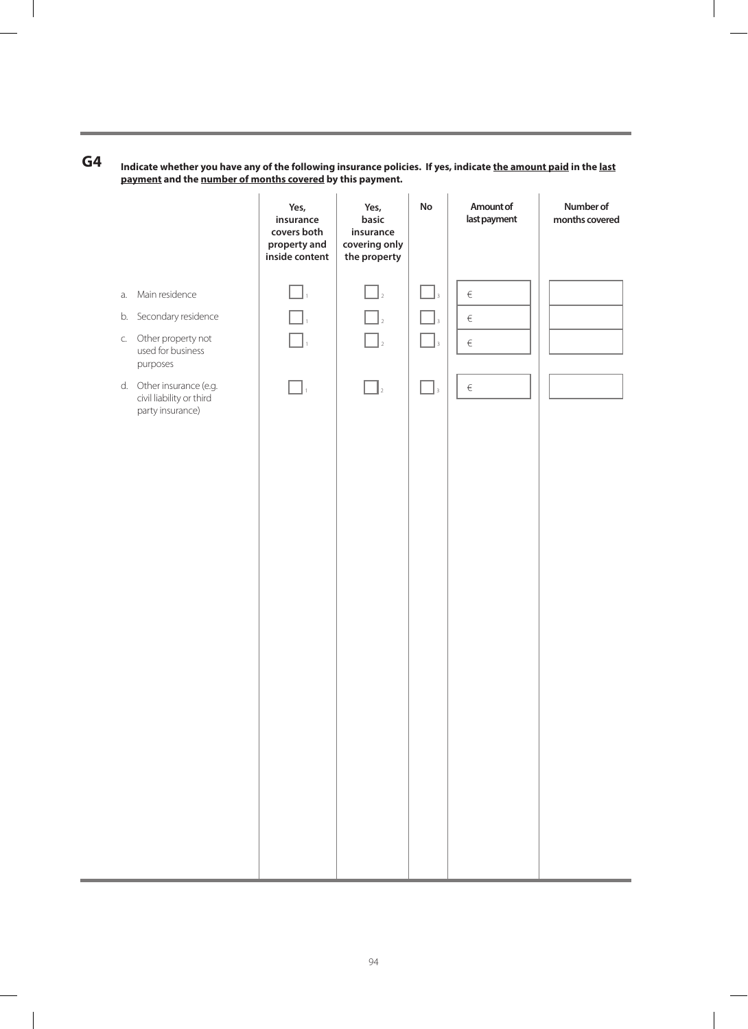**G4** **Indicate whether you have any of the following insurance policies. If yes, indicate the amount paid in the last payment and the number of months covered by this payment.**

| | Yes, insurance covers both property and inside content | Yes, basic insurance covering only the property | No | Amount of last payment | Number of months covered |
|---|---|---|---|---|---|
| a. Main residence | ☐ 1 | ☐ 2 | ☐ 3 | € | |
| b. Secondary residence | ☐ 1 | ☐ 2 | ☐ 3 | € | |
| c. Other property not used for business purposes | ☐ 1 | ☐ 2 | ☐ 3 | € | |
| d. Other insurance (e.g. civil liability or third party insurance) | ☐ 1 | ☐ 2 | ☐ 3 | € | |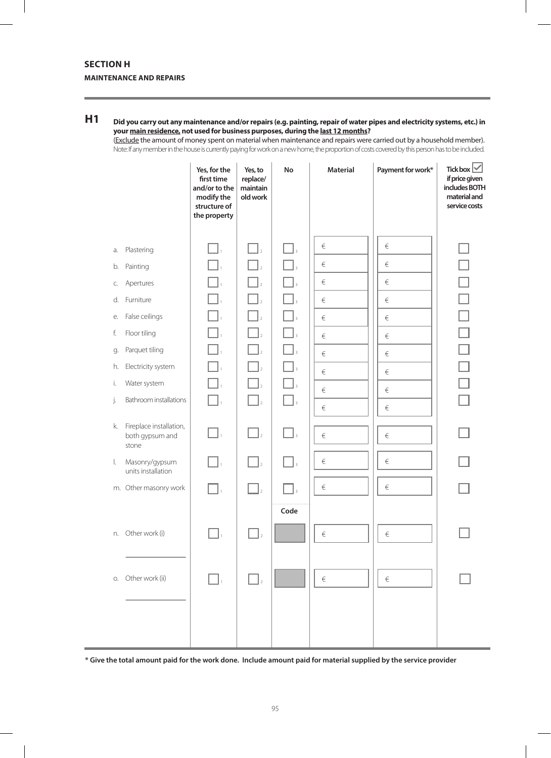## SECTION H

### MAINTENANCE AND REPAIRS

**H1** **Did you carry out any maintenance and/or repairs (e.g. painting, repair of water pipes and electricity systems, etc.) in your main residence, not used for business purposes, during the last 12 months?**

(Exclude the amount of money spent on material when maintenance and repairs were carried out by a household member).
Note: If any member in the house is currently paying for work on a new home, the proportion of costs covered by this person has to be included.

| | Yes, for the first time and/or to the modify the structure of the property | Yes, to replace/ maintain old work | No | Material | Payment for work* | Tick box ☑ if price given includes BOTH material and service costs |
|---|---|---|---|---|---|---|
| a. Plastering | ☐ 1 | ☐ 2 | ☐ 3 | € | € | ☐ |
| b. Painting | ☐ 1 | ☐ 2 | ☐ 3 | € | € | ☐ |
| c. Apertures | ☐ 1 | ☐ 2 | ☐ 3 | € | € | ☐ |
| d. Furniture | ☐ 1 | ☐ 2 | ☐ 3 | € | € | ☐ |
| e. False ceilings | ☐ 1 | ☐ 2 | ☐ 3 | € | € | ☐ |
| f. Floor tiling | ☐ 1 | ☐ 2 | ☐ 3 | € | € | ☐ |
| g. Parquet tiling | ☐ 1 | ☐ 2 | ☐ 3 | € | € | ☐ |
| h. Electricity system | ☐ 1 | ☐ 2 | ☐ 3 | € | € | ☐ |
| i. Water system | ☐ 1 | ☐ 2 | ☐ 3 | € | € | ☐ |
| j. Bathroom installations | ☐ 1 | ☐ 2 | ☐ 3 | € | € | ☐ |
| k. Fireplace installation, both gypsum and stone | ☐ 1 | ☐ 2 | ☐ 3 | € | € | ☐ |
| l. Masonry/gypsum units installation | ☐ 1 | ☐ 2 | ☐ 3 | € | € | ☐ |
| m. Other masonry work | ☐ 1 | ☐ 2 | ☐ 3 | € | € | ☐ |
| | | | Code | | | |
| n. Other work (i) ________ | ☐ 1 | ☐ 2 | | € | € | ☐ |
| o. Other work (ii) ________ | ☐ 1 | ☐ 2 | | € | € | ☐ |

**\* Give the total amount paid for the work done. Include amount paid for material supplied by the service provider**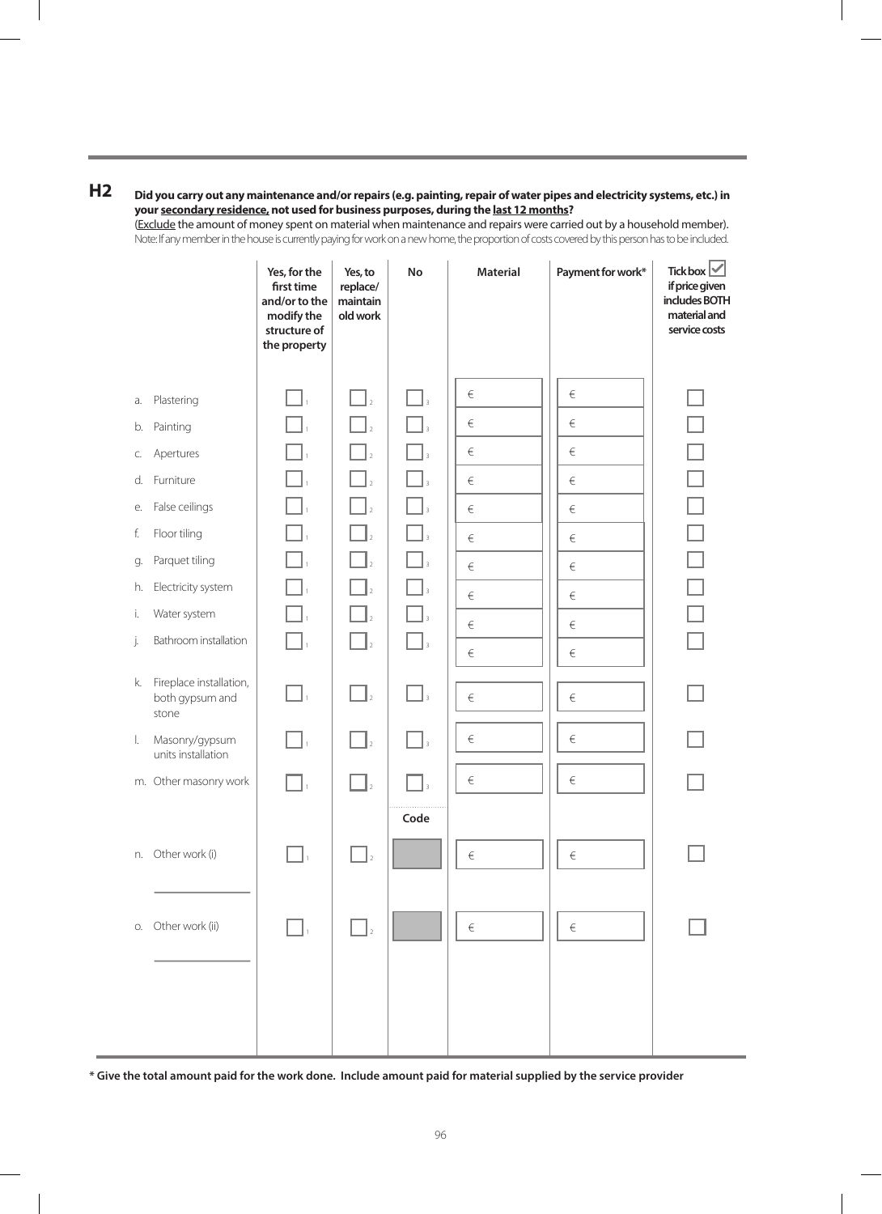## H2 Did you carry out any maintenance and/or repairs (e.g. painting, repair of water pipes and electricity systems, etc.) in your secondary residence, not used for business purposes, during the last 12 months?

(Exclude the amount of money spent on material when maintenance and repairs were carried out by a household member).
Note: If any member in the house is currently paying for work on a new home, the proportion of costs covered by this person has to be included.

| | Yes, for the first time and/or to the modify the structure of the property | Yes, to replace/ maintain old work | No | Material | Payment for work* | Tick box ☑ if price given includes BOTH material and service costs |
|---|---|---|---|---|---|---|
| a. Plastering | ☐ 1 | ☐ 2 | ☐ 3 | € | € | ☐ |
| b. Painting | ☐ 1 | ☐ 2 | ☐ 3 | € | € | ☐ |
| c. Apertures | ☐ 1 | ☐ 2 | ☐ 3 | € | € | ☐ |
| d. Furniture | ☐ 1 | ☐ 2 | ☐ 3 | € | € | ☐ |
| e. False ceilings | ☐ 1 | ☐ 2 | ☐ 3 | € | € | ☐ |
| f. Floor tiling | ☐ 1 | ☐ 2 | ☐ 3 | € | € | ☐ |
| g. Parquet tiling | ☐ 1 | ☐ 2 | ☐ 3 | € | € | ☐ |
| h. Electricity system | ☐ 1 | ☐ 2 | ☐ 3 | € | € | ☐ |
| i. Water system | ☐ 1 | ☐ 2 | ☐ 3 | € | € | ☐ |
| j. Bathroom installation | ☐ 1 | ☐ 2 | ☐ 3 | € | € | ☐ |
| k. Fireplace installation, both gypsum and stone | ☐ 1 | ☐ 2 | ☐ 3 | € | € | ☐ |
| l. Masonry/gypsum units installation | ☐ 1 | ☐ 2 | ☐ 3 | € | € | ☐ |
| m. Other masonry work | ☐ 1 | ☐ 2 | ☐ 3 | € | € | ☐ |
| | | | Code | | | |
| n. Other work (i) ______________ | ☐ 1 | ☐ 2 | | € | € | ☐ |
| o. Other work (ii) ______________ | ☐ 1 | ☐ 2 | | € | € | ☐ |

**\* Give the total amount paid for the work done. Include amount paid for material supplied by the service provider**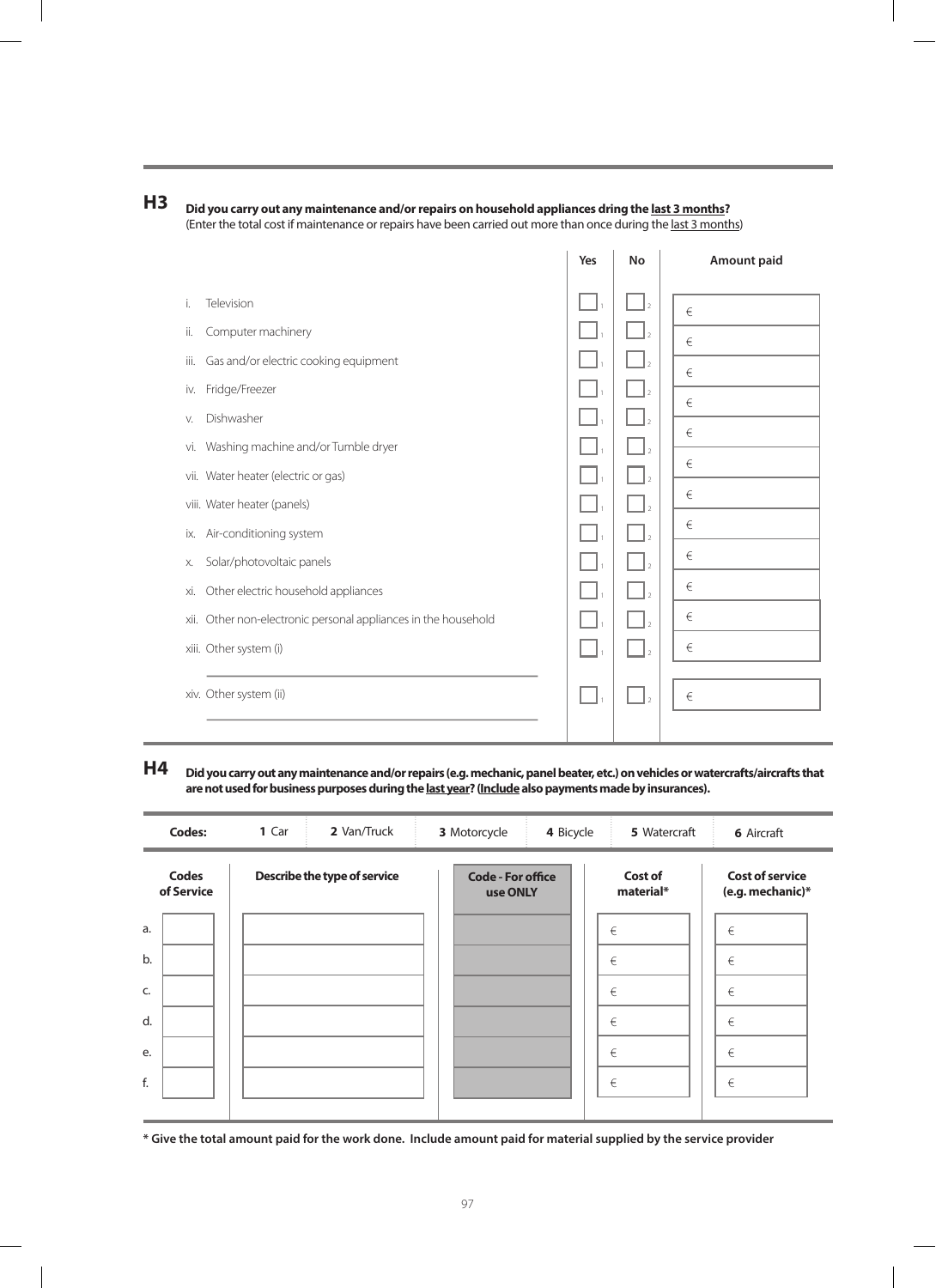## H3

**Did you carry out any maintenance and/or repairs on household appliances dring the <u>last 3 months</u>?**
(Enter the total cost if maintenance or repairs have been carried out more than once during the <u>last 3 months</u>)

| | Yes | No | Amount paid |
|---|---|---|---|
| i. Television | ☐ 1 | ☐ 2 | € |
| ii. Computer machinery | ☐ 1 | ☐ 2 | € |
| iii. Gas and/or electric cooking equipment | ☐ 1 | ☐ 2 | € |
| iv. Fridge/Freezer | ☐ 1 | ☐ 2 | € |
| v. Dishwasher | ☐ 1 | ☐ 2 | € |
| vi. Washing machine and/or Tumble dryer | ☐ 1 | ☐ 2 | € |
| vii. Water heater (electric or gas) | ☐ 1 | ☐ 2 | € |
| viii. Water heater (panels) | ☐ 1 | ☐ 2 | € |
| ix. Air-conditioning system | ☐ 1 | ☐ 2 | € |
| x. Solar/photovoltaic panels | ☐ 1 | ☐ 2 | € |
| xi. Other electric household appliances | ☐ 1 | ☐ 2 | € |
| xii. Other non-electronic personal appliances in the household | ☐ 1 | ☐ 2 | € |
| xiii. Other system (i) ____________________ | ☐ 1 | ☐ 2 | € |
| xiv. Other system (ii) ____________________ | ☐ 1 | ☐ 2 | € |

## H4

**Did you carry out any maintenance and/or repairs (e.g. mechanic, panel beater, etc.) on vehicles or watercrafts/aircrafts that are not used for business purposes during the <u>last year</u>? (<u>Include</u> also payments made by insurances).**

| Codes: | 1 Car | 2 Van/Truck | 3 Motorcycle | 4 Bicycle | 5 Watercraft | 6 Aircraft |
|---|---|---|---|---|---|---|

| | Codes of Service | Describe the type of service | Code - For office use ONLY | Cost of material* | Cost of service (e.g. mechanic)* |
|---|---|---|---|---|---|
| a. | | | | € | € |
| b. | | | | € | € |
| c. | | | | € | € |
| d. | | | | € | € |
| e. | | | | € | € |
| f. | | | | € | € |

**\* Give the total amount paid for the work done. Include amount paid for material supplied by the service provider**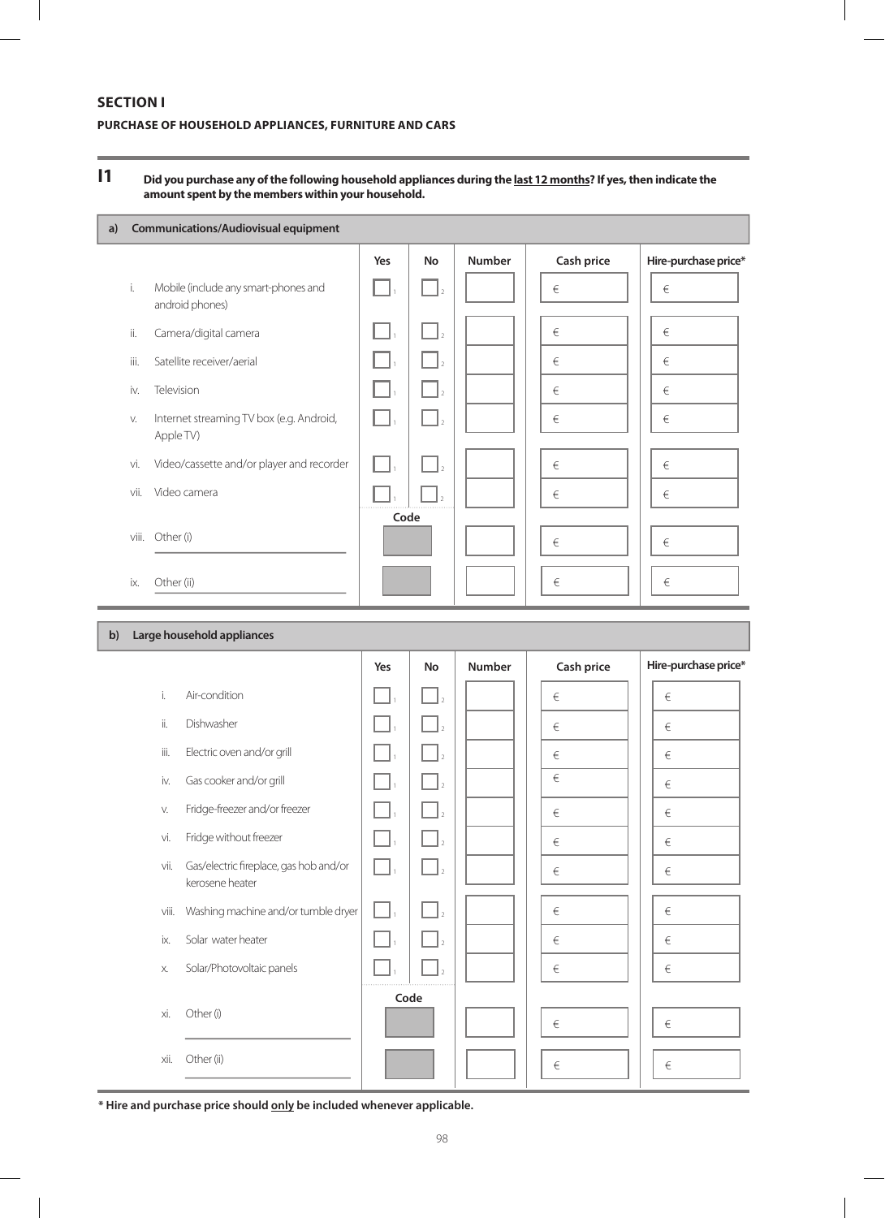## SECTION I

### PURCHASE OF HOUSEHOLD APPLIANCES, FURNITURE AND CARS

**I1** **Did you purchase any of the following household appliances during the <u>last 12 months</u>? If yes, then indicate the amount spent by the members within your household.**

**a) Communications/Audiovisual equipment**

| | | Yes | No | Number | Cash price | Hire-purchase price* |
|---|---|---|---|---|---|---|
| i. | Mobile (include any smart-phones and android phones) | ☐ 1 | ☐ 2 | | € | € |
| ii. | Camera/digital camera | ☐ 1 | ☐ 2 | | € | € |
| iii. | Satellite receiver/aerial | ☐ 1 | ☐ 2 | | € | € |
| iv. | Television | ☐ 1 | ☐ 2 | | € | € |
| v. | Internet streaming TV box (e.g. Android, Apple TV) | ☐ 1 | ☐ 2 | | € | € |
| vi. | Video/cassette and/or player and recorder | ☐ 1 | ☐ 2 | | € | € |
| vii. | Video camera | ☐ 1 | ☐ 2 | | € | € |
| | | Code | | | | |
| viii. | Other (i) ______ | | | | € | € |
| ix. | Other (ii) ______ | | | | € | € |

**b) Large household appliances**

| | | Yes | No | Number | Cash price | Hire-purchase price* |
|---|---|---|---|---|---|---|
| i. | Air-condition | ☐ 1 | ☐ 2 | | € | € |
| ii. | Dishwasher | ☐ 1 | ☐ 2 | | € | € |
| iii. | Electric oven and/or grill | ☐ 1 | ☐ 2 | | € | € |
| iv. | Gas cooker and/or grill | ☐ 1 | ☐ 2 | | € | € |
| v. | Fridge-freezer and/or freezer | ☐ 1 | ☐ 2 | | € | € |
| vi. | Fridge without freezer | ☐ 1 | ☐ 2 | | € | € |
| vii. | Gas/electric fireplace, gas hob and/or kerosene heater | ☐ 1 | ☐ 2 | | € | € |
| viii. | Washing machine and/or tumble dryer | ☐ 1 | ☐ 2 | | € | € |
| ix. | Solar water heater | ☐ 1 | ☐ 2 | | € | € |
| x. | Solar/Photovoltaic panels | ☐ 1 | ☐ 2 | | € | € |
| | | Code | | | | |
| xi. | Other (i) ______ | | | | € | € |
| xii. | Other (ii) ______ | | | | € | € |

**\* Hire and purchase price should <u>only</u> be included whenever applicable.**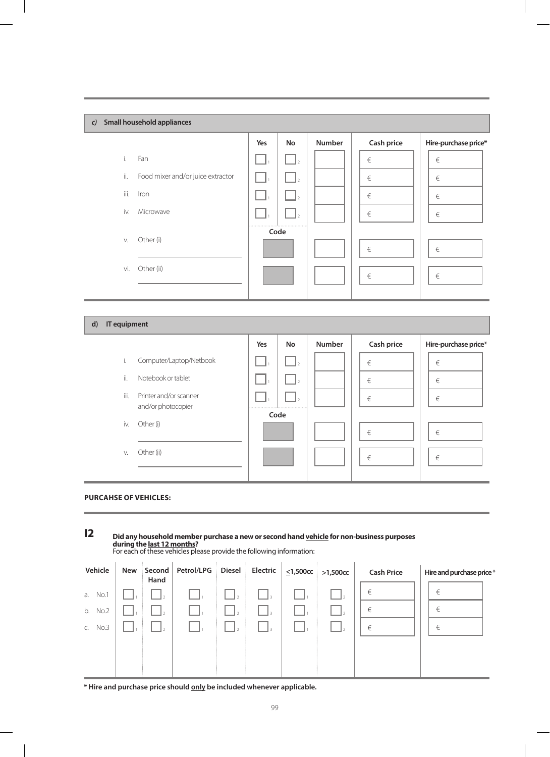## *c)* Small household appliances

| | Yes | No | Number | Cash price | Hire-purchase price* |
|---|---|---|---|---|---|
| i. Fan | ☐ 1 | ☐ 2 | | € | € |
| ii. Food mixer and/or juice extractor | ☐ 1 | ☐ 2 | | € | € |
| iii. Iron | ☐ 1 | ☐ 2 | | € | € |
| iv. Microwave | ☐ 1 | ☐ 2 | | € | € |
| | Code | | | | |
| v. Other (i) ______ | | | | € | € |
| vi. Other (ii) ______ | | | | € | € |

## d) IT equipment

| | Yes | No | Number | Cash price | Hire-purchase price* |
|---|---|---|---|---|---|
| i. Computer/Laptop/Netbook | ☐ 1 | ☐ 2 | | € | € |
| ii. Notebook or tablet | ☐ 1 | ☐ 2 | | € | € |
| iii. Printer and/or scanner and/or photocopier | ☐ 1 | ☐ 2 | | € | € |
| | Code | | | | |
| iv. Other (i) ______ | | | | € | € |
| v. Other (ii) ______ | | | | € | € |

**PURCAHSE OF VEHICLES:**

**I2** **Did any household member purchase a new or second hand vehicle for non-business purposes during the last 12 months?**
For each of these vehicles please provide the following information:

| Vehicle | New | Second Hand | Petrol/LPG | Diesel | Electric | ≤1,500cc | >1,500cc | Cash Price | Hire and purchase price* |
|---|---|---|---|---|---|---|---|---|---|
| a. No.1 | ☐ 1 | ☐ 2 | ☐ 1 | ☐ 2 | ☐ 3 | ☐ 1 | ☐ 2 | € | € |
| b. No.2 | ☐ 1 | ☐ 2 | ☐ 1 | ☐ 2 | ☐ 3 | ☐ 1 | ☐ 2 | € | € |
| c. No.3 | ☐ 1 | ☐ 2 | ☐ 1 | ☐ 2 | ☐ 3 | ☐ 1 | ☐ 2 | € | € |

**\* Hire and purchase price should only be included whenever applicable.**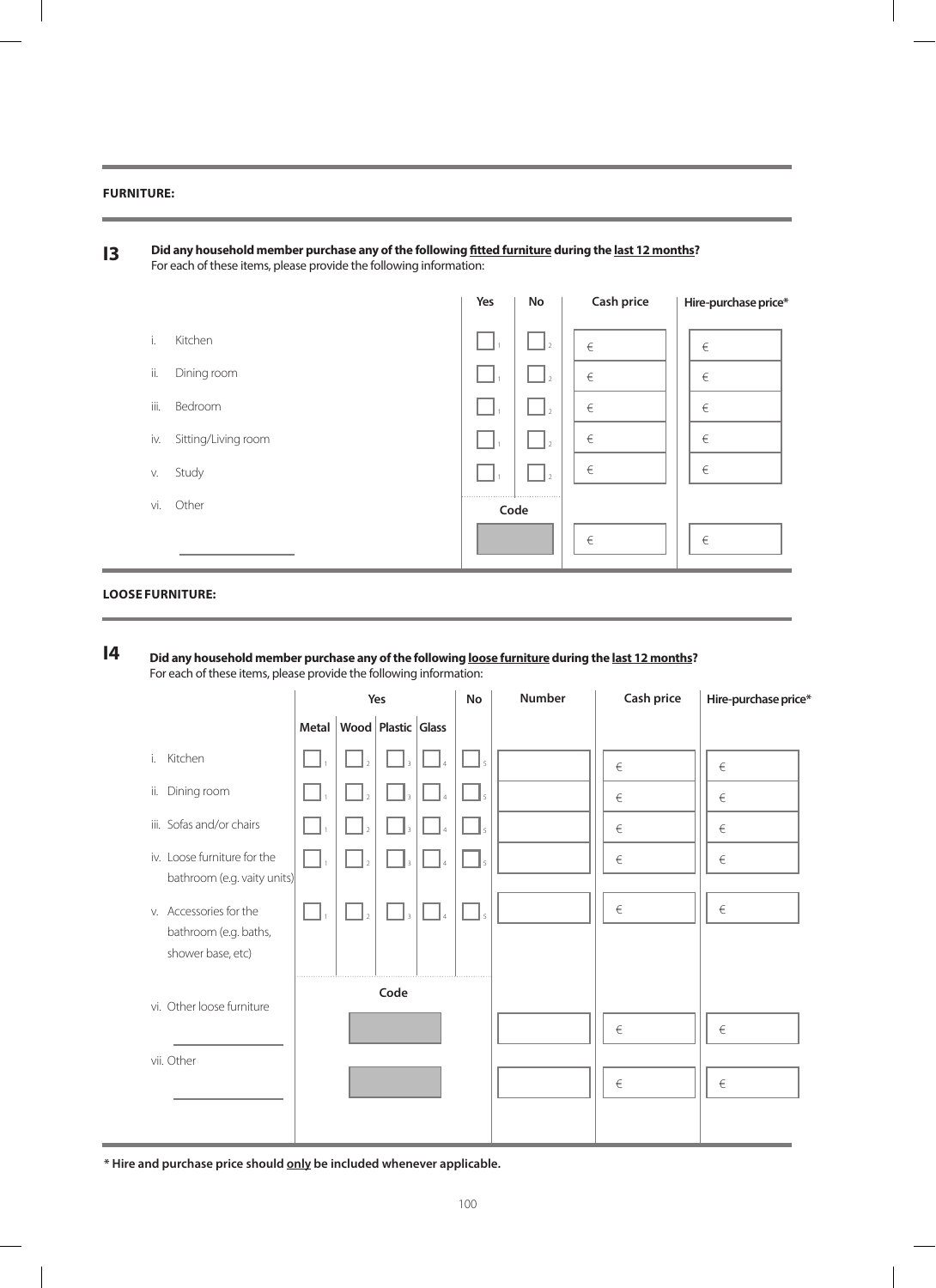**FURNITURE:**

**I3** **Did any household member purchase any of the following fitted furniture during the last 12 months?**
For each of these items, please provide the following information:

| | Yes | No | Cash price | Hire-purchase price* |
|---|---|---|---|---|
| i. Kitchen | ☐ 1 | ☐ 2 | € | € |
| ii. Dining room | ☐ 1 | ☐ 2 | € | € |
| iii. Bedroom | ☐ 1 | ☐ 2 | € | € |
| iv. Sitting/Living room | ☐ 1 | ☐ 2 | € | € |
| v. Study | ☐ 1 | ☐ 2 | € | € |
| vi. Other ____________ | Code | | € | € |

**LOOSE FURNITURE:**

**I4** **Did any household member purchase any of the following loose furniture during the last 12 months?**
For each of these items, please provide the following information:

| | Yes | | | | No | Number | Cash price | Hire-purchase price* |
|---|---|---|---|---|---|---|---|---|
| | Metal | Wood | Plastic | Glass | | | | |
| i. Kitchen | ☐ 1 | ☐ 2 | ☐ 3 | ☐ 4 | ☐ 5 | | € | € |
| ii. Dining room | ☐ 1 | ☐ 2 | ☐ 3 | ☐ 4 | ☐ 5 | | € | € |
| iii. Sofas and/or chairs | ☐ 1 | ☐ 2 | ☐ 3 | ☐ 4 | ☐ 5 | | € | € |
| iv. Loose furniture for the bathroom (e.g. vaity units) | ☐ 1 | ☐ 2 | ☐ 3 | ☐ 4 | ☐ 5 | | € | € |
| v. Accessories for the bathroom (e.g. baths, shower base, etc) | ☐ 1 | ☐ 2 | ☐ 3 | ☐ 4 | ☐ 5 | | € | € |
| vi. Other loose furniture ____________ | Code | | | | | | € | € |
| vii. Other ____________ | Code | | | | | | € | € |

**\* Hire and purchase price should only be included whenever applicable.**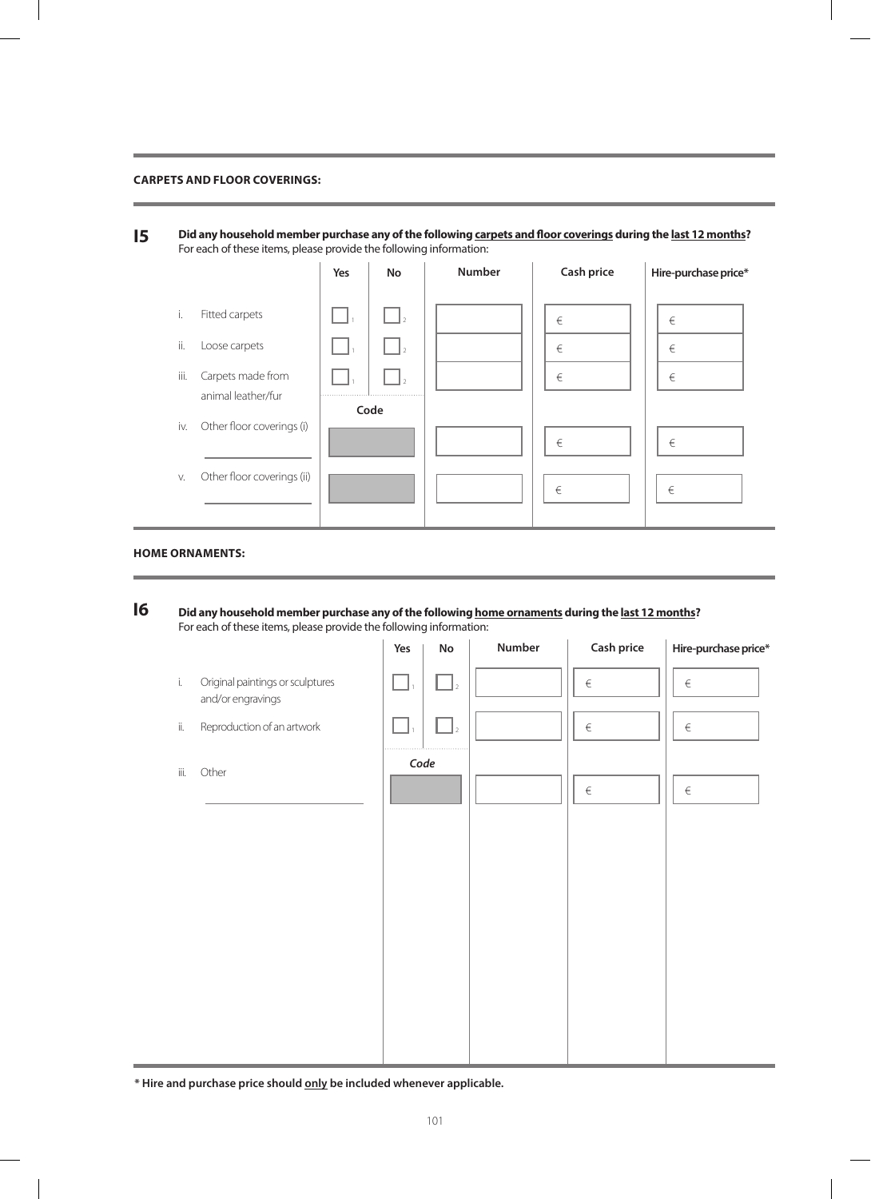**CARPETS AND FLOOR COVERINGS:**

**I5** **Did any household member purchase any of the following <u>carpets and floor coverings</u> during the <u>last 12 months</u>?**
For each of these items, please provide the following information:

| | | Yes | No | Number | Cash price | Hire-purchase price* |
|---|---|---|---|---|---|---|
| i. | Fitted carpets | ☐ 1 | ☐ 2 | | € | € |
| ii. | Loose carpets | ☐ 1 | ☐ 2 | | € | € |
| iii. | Carpets made from animal leather/fur | ☐ 1 | ☐ 2 | | € | € |
| | | Code | | | | |
| iv. | Other floor coverings (i) ____________ | | | | € | € |
| v. | Other floor coverings (ii) ____________ | | | | € | € |

**HOME ORNAMENTS:**

**I6** **Did any household member purchase any of the following <u>home ornaments</u> during the <u>last 12 months</u>?**
For each of these items, please provide the following information:

| | | Yes | No | Number | Cash price | Hire-purchase price* |
|---|---|---|---|---|---|---|
| i. | Original paintings or sculptures and/or engravings | ☐ 1 | ☐ 2 | | € | € |
| ii. | Reproduction of an artwork | ☐ 1 | ☐ 2 | | € | € |
| | | *Code* | | | | |
| iii. | Other ____________ | | | | € | € |

**\* Hire and purchase price should <u>only</u> be included whenever applicable.**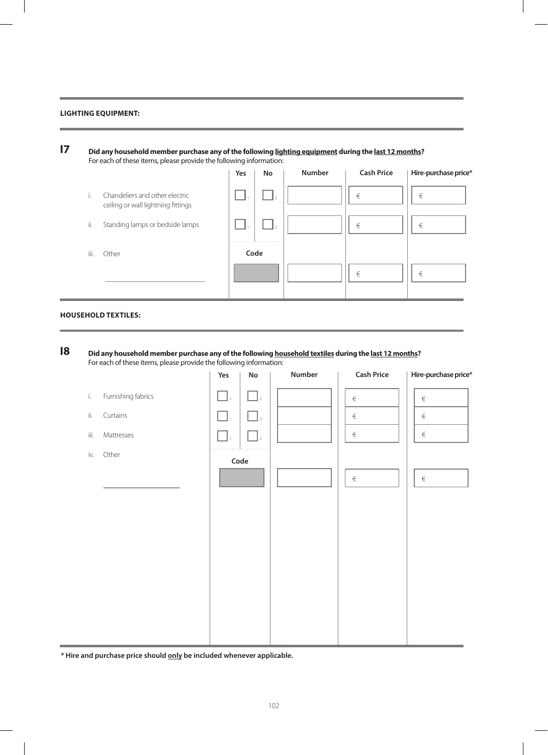**LIGHTING EQUIPMENT:**

**I7** **Did any household member purchase any of the following <u>lighting equipment</u> during the <u>last 12 months</u>?**
For each of these items, please provide the following information:

| | | Yes | No | Number | Cash Price | Hire-purchase price* |
|---|---|---|---|---|---|---|
| i. | Chandeliers and other electric ceiling or wall lightning fittings | ☐ 1 | ☐ 2 | | € | € |
| ii. | Standing lamps or bedside lamps | ☐ 1 | ☐ 2 | | € | € |
| iii. | Other | Code | | | | |
| | ______________ | | | | € | € |

**HOUSEHOLD TEXTILES:**

**I8** **Did any household member purchase any of the following <u>household textiles</u> during the <u>last 12 months</u>?**
For each of these items, please provide the following information:

| | | Yes | No | Number | Cash Price | Hire-purchase price* |
|---|---|---|---|---|---|---|
| i. | Furnishing fabrics | ☐ 1 | ☐ 2 | | € | € |
| ii. | Curtains | ☐ 1 | ☐ 2 | | € | € |
| iii. | Mattresses | ☐ 1 | ☐ 2 | | € | € |
| iv. | Other | Code | | | | |
| | ______________ | | | | € | € |

**\* Hire and purchase price should <u>only</u> be included whenever applicable.**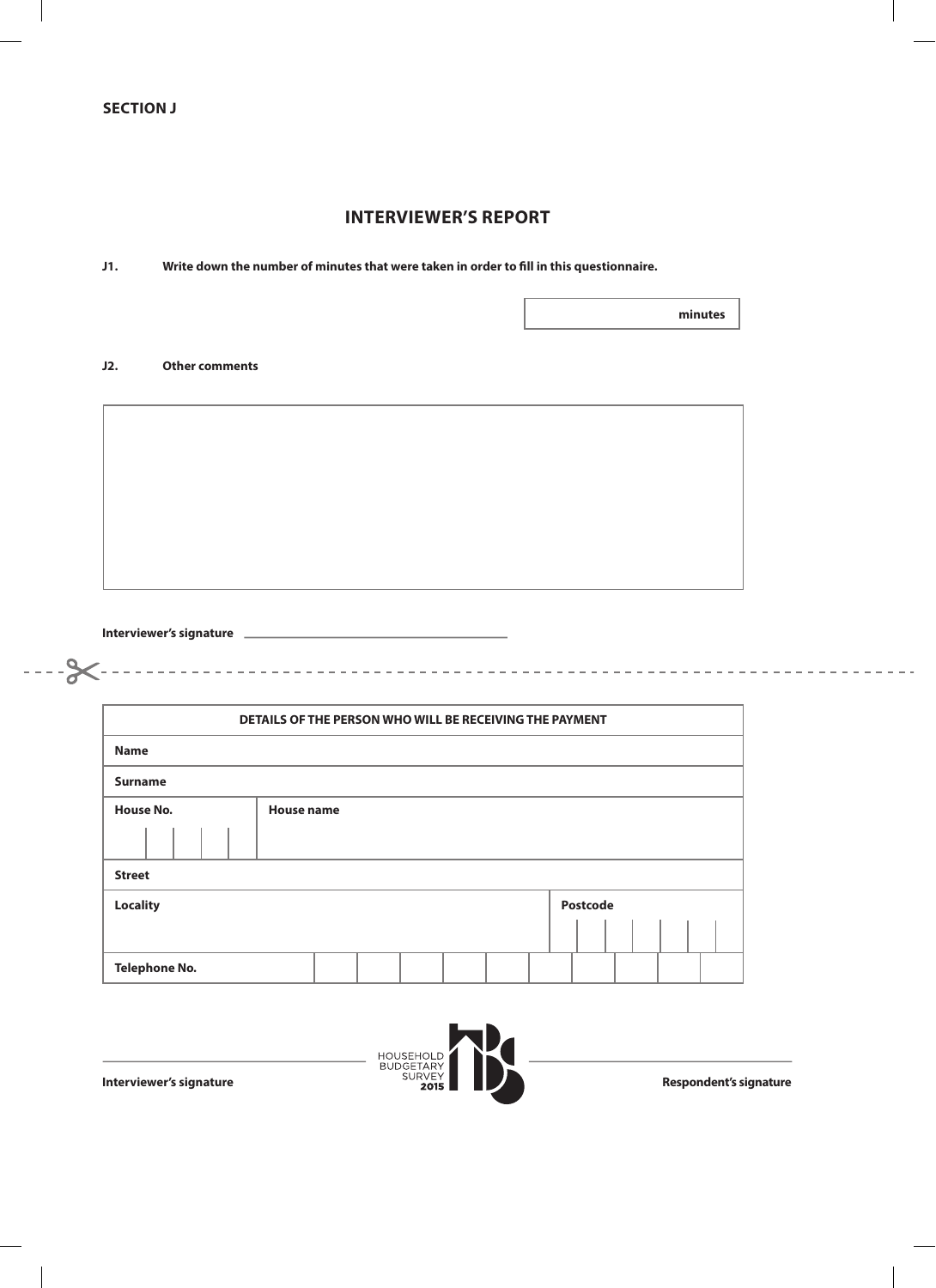**SECTION J**

## INTERVIEWER'S REPORT

**J1.** **Write down the number of minutes that were taken in order to fill in this questionnaire.**

| | |
|---|---|
| | **minutes** |

**J2.** **Other comments**

| |
|---|
| |

**Interviewer's signature** ______________________________

---

| DETAILS OF THE PERSON WHO WILL BE RECEIVING THE PAYMENT | |
|---|---|
| **Name** | |
| **Surname** | |
| **House No.** | **House name** |
| **Street** | |
| **Locality** | **Postcode** |
| **Telephone No.** | |

HOUSEHOLD BUDGETARY SURVEY 2015

______________________________ ______________________________

**Interviewer's signature** **Respondent's signature**